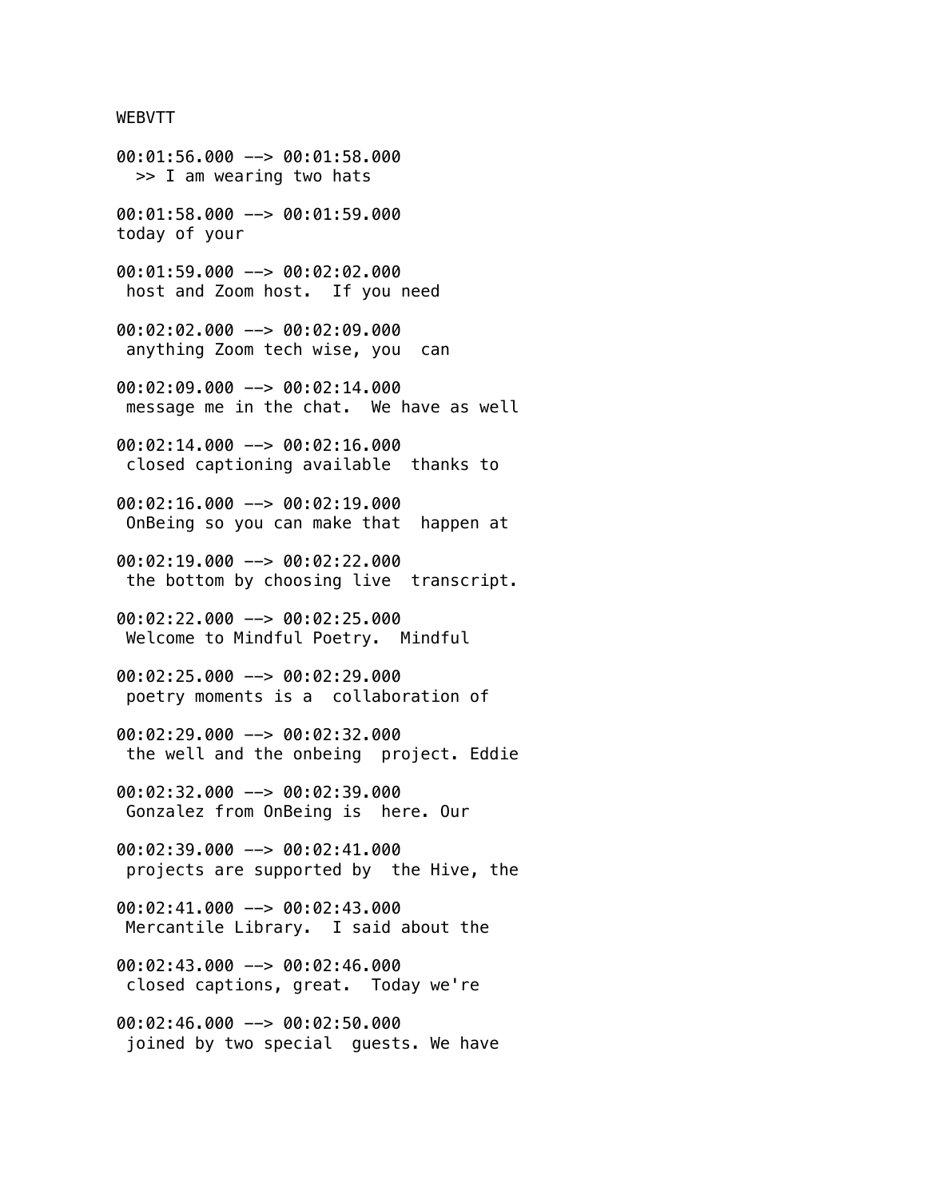```
WEBVTT

00:01:56.000 --> 00:01:58.000
  >> I am wearing two hats

00:01:58.000 --> 00:01:59.000
today of your

00:01:59.000 --> 00:02:02.000
 host and Zoom host.  If you need

00:02:02.000 --> 00:02:09.000
 anything Zoom tech wise, you  can

00:02:09.000 --> 00:02:14.000
 message me in the chat.  We have as well

00:02:14.000 --> 00:02:16.000
 closed captioning available  thanks to

00:02:16.000 --> 00:02:19.000
 OnBeing so you can make that  happen at

00:02:19.000 --> 00:02:22.000
 the bottom by choosing live  transcript.

00:02:22.000 --> 00:02:25.000
 Welcome to Mindful Poetry.  Mindful

00:02:25.000 --> 00:02:29.000
 poetry moments is a  collaboration of

00:02:29.000 --> 00:02:32.000
 the well and the onbeing  project. Eddie

00:02:32.000 --> 00:02:39.000
 Gonzalez from OnBeing is  here. Our

00:02:39.000 --> 00:02:41.000
 projects are supported by  the Hive, the

00:02:41.000 --> 00:02:43.000
 Mercantile Library.  I said about the

00:02:43.000 --> 00:02:46.000
 closed captions, great.  Today we're

00:02:46.000 --> 00:02:50.000
 joined by two special  guests. We have
```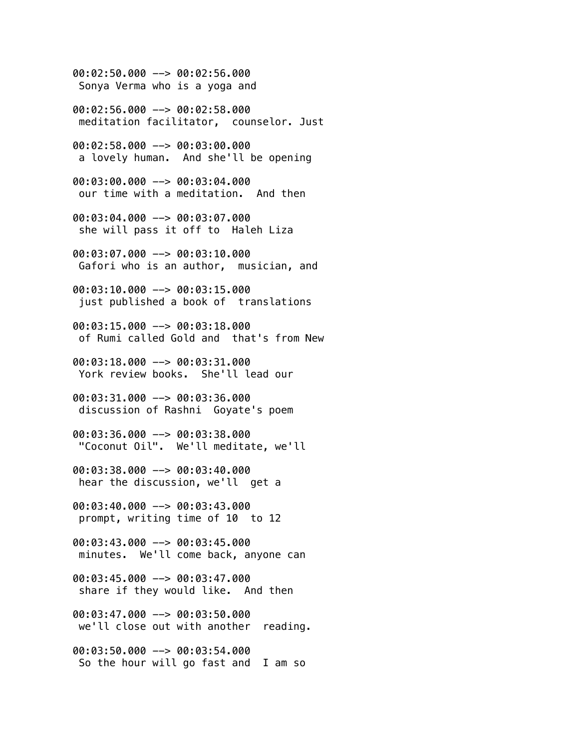00:02:50.000 --> 00:02:56.000
Sonya Verma who is a yoga and

00:02:56.000 --> 00:02:58.000
meditation facilitator,  counselor. Just

00:02:58.000 --> 00:03:00.000
a lovely human.  And she'll be opening

00:03:00.000 --> 00:03:04.000
our time with a meditation.  And then

00:03:04.000 --> 00:03:07.000
she will pass it off to  Haleh Liza

00:03:07.000 --> 00:03:10.000
Gafori who is an author,  musician, and

00:03:10.000 --> 00:03:15.000
just published a book of  translations

00:03:15.000 --> 00:03:18.000
of Rumi called Gold and  that's from New

00:03:18.000 --> 00:03:31.000
York review books.  She'll lead our

00:03:31.000 --> 00:03:36.000
discussion of Rashni  Goyate's poem

00:03:36.000 --> 00:03:38.000
"Coconut Oil".  We'll meditate, we'll

00:03:38.000 --> 00:03:40.000
hear the discussion, we'll  get a

00:03:40.000 --> 00:03:43.000
prompt, writing time of 10  to 12

00:03:43.000 --> 00:03:45.000
minutes.  We'll come back, anyone can

00:03:45.000 --> 00:03:47.000
share if they would like.  And then

00:03:47.000 --> 00:03:50.000
we'll close out with another  reading.

00:03:50.000 --> 00:03:54.000
So the hour will go fast and  I am so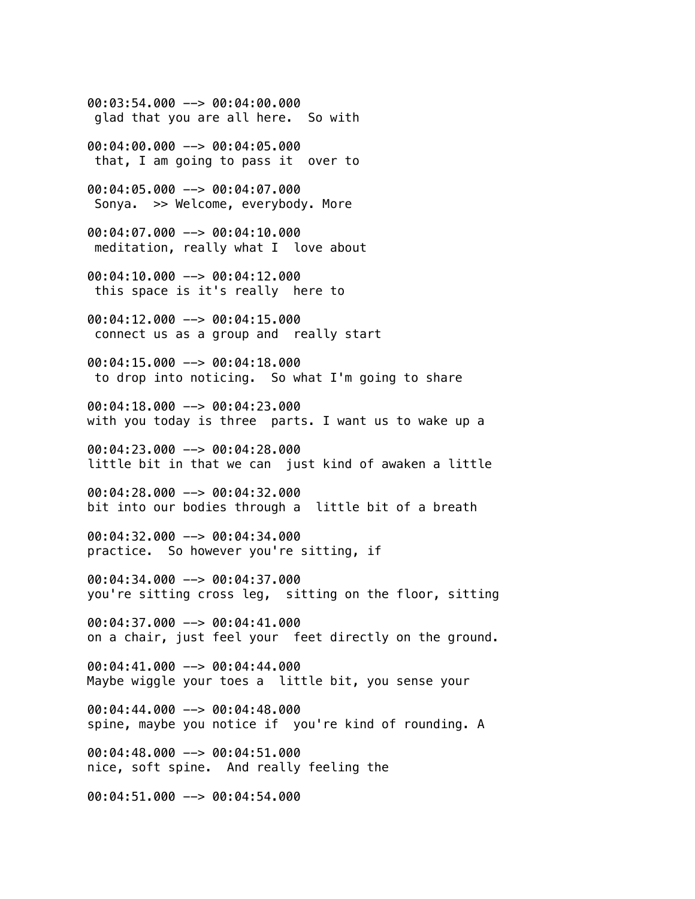00:03:54.000 --> 00:04:00.000
 glad that you are all here.  So with

00:04:00.000 --> 00:04:05.000
 that, I am going to pass it  over to

00:04:05.000 --> 00:04:07.000
 Sonya.  >> Welcome, everybody. More

00:04:07.000 --> 00:04:10.000
 meditation, really what I  love about

00:04:10.000 --> 00:04:12.000
 this space is it's really  here to

00:04:12.000 --> 00:04:15.000
 connect us as a group and  really start

00:04:15.000 --> 00:04:18.000
 to drop into noticing.  So what I'm going to share

00:04:18.000 --> 00:04:23.000
with you today is three  parts. I want us to wake up a

00:04:23.000 --> 00:04:28.000
little bit in that we can  just kind of awaken a little

00:04:28.000 --> 00:04:32.000
bit into our bodies through a  little bit of a breath

00:04:32.000 --> 00:04:34.000
practice.  So however you're sitting, if

00:04:34.000 --> 00:04:37.000
you're sitting cross leg,  sitting on the floor, sitting

00:04:37.000 --> 00:04:41.000
on a chair, just feel your  feet directly on the ground.

00:04:41.000 --> 00:04:44.000
Maybe wiggle your toes a  little bit, you sense your

00:04:44.000 --> 00:04:48.000
spine, maybe you notice if  you're kind of rounding. A

00:04:48.000 --> 00:04:51.000
nice, soft spine.  And really feeling the

00:04:51.000 --> 00:04:54.000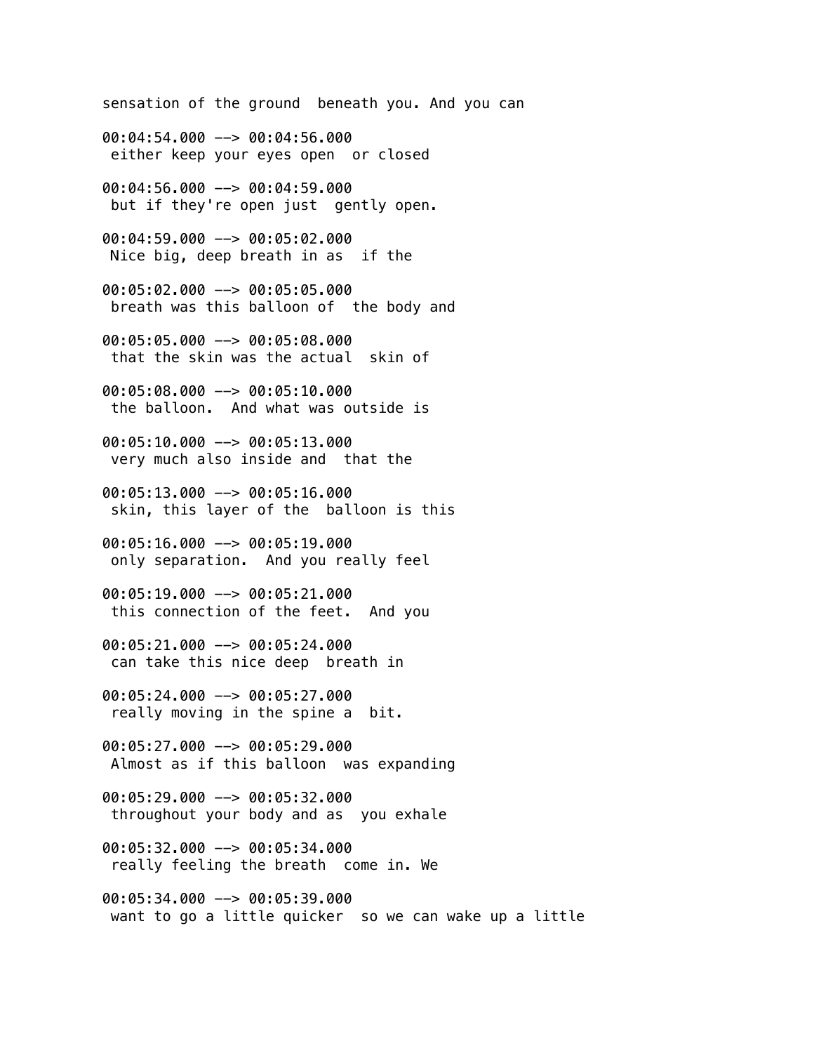sensation of the ground  beneath you. And you can

00:04:54.000 --> 00:04:56.000
 either keep your eyes open  or closed

00:04:56.000 --> 00:04:59.000
 but if they're open just  gently open.

00:04:59.000 --> 00:05:02.000
 Nice big, deep breath in as  if the

00:05:02.000 --> 00:05:05.000
 breath was this balloon of  the body and

00:05:05.000 --> 00:05:08.000
 that the skin was the actual  skin of

00:05:08.000 --> 00:05:10.000
 the balloon.  And what was outside is

00:05:10.000 --> 00:05:13.000
 very much also inside and  that the

00:05:13.000 --> 00:05:16.000
 skin, this layer of the  balloon is this

00:05:16.000 --> 00:05:19.000
 only separation.  And you really feel

00:05:19.000 --> 00:05:21.000
 this connection of the feet.  And you

00:05:21.000 --> 00:05:24.000
 can take this nice deep  breath in

00:05:24.000 --> 00:05:27.000
 really moving in the spine a  bit.

00:05:27.000 --> 00:05:29.000
 Almost as if this balloon  was expanding

00:05:29.000 --> 00:05:32.000
 throughout your body and as  you exhale

00:05:32.000 --> 00:05:34.000
 really feeling the breath  come in. We

00:05:34.000 --> 00:05:39.000
 want to go a little quicker  so we can wake up a little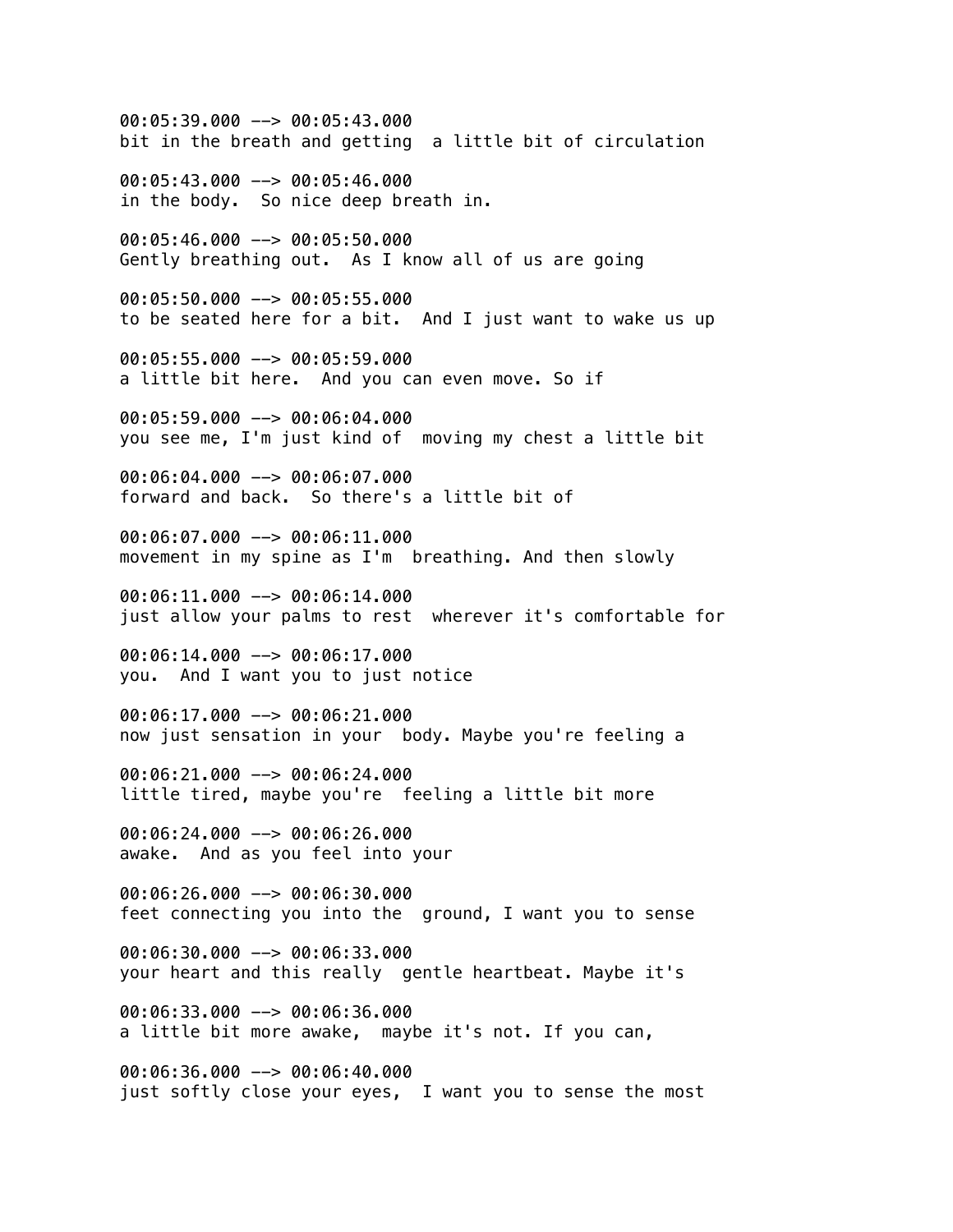00:05:39.000 --> 00:05:43.000
bit in the breath and getting  a little bit of circulation

00:05:43.000 --> 00:05:46.000
in the body.  So nice deep breath in.

00:05:46.000 --> 00:05:50.000
Gently breathing out.  As I know all of us are going

00:05:50.000 --> 00:05:55.000
to be seated here for a bit.  And I just want to wake us up

00:05:55.000 --> 00:05:59.000
a little bit here.  And you can even move. So if

00:05:59.000 --> 00:06:04.000
you see me, I'm just kind of  moving my chest a little bit

00:06:04.000 --> 00:06:07.000
forward and back.  So there's a little bit of

00:06:07.000 --> 00:06:11.000
movement in my spine as I'm  breathing. And then slowly

00:06:11.000 --> 00:06:14.000
just allow your palms to rest  wherever it's comfortable for

00:06:14.000 --> 00:06:17.000
you.  And I want you to just notice

00:06:17.000 --> 00:06:21.000
now just sensation in your  body. Maybe you're feeling a

00:06:21.000 --> 00:06:24.000
little tired, maybe you're  feeling a little bit more

00:06:24.000 --> 00:06:26.000
awake.  And as you feel into your

00:06:26.000 --> 00:06:30.000
feet connecting you into the  ground, I want you to sense

00:06:30.000 --> 00:06:33.000
your heart and this really  gentle heartbeat. Maybe it's

00:06:33.000 --> 00:06:36.000
a little bit more awake,  maybe it's not. If you can,

00:06:36.000 --> 00:06:40.000
just softly close your eyes,  I want you to sense the most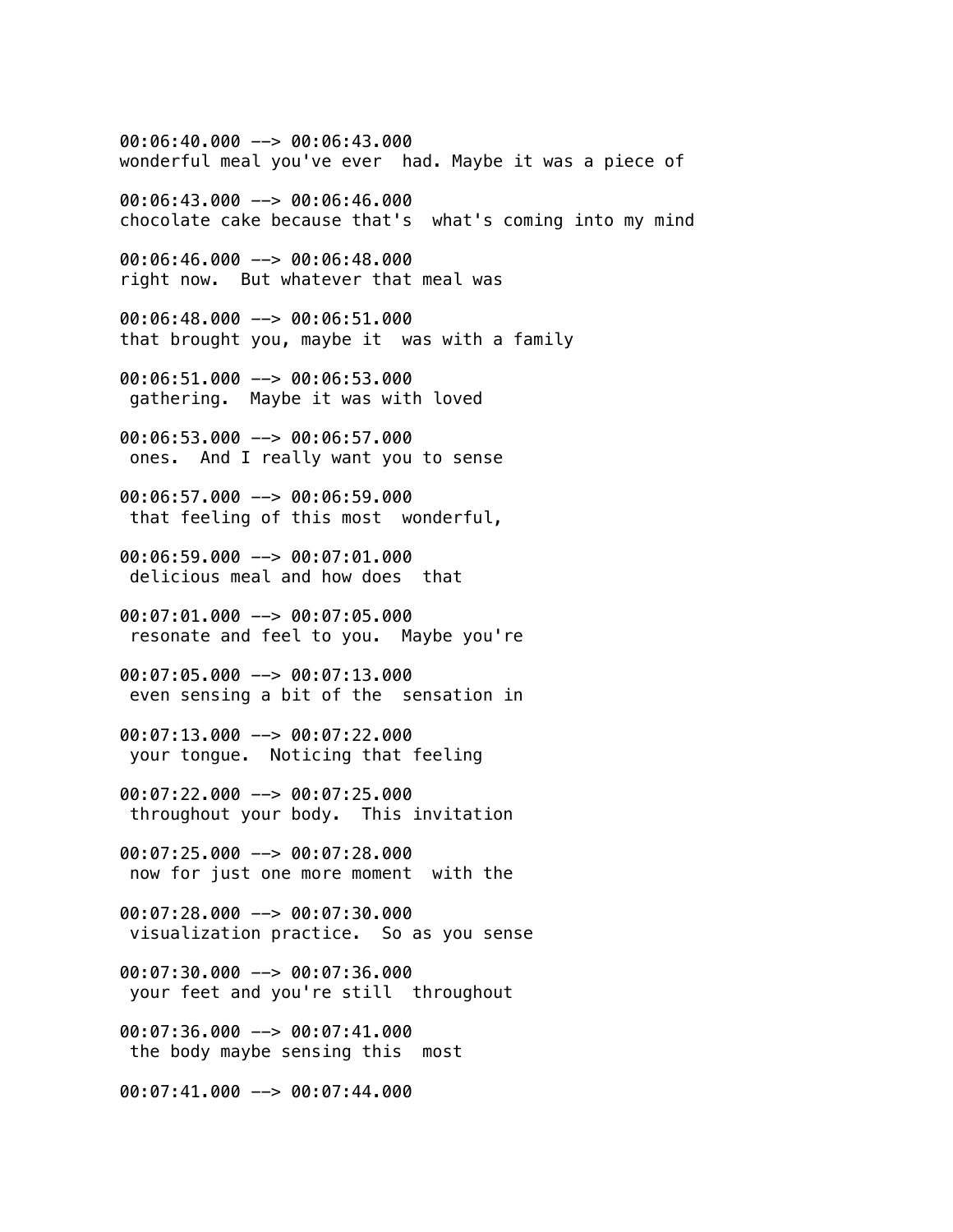00:06:40.000 --> 00:06:43.000
wonderful meal you've ever  had. Maybe it was a piece of

00:06:43.000 --> 00:06:46.000
chocolate cake because that's  what's coming into my mind

00:06:46.000 --> 00:06:48.000
right now.  But whatever that meal was

00:06:48.000 --> 00:06:51.000
that brought you, maybe it  was with a family

00:06:51.000 --> 00:06:53.000
 gathering.  Maybe it was with loved

00:06:53.000 --> 00:06:57.000
 ones.  And I really want you to sense

00:06:57.000 --> 00:06:59.000
 that feeling of this most  wonderful,

00:06:59.000 --> 00:07:01.000
 delicious meal and how does  that

00:07:01.000 --> 00:07:05.000
 resonate and feel to you.  Maybe you're

00:07:05.000 --> 00:07:13.000
 even sensing a bit of the  sensation in

00:07:13.000 --> 00:07:22.000
 your tongue.  Noticing that feeling

00:07:22.000 --> 00:07:25.000
 throughout your body.  This invitation

00:07:25.000 --> 00:07:28.000
 now for just one more moment  with the

00:07:28.000 --> 00:07:30.000
 visualization practice.  So as you sense

00:07:30.000 --> 00:07:36.000
 your feet and you're still  throughout

00:07:36.000 --> 00:07:41.000
 the body maybe sensing this  most

00:07:41.000 --> 00:07:44.000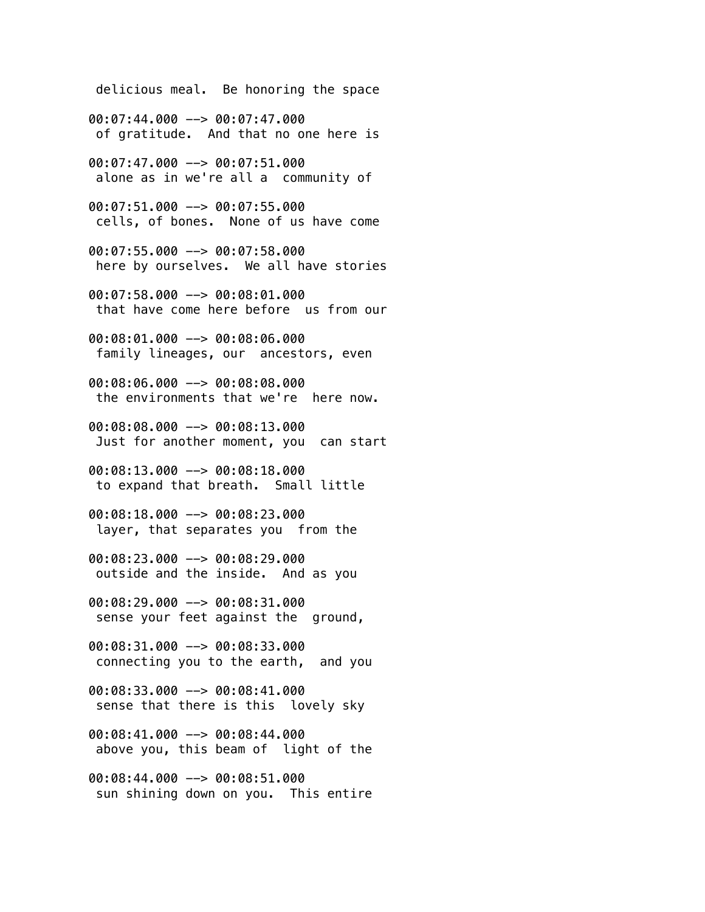delicious meal.  Be honoring the space

00:07:44.000 --> 00:07:47.000
of gratitude.  And that no one here is

00:07:47.000 --> 00:07:51.000
alone as in we're all a  community of

00:07:51.000 --> 00:07:55.000
cells, of bones.  None of us have come

00:07:55.000 --> 00:07:58.000
here by ourselves.  We all have stories

00:07:58.000 --> 00:08:01.000
that have come here before  us from our

00:08:01.000 --> 00:08:06.000
family lineages, our  ancestors, even

00:08:06.000 --> 00:08:08.000
the environments that we're  here now.

00:08:08.000 --> 00:08:13.000
Just for another moment, you  can start

00:08:13.000 --> 00:08:18.000
to expand that breath.  Small little

00:08:18.000 --> 00:08:23.000
layer, that separates you  from the

00:08:23.000 --> 00:08:29.000
outside and the inside.  And as you

00:08:29.000 --> 00:08:31.000
sense your feet against the  ground,

00:08:31.000 --> 00:08:33.000
connecting you to the earth,  and you

00:08:33.000 --> 00:08:41.000
sense that there is this  lovely sky

00:08:41.000 --> 00:08:44.000
above you, this beam of  light of the

00:08:44.000 --> 00:08:51.000
sun shining down on you.  This entire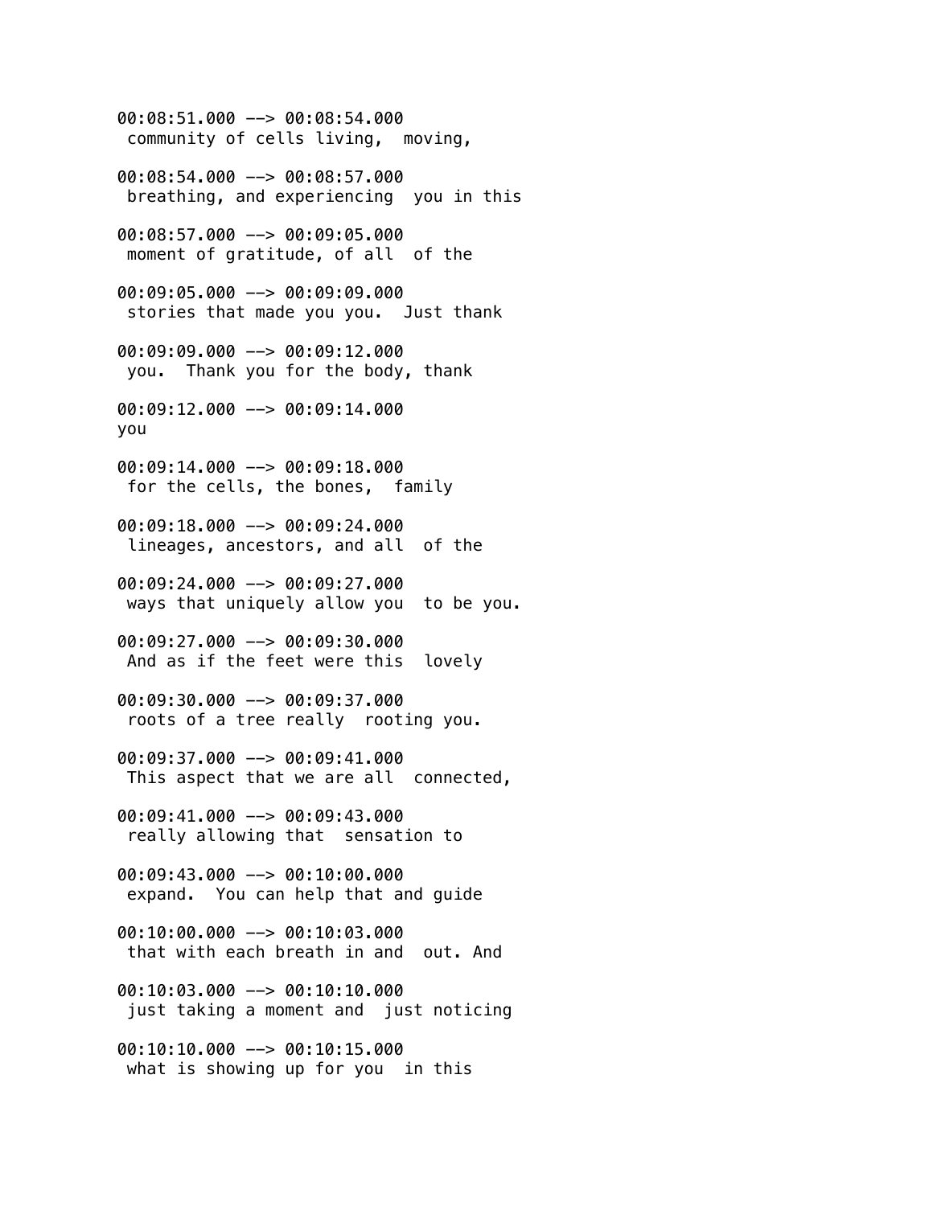00:08:51.000 --> 00:08:54.000
 community of cells living,  moving,

00:08:54.000 --> 00:08:57.000
 breathing, and experiencing  you in this

00:08:57.000 --> 00:09:05.000
 moment of gratitude, of all  of the

00:09:05.000 --> 00:09:09.000
 stories that made you you.  Just thank

00:09:09.000 --> 00:09:12.000
 you.  Thank you for the body, thank

00:09:12.000 --> 00:09:14.000
you

00:09:14.000 --> 00:09:18.000
 for the cells, the bones,  family

00:09:18.000 --> 00:09:24.000
 lineages, ancestors, and all  of the

00:09:24.000 --> 00:09:27.000
 ways that uniquely allow you  to be you.

00:09:27.000 --> 00:09:30.000
 And as if the feet were this  lovely

00:09:30.000 --> 00:09:37.000
 roots of a tree really  rooting you.

00:09:37.000 --> 00:09:41.000
 This aspect that we are all  connected,

00:09:41.000 --> 00:09:43.000
 really allowing that  sensation to

00:09:43.000 --> 00:10:00.000
 expand.  You can help that and guide

00:10:00.000 --> 00:10:03.000
 that with each breath in and  out. And

00:10:03.000 --> 00:10:10.000
 just taking a moment and  just noticing

00:10:10.000 --> 00:10:15.000
 what is showing up for you  in this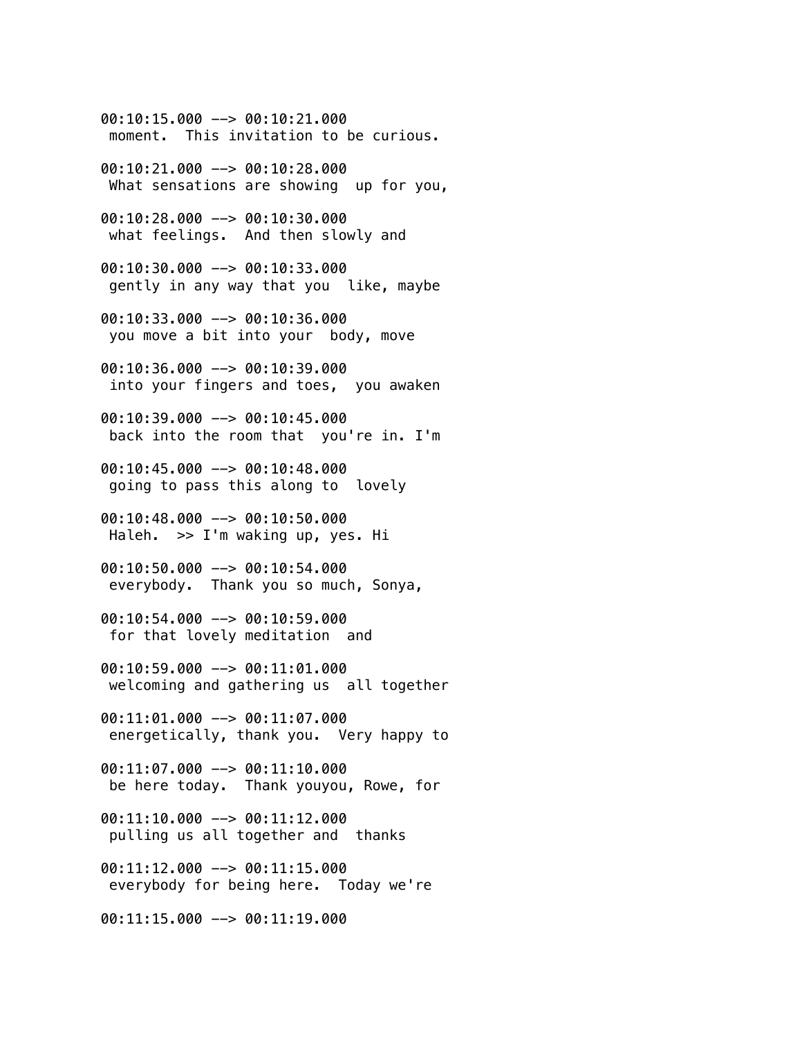00:10:15.000 --> 00:10:21.000
 moment.  This invitation to be curious.

00:10:21.000 --> 00:10:28.000
 What sensations are showing  up for you,

00:10:28.000 --> 00:10:30.000
 what feelings.  And then slowly and

00:10:30.000 --> 00:10:33.000
 gently in any way that you  like, maybe

00:10:33.000 --> 00:10:36.000
 you move a bit into your  body, move

00:10:36.000 --> 00:10:39.000
 into your fingers and toes,  you awaken

00:10:39.000 --> 00:10:45.000
 back into the room that  you're in. I'm

00:10:45.000 --> 00:10:48.000
 going to pass this along to  lovely

00:10:48.000 --> 00:10:50.000
 Haleh.  >> I'm waking up, yes. Hi

00:10:50.000 --> 00:10:54.000
 everybody.  Thank you so much, Sonya,

00:10:54.000 --> 00:10:59.000
 for that lovely meditation  and

00:10:59.000 --> 00:11:01.000
 welcoming and gathering us  all together

00:11:01.000 --> 00:11:07.000
 energetically, thank you.  Very happy to

00:11:07.000 --> 00:11:10.000
 be here today.  Thank youyou, Rowe, for

00:11:10.000 --> 00:11:12.000
 pulling us all together and  thanks

00:11:12.000 --> 00:11:15.000
 everybody for being here.  Today we're

00:11:15.000 --> 00:11:19.000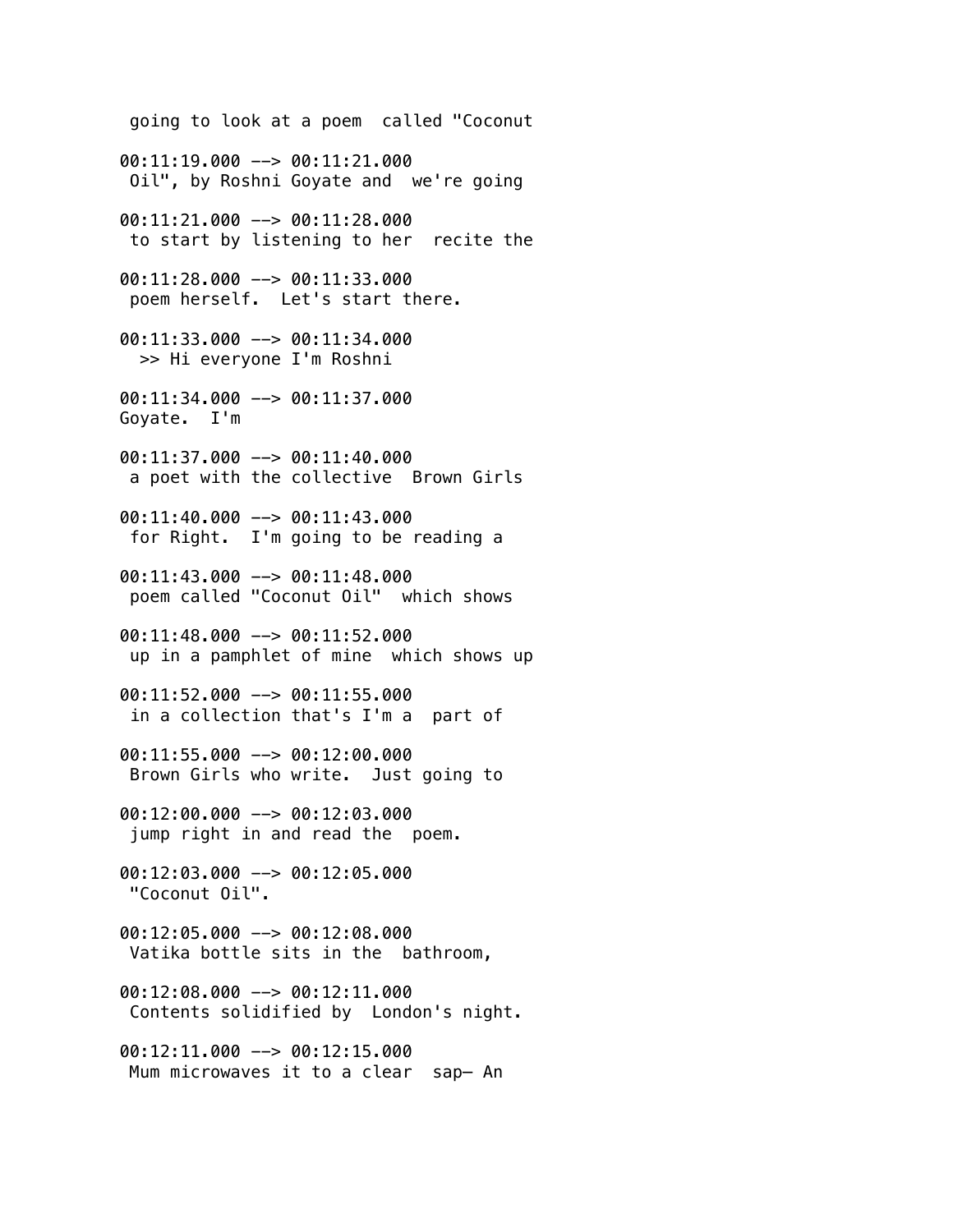going to look at a poem  called "Coconut

00:11:19.000 --> 00:11:21.000
Oil", by Roshni Goyate and  we're going

00:11:21.000 --> 00:11:28.000
to start by listening to her  recite the

00:11:28.000 --> 00:11:33.000
poem herself.  Let's start there.

00:11:33.000 --> 00:11:34.000
>> Hi everyone I'm Roshni

00:11:34.000 --> 00:11:37.000
Goyate.  I'm

00:11:37.000 --> 00:11:40.000
a poet with the collective  Brown Girls

00:11:40.000 --> 00:11:43.000
for Right.  I'm going to be reading a

00:11:43.000 --> 00:11:48.000
poem called "Coconut Oil"  which shows

00:11:48.000 --> 00:11:52.000
up in a pamphlet of mine  which shows up

00:11:52.000 --> 00:11:55.000
in a collection that's I'm a  part of

00:11:55.000 --> 00:12:00.000
Brown Girls who write.  Just going to

00:12:00.000 --> 00:12:03.000
jump right in and read the  poem.

00:12:03.000 --> 00:12:05.000
"Coconut Oil".

00:12:05.000 --> 00:12:08.000
Vatika bottle sits in the  bathroom,

00:12:08.000 --> 00:12:11.000
Contents solidified by  London's night.

00:12:11.000 --> 00:12:15.000
Mum microwaves it to a clear  sap— An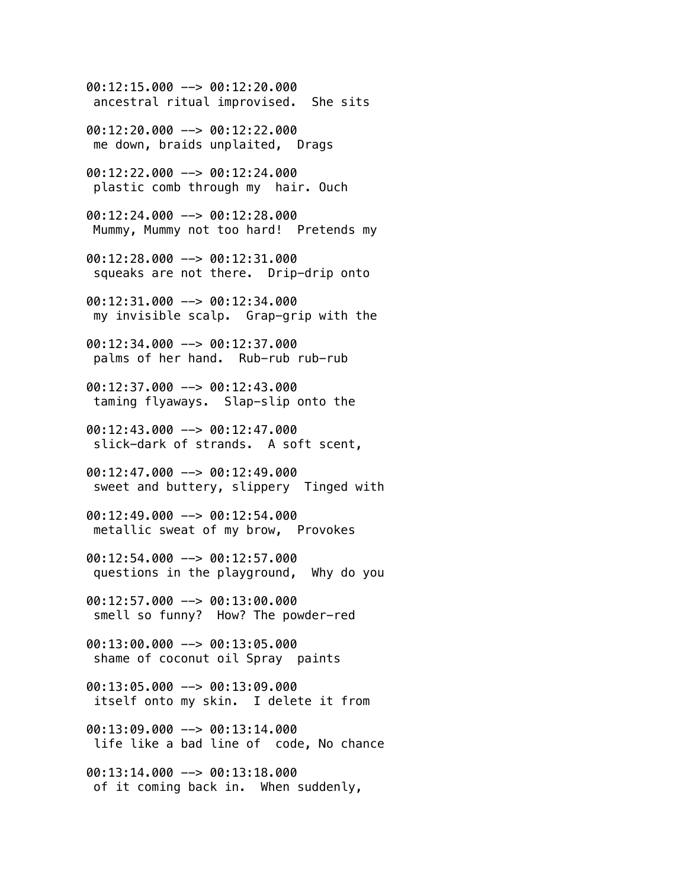00:12:15.000 --> 00:12:20.000
 ancestral ritual improvised.  She sits

00:12:20.000 --> 00:12:22.000
 me down, braids unplaited,  Drags

00:12:22.000 --> 00:12:24.000
 plastic comb through my  hair. Ouch

00:12:24.000 --> 00:12:28.000
 Mummy, Mummy not too hard!  Pretends my

00:12:28.000 --> 00:12:31.000
 squeaks are not there.  Drip-drip onto

00:12:31.000 --> 00:12:34.000
 my invisible scalp.  Grap-grip with the

00:12:34.000 --> 00:12:37.000
 palms of her hand.  Rub-rub rub-rub

00:12:37.000 --> 00:12:43.000
 taming flyaways.  Slap-slip onto the

00:12:43.000 --> 00:12:47.000
 slick-dark of strands.  A soft scent,

00:12:47.000 --> 00:12:49.000
 sweet and buttery, slippery  Tinged with

00:12:49.000 --> 00:12:54.000
 metallic sweat of my brow,  Provokes

00:12:54.000 --> 00:12:57.000
 questions in the playground,  Why do you

00:12:57.000 --> 00:13:00.000
 smell so funny?  How? The powder-red

00:13:00.000 --> 00:13:05.000
 shame of coconut oil Spray  paints

00:13:05.000 --> 00:13:09.000
 itself onto my skin.  I delete it from

00:13:09.000 --> 00:13:14.000
 life like a bad line of  code, No chance

00:13:14.000 --> 00:13:18.000
 of it coming back in.  When suddenly,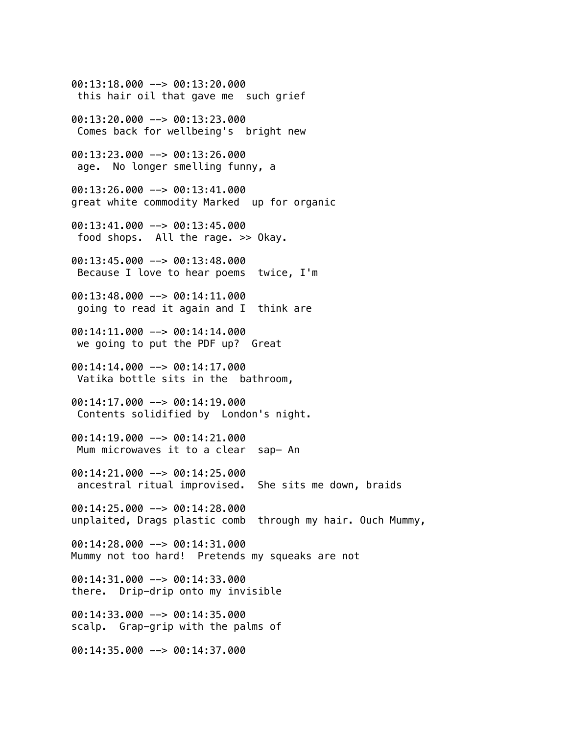00:13:18.000 --> 00:13:20.000
 this hair oil that gave me  such grief

00:13:20.000 --> 00:13:23.000
 Comes back for wellbeing's  bright new

00:13:23.000 --> 00:13:26.000
 age.  No longer smelling funny, a

00:13:26.000 --> 00:13:41.000
great white commodity Marked  up for organic

00:13:41.000 --> 00:13:45.000
 food shops.  All the rage. >> Okay.

00:13:45.000 --> 00:13:48.000
 Because I love to hear poems  twice, I'm

00:13:48.000 --> 00:14:11.000
 going to read it again and I  think are

00:14:11.000 --> 00:14:14.000
 we going to put the PDF up?  Great

00:14:14.000 --> 00:14:17.000
 Vatika bottle sits in the  bathroom,

00:14:17.000 --> 00:14:19.000
 Contents solidified by  London's night.

00:14:19.000 --> 00:14:21.000
 Mum microwaves it to a clear  sap— An

00:14:21.000 --> 00:14:25.000
 ancestral ritual improvised.  She sits me down, braids

00:14:25.000 --> 00:14:28.000
unplaited, Drags plastic comb  through my hair. Ouch Mummy,

00:14:28.000 --> 00:14:31.000
Mummy not too hard!  Pretends my squeaks are not

00:14:31.000 --> 00:14:33.000
there.  Drip-drip onto my invisible

00:14:33.000 --> 00:14:35.000
scalp.  Grap-grip with the palms of

00:14:35.000 --> 00:14:37.000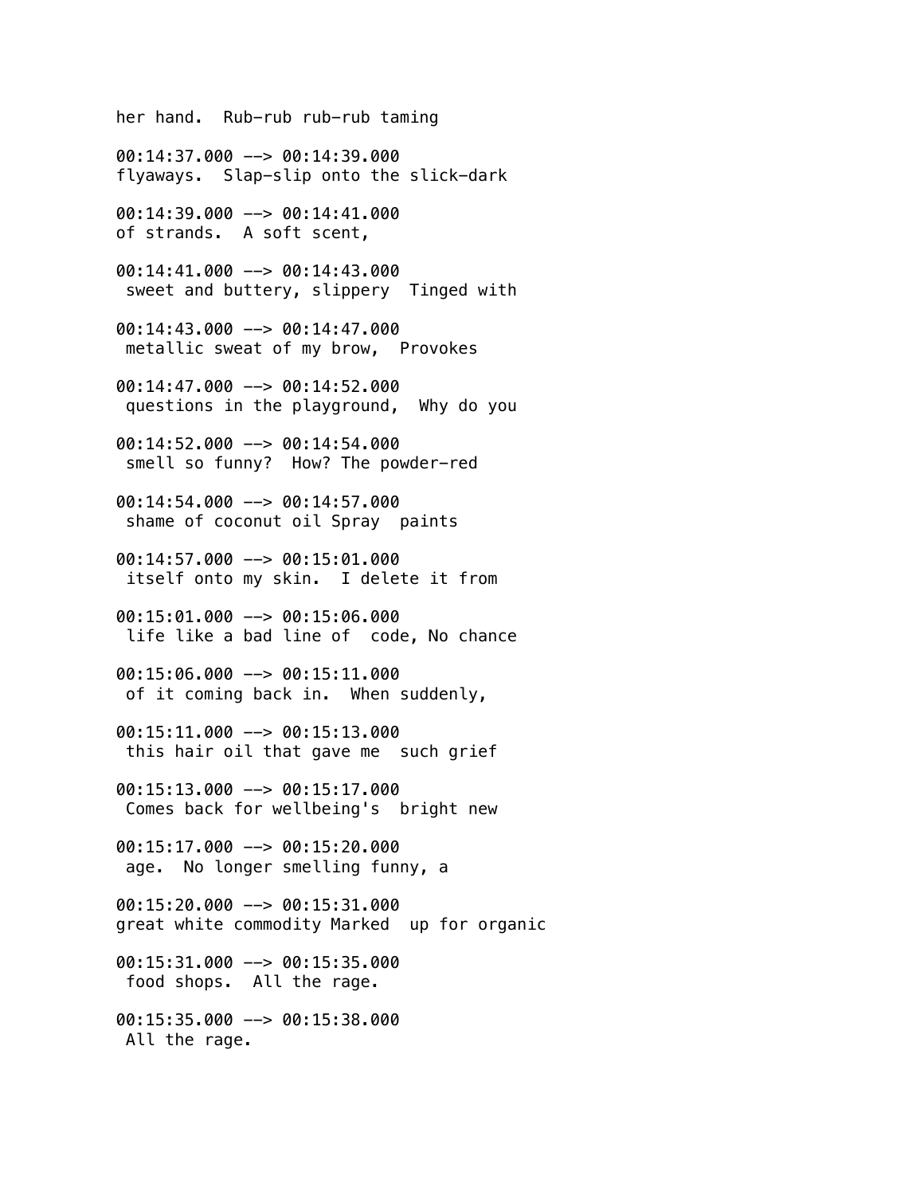her hand.  Rub-rub rub-rub taming

00:14:37.000 --> 00:14:39.000
flyaways.  Slap-slip onto the slick-dark

00:14:39.000 --> 00:14:41.000
of strands.  A soft scent,

00:14:41.000 --> 00:14:43.000
 sweet and buttery, slippery  Tinged with

00:14:43.000 --> 00:14:47.000
 metallic sweat of my brow,  Provokes

00:14:47.000 --> 00:14:52.000
 questions in the playground,  Why do you

00:14:52.000 --> 00:14:54.000
 smell so funny?  How? The powder-red

00:14:54.000 --> 00:14:57.000
 shame of coconut oil Spray  paints

00:14:57.000 --> 00:15:01.000
 itself onto my skin.  I delete it from

00:15:01.000 --> 00:15:06.000
 life like a bad line of  code, No chance

00:15:06.000 --> 00:15:11.000
 of it coming back in.  When suddenly,

00:15:11.000 --> 00:15:13.000
 this hair oil that gave me  such grief

00:15:13.000 --> 00:15:17.000
 Comes back for wellbeing's  bright new

00:15:17.000 --> 00:15:20.000
 age.  No longer smelling funny, a

00:15:20.000 --> 00:15:31.000
great white commodity Marked  up for organic

00:15:31.000 --> 00:15:35.000
 food shops.  All the rage.

00:15:35.000 --> 00:15:38.000
 All the rage.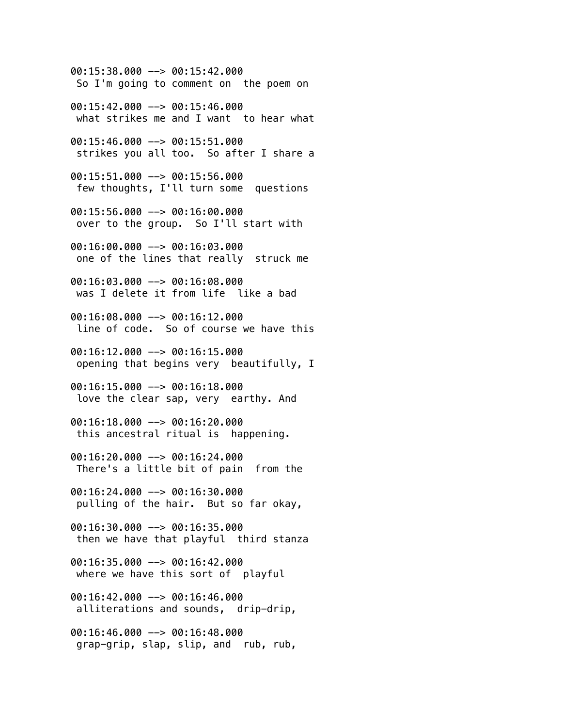00:15:38.000 --> 00:15:42.000
So I'm going to comment on the poem on

00:15:42.000 --> 00:15:46.000
what strikes me and I want to hear what

00:15:46.000 --> 00:15:51.000
strikes you all too. So after I share a

00:15:51.000 --> 00:15:56.000
few thoughts, I'll turn some questions

00:15:56.000 --> 00:16:00.000
over to the group. So I'll start with

00:16:00.000 --> 00:16:03.000
one of the lines that really struck me

00:16:03.000 --> 00:16:08.000
was I delete it from life like a bad

00:16:08.000 --> 00:16:12.000
line of code. So of course we have this

00:16:12.000 --> 00:16:15.000
opening that begins very beautifully, I

00:16:15.000 --> 00:16:18.000
love the clear sap, very earthy. And

00:16:18.000 --> 00:16:20.000
this ancestral ritual is happening.

00:16:20.000 --> 00:16:24.000
There's a little bit of pain from the

00:16:24.000 --> 00:16:30.000
pulling of the hair. But so far okay,

00:16:30.000 --> 00:16:35.000
then we have that playful third stanza

00:16:35.000 --> 00:16:42.000
where we have this sort of playful

00:16:42.000 --> 00:16:46.000
alliterations and sounds, drip-drip,

00:16:46.000 --> 00:16:48.000
grap-grip, slap, slip, and rub, rub,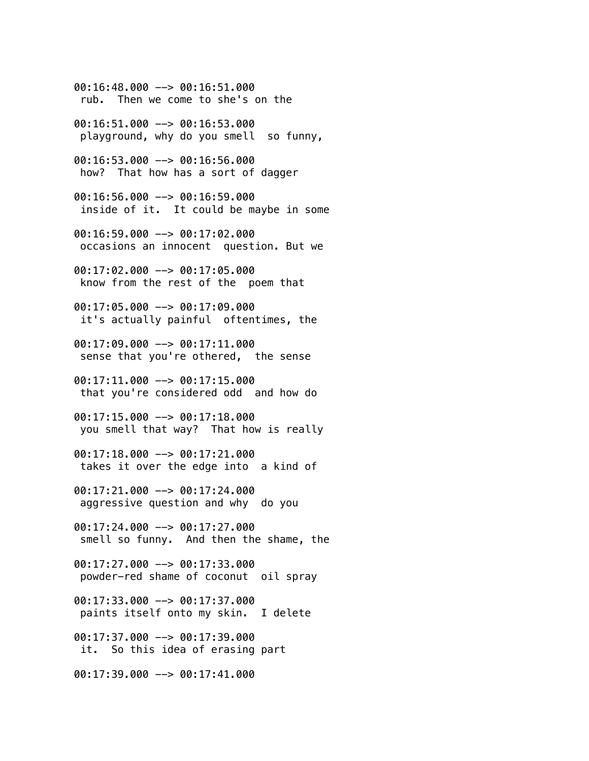00:16:48.000 --> 00:16:51.000
 rub.  Then we come to she's on the

00:16:51.000 --> 00:16:53.000
 playground, why do you smell  so funny,

00:16:53.000 --> 00:16:56.000
 how?  That how has a sort of dagger

00:16:56.000 --> 00:16:59.000
 inside of it.  It could be maybe in some

00:16:59.000 --> 00:17:02.000
 occasions an innocent  question. But we

00:17:02.000 --> 00:17:05.000
 know from the rest of the  poem that

00:17:05.000 --> 00:17:09.000
 it's actually painful  oftentimes, the

00:17:09.000 --> 00:17:11.000
 sense that you're othered,  the sense

00:17:11.000 --> 00:17:15.000
 that you're considered odd  and how do

00:17:15.000 --> 00:17:18.000
 you smell that way?  That how is really

00:17:18.000 --> 00:17:21.000
 takes it over the edge into  a kind of

00:17:21.000 --> 00:17:24.000
 aggressive question and why  do you

00:17:24.000 --> 00:17:27.000
 smell so funny.  And then the shame, the

00:17:27.000 --> 00:17:33.000
 powder-red shame of coconut  oil spray

00:17:33.000 --> 00:17:37.000
 paints itself onto my skin.  I delete

00:17:37.000 --> 00:17:39.000
 it.  So this idea of erasing part

00:17:39.000 --> 00:17:41.000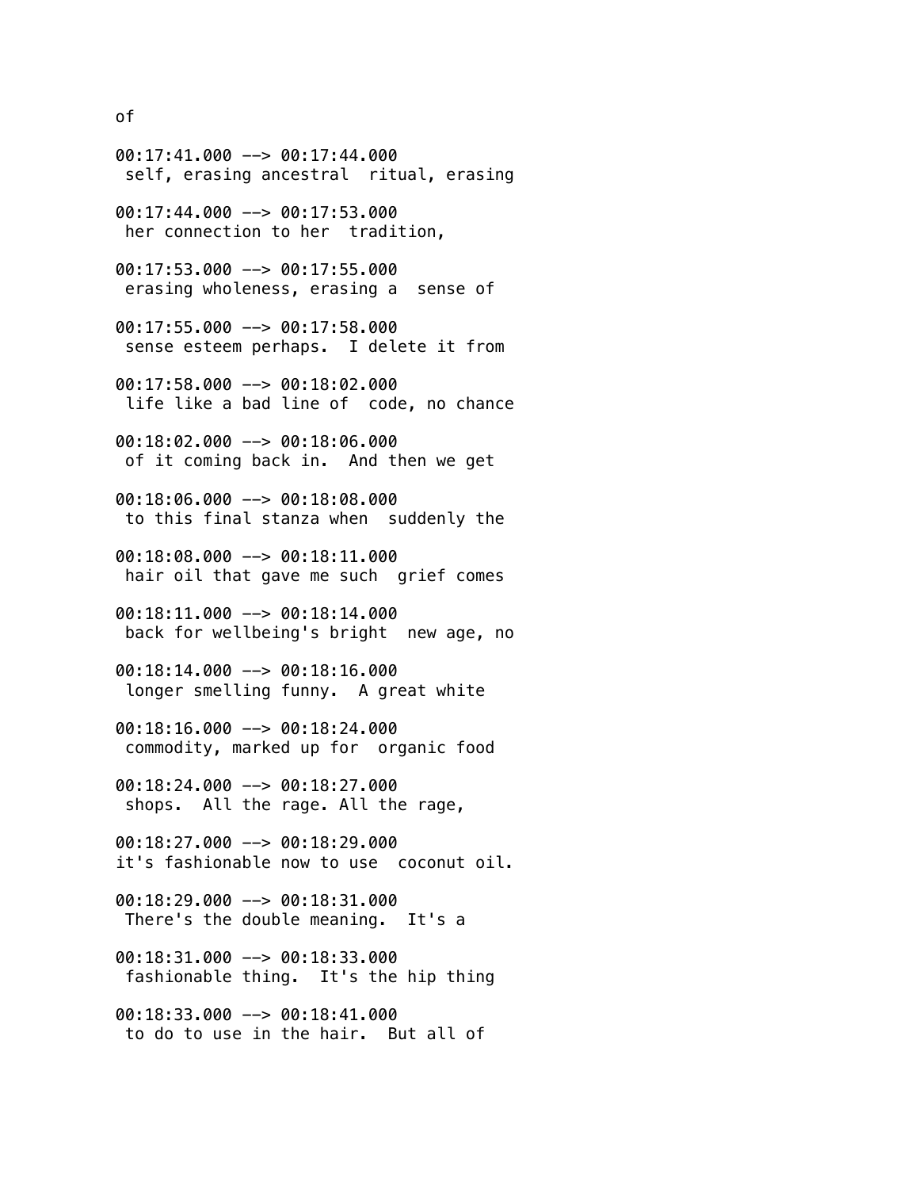of

00:17:41.000 --> 00:17:44.000
 self, erasing ancestral  ritual, erasing

00:17:44.000 --> 00:17:53.000
 her connection to her  tradition,

00:17:53.000 --> 00:17:55.000
 erasing wholeness, erasing a  sense of

00:17:55.000 --> 00:17:58.000
 sense esteem perhaps.  I delete it from

00:17:58.000 --> 00:18:02.000
 life like a bad line of  code, no chance

00:18:02.000 --> 00:18:06.000
 of it coming back in.  And then we get

00:18:06.000 --> 00:18:08.000
 to this final stanza when  suddenly the

00:18:08.000 --> 00:18:11.000
 hair oil that gave me such  grief comes

00:18:11.000 --> 00:18:14.000
 back for wellbeing's bright  new age, no

00:18:14.000 --> 00:18:16.000
 longer smelling funny.  A great white

00:18:16.000 --> 00:18:24.000
 commodity, marked up for  organic food

00:18:24.000 --> 00:18:27.000
 shops.  All the rage. All the rage,

00:18:27.000 --> 00:18:29.000
it's fashionable now to use  coconut oil.

00:18:29.000 --> 00:18:31.000
 There's the double meaning.  It's a

00:18:31.000 --> 00:18:33.000
 fashionable thing.  It's the hip thing

00:18:33.000 --> 00:18:41.000
 to do to use in the hair.  But all of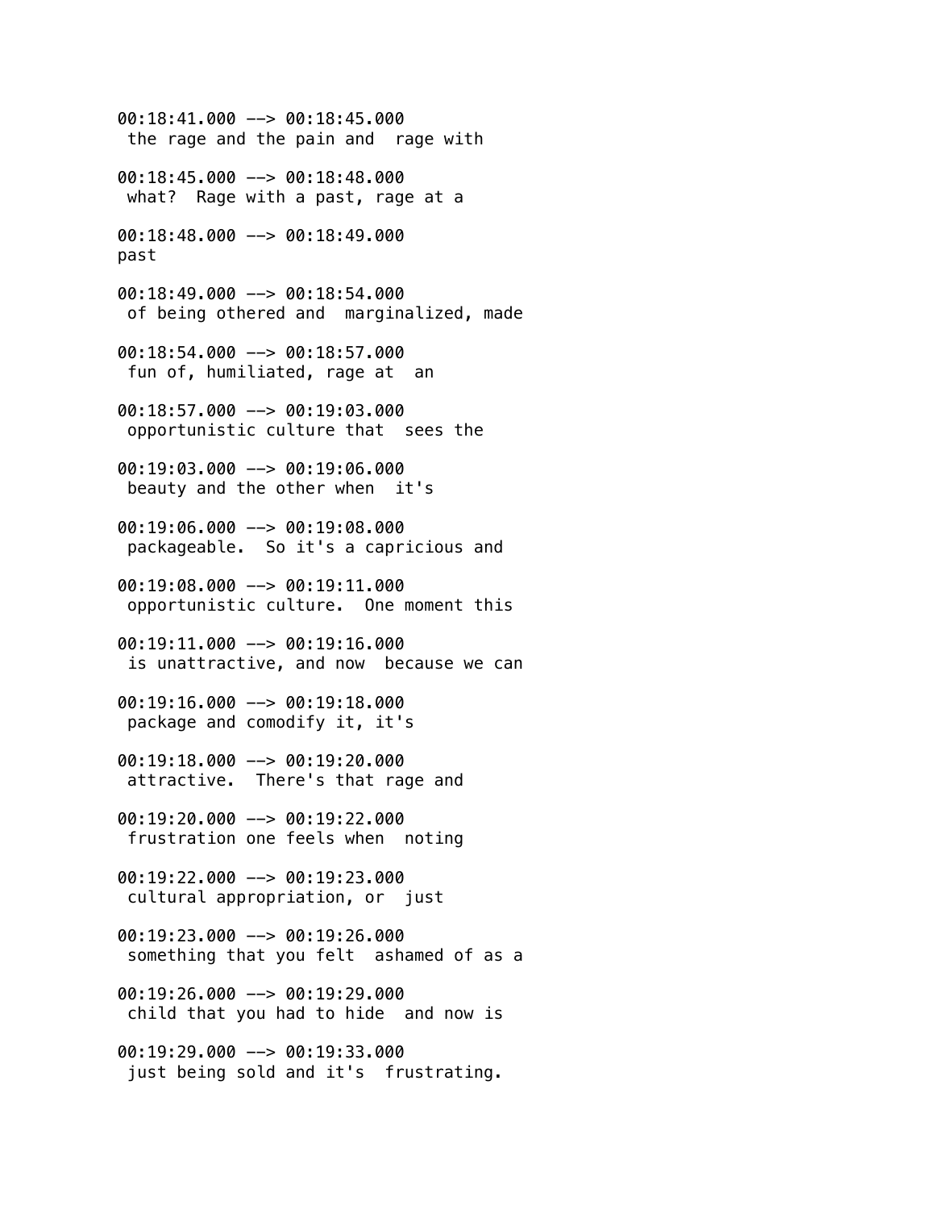00:18:41.000 --> 00:18:45.000
the rage and the pain and rage with

00:18:45.000 --> 00:18:48.000
what? Rage with a past, rage at a

00:18:48.000 --> 00:18:49.000
past

00:18:49.000 --> 00:18:54.000
of being othered and marginalized, made

00:18:54.000 --> 00:18:57.000
fun of, humiliated, rage at an

00:18:57.000 --> 00:19:03.000
opportunistic culture that sees the

00:19:03.000 --> 00:19:06.000
beauty and the other when it's

00:19:06.000 --> 00:19:08.000
packageable. So it's a capricious and

00:19:08.000 --> 00:19:11.000
opportunistic culture. One moment this

00:19:11.000 --> 00:19:16.000
is unattractive, and now because we can

00:19:16.000 --> 00:19:18.000
package and comodify it, it's

00:19:18.000 --> 00:19:20.000
attractive. There's that rage and

00:19:20.000 --> 00:19:22.000
frustration one feels when noting

00:19:22.000 --> 00:19:23.000
cultural appropriation, or just

00:19:23.000 --> 00:19:26.000
something that you felt ashamed of as a

00:19:26.000 --> 00:19:29.000
child that you had to hide and now is

00:19:29.000 --> 00:19:33.000
just being sold and it's frustrating.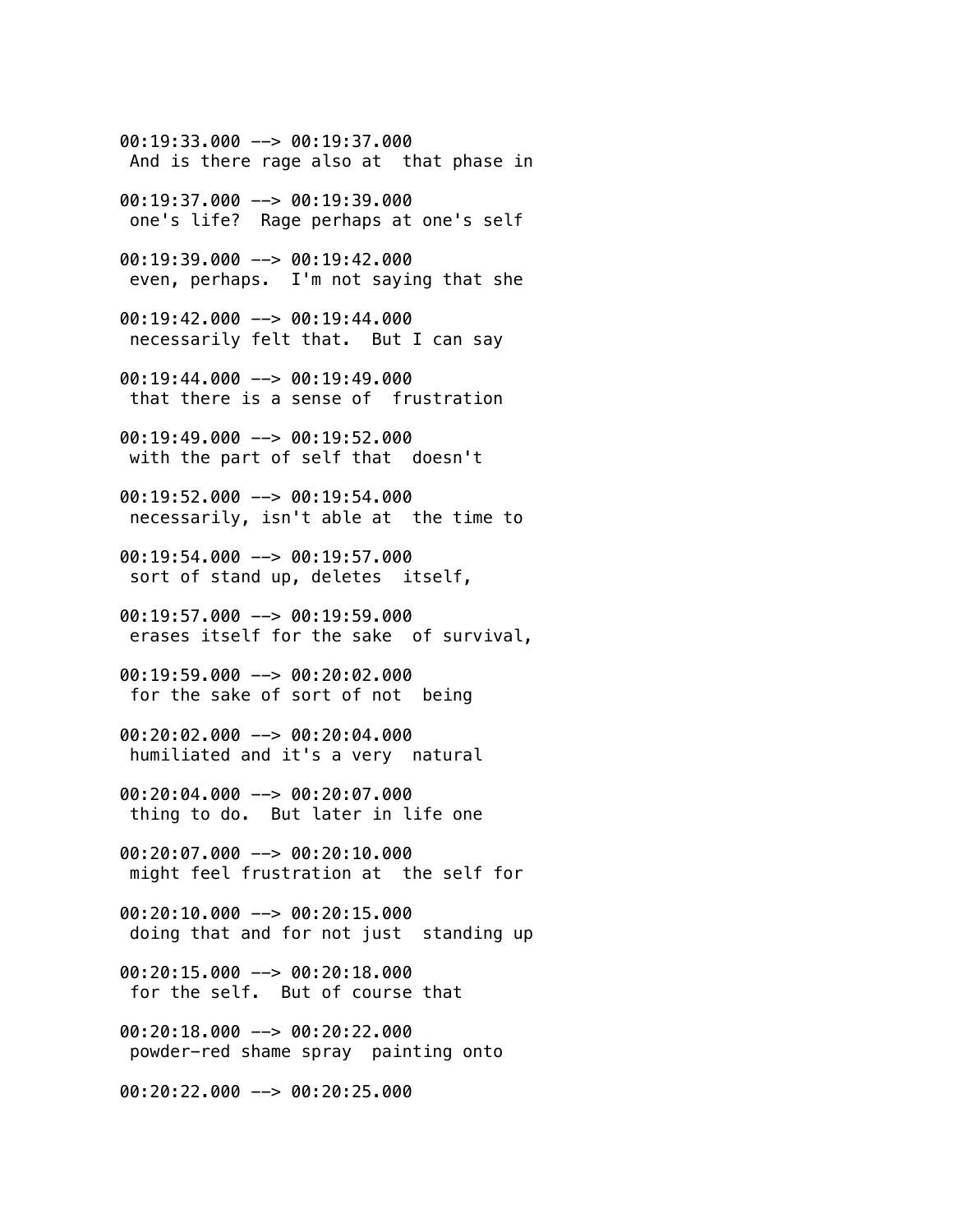00:19:33.000 --> 00:19:37.000
 And is there rage also at  that phase in

00:19:37.000 --> 00:19:39.000
 one's life?  Rage perhaps at one's self

00:19:39.000 --> 00:19:42.000
 even, perhaps.  I'm not saying that she

00:19:42.000 --> 00:19:44.000
 necessarily felt that.  But I can say

00:19:44.000 --> 00:19:49.000
 that there is a sense of  frustration

00:19:49.000 --> 00:19:52.000
 with the part of self that  doesn't

00:19:52.000 --> 00:19:54.000
 necessarily, isn't able at  the time to

00:19:54.000 --> 00:19:57.000
 sort of stand up, deletes  itself,

00:19:57.000 --> 00:19:59.000
 erases itself for the sake  of survival,

00:19:59.000 --> 00:20:02.000
 for the sake of sort of not  being

00:20:02.000 --> 00:20:04.000
 humiliated and it's a very  natural

00:20:04.000 --> 00:20:07.000
 thing to do.  But later in life one

00:20:07.000 --> 00:20:10.000
 might feel frustration at  the self for

00:20:10.000 --> 00:20:15.000
 doing that and for not just  standing up

00:20:15.000 --> 00:20:18.000
 for the self.  But of course that

00:20:18.000 --> 00:20:22.000
 powder-red shame spray  painting onto

00:20:22.000 --> 00:20:25.000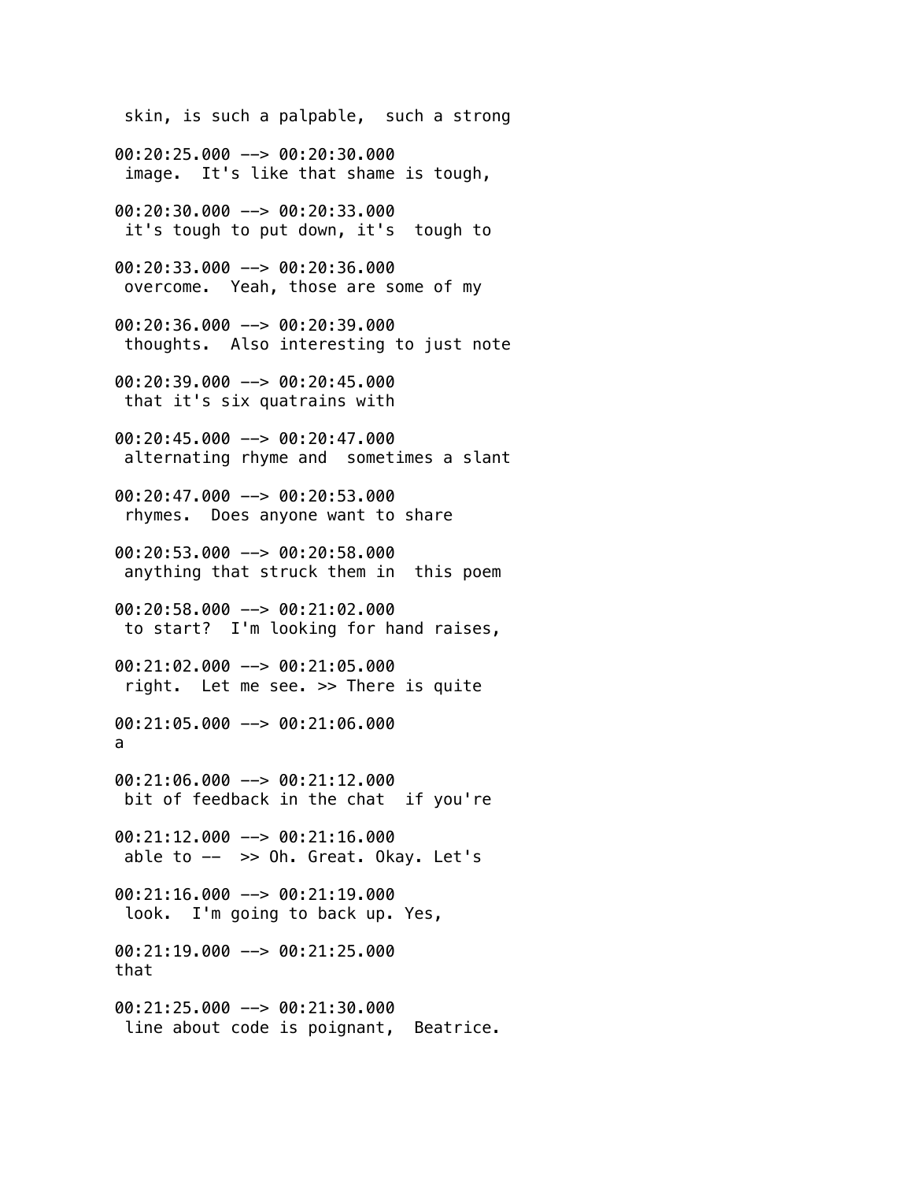skin, is such a palpable,  such a strong

00:20:25.000 --> 00:20:30.000
 image.  It's like that shame is tough,

00:20:30.000 --> 00:20:33.000
 it's tough to put down, it's  tough to

00:20:33.000 --> 00:20:36.000
 overcome.  Yeah, those are some of my

00:20:36.000 --> 00:20:39.000
 thoughts.  Also interesting to just note

00:20:39.000 --> 00:20:45.000
 that it's six quatrains with

00:20:45.000 --> 00:20:47.000
 alternating rhyme and  sometimes a slant

00:20:47.000 --> 00:20:53.000
 rhymes.  Does anyone want to share

00:20:53.000 --> 00:20:58.000
 anything that struck them in  this poem

00:20:58.000 --> 00:21:02.000
 to start?  I'm looking for hand raises,

00:21:02.000 --> 00:21:05.000
 right.  Let me see. >> There is quite

00:21:05.000 --> 00:21:06.000
a

00:21:06.000 --> 00:21:12.000
 bit of feedback in the chat  if you're

00:21:12.000 --> 00:21:16.000
 able to --  >> Oh. Great. Okay. Let's

00:21:16.000 --> 00:21:19.000
 look.  I'm going to back up. Yes,

00:21:19.000 --> 00:21:25.000
that

00:21:25.000 --> 00:21:30.000
 line about code is poignant,  Beatrice.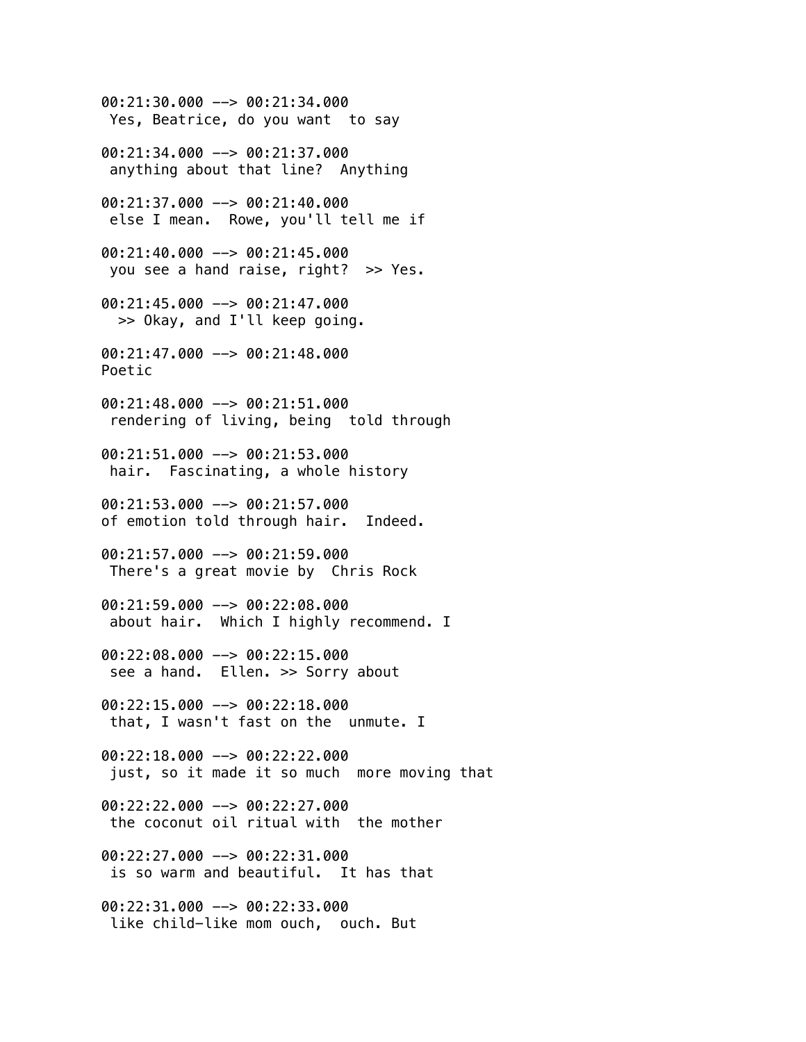00:21:30.000 --> 00:21:34.000
 Yes, Beatrice, do you want  to say

00:21:34.000 --> 00:21:37.000
 anything about that line?  Anything

00:21:37.000 --> 00:21:40.000
 else I mean.  Rowe, you'll tell me if

00:21:40.000 --> 00:21:45.000
 you see a hand raise, right?  >> Yes.

00:21:45.000 --> 00:21:47.000
  >> Okay, and I'll keep going.

00:21:47.000 --> 00:21:48.000
Poetic

00:21:48.000 --> 00:21:51.000
 rendering of living, being  told through

00:21:51.000 --> 00:21:53.000
 hair.  Fascinating, a whole history

00:21:53.000 --> 00:21:57.000
of emotion told through hair.  Indeed.

00:21:57.000 --> 00:21:59.000
 There's a great movie by  Chris Rock

00:21:59.000 --> 00:22:08.000
 about hair.  Which I highly recommend. I

00:22:08.000 --> 00:22:15.000
 see a hand.  Ellen. >> Sorry about

00:22:15.000 --> 00:22:18.000
 that, I wasn't fast on the  unmute. I

00:22:18.000 --> 00:22:22.000
 just, so it made it so much  more moving that

00:22:22.000 --> 00:22:27.000
 the coconut oil ritual with  the mother

00:22:27.000 --> 00:22:31.000
 is so warm and beautiful.  It has that

00:22:31.000 --> 00:22:33.000
 like child-like mom ouch,  ouch. But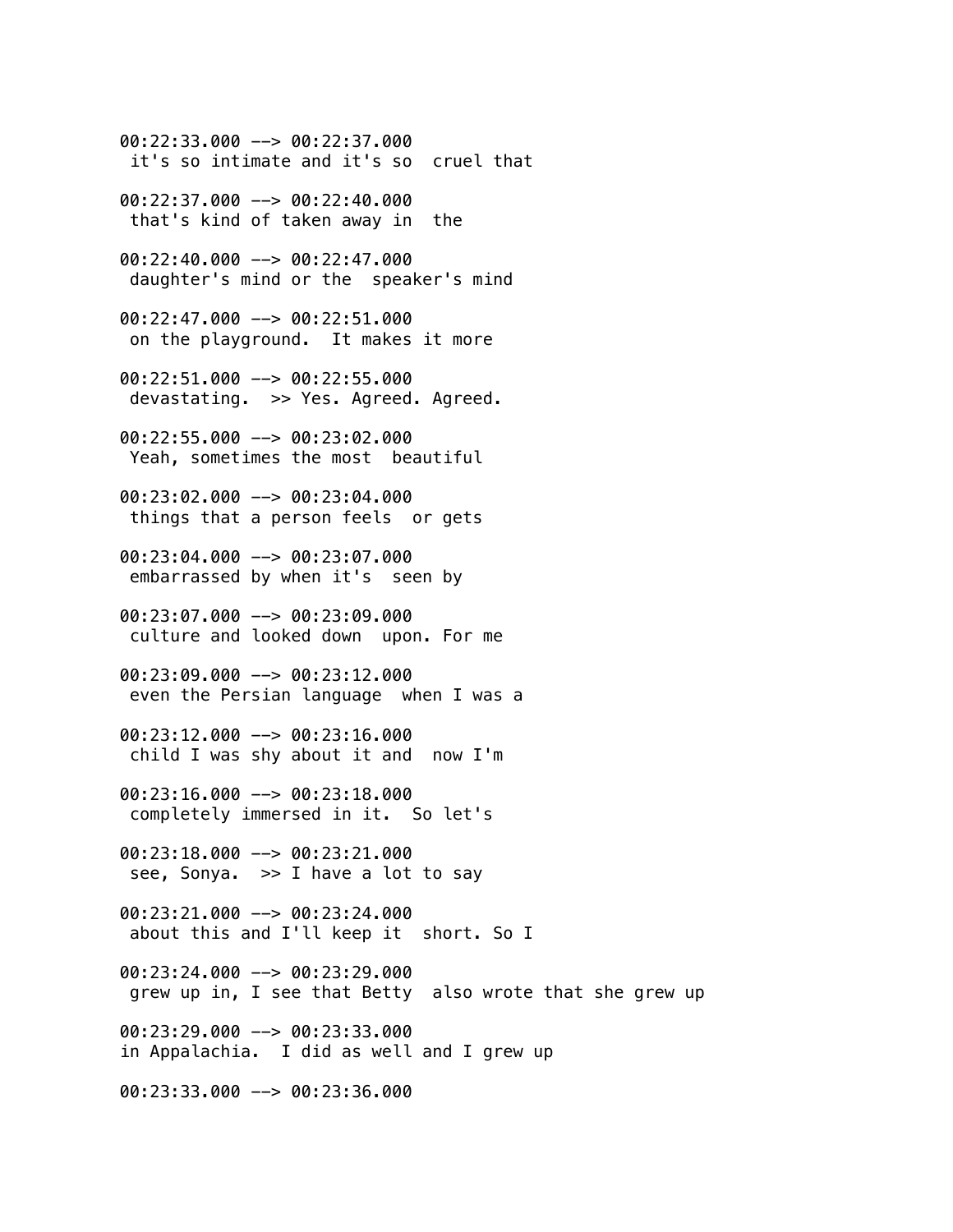00:22:33.000 --> 00:22:37.000
it's so intimate and it's so cruel that

00:22:37.000 --> 00:22:40.000
that's kind of taken away in the

00:22:40.000 --> 00:22:47.000
daughter's mind or the speaker's mind

00:22:47.000 --> 00:22:51.000
on the playground. It makes it more

00:22:51.000 --> 00:22:55.000
devastating. >> Yes. Agreed. Agreed.

00:22:55.000 --> 00:23:02.000
Yeah, sometimes the most beautiful

00:23:02.000 --> 00:23:04.000
things that a person feels or gets

00:23:04.000 --> 00:23:07.000
embarrassed by when it's seen by

00:23:07.000 --> 00:23:09.000
culture and looked down upon. For me

00:23:09.000 --> 00:23:12.000
even the Persian language when I was a

00:23:12.000 --> 00:23:16.000
child I was shy about it and now I'm

00:23:16.000 --> 00:23:18.000
completely immersed in it. So let's

00:23:18.000 --> 00:23:21.000
see, Sonya. >> I have a lot to say

00:23:21.000 --> 00:23:24.000
about this and I'll keep it short. So I

00:23:24.000 --> 00:23:29.000
grew up in, I see that Betty also wrote that she grew up

00:23:29.000 --> 00:23:33.000
in Appalachia. I did as well and I grew up

00:23:33.000 --> 00:23:36.000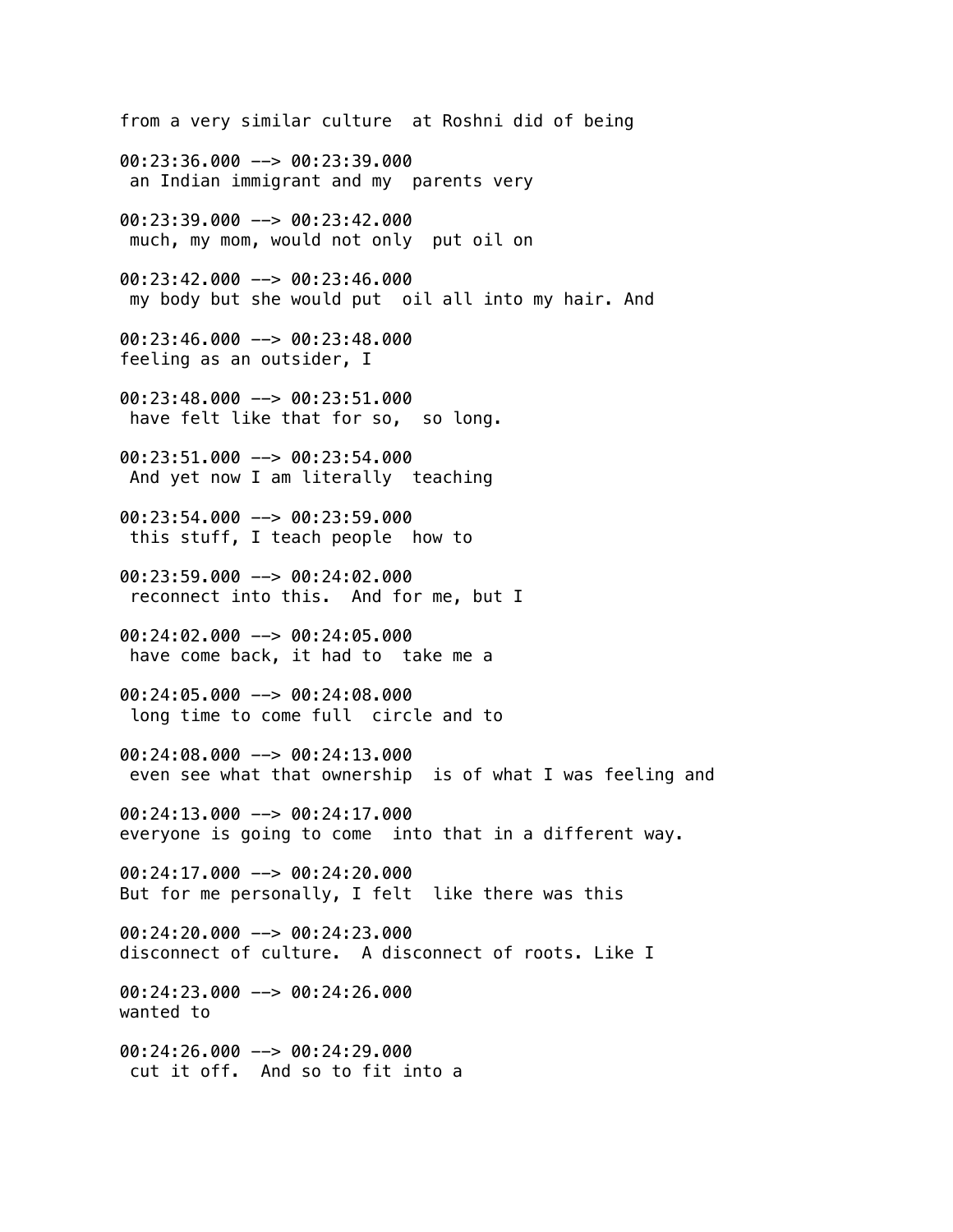from a very similar culture  at Roshni did of being

00:23:36.000 --> 00:23:39.000
 an Indian immigrant and my  parents very

00:23:39.000 --> 00:23:42.000
 much, my mom, would not only  put oil on

00:23:42.000 --> 00:23:46.000
 my body but she would put  oil all into my hair. And

00:23:46.000 --> 00:23:48.000
feeling as an outsider, I

00:23:48.000 --> 00:23:51.000
 have felt like that for so,  so long.

00:23:51.000 --> 00:23:54.000
 And yet now I am literally  teaching

00:23:54.000 --> 00:23:59.000
 this stuff, I teach people  how to

00:23:59.000 --> 00:24:02.000
 reconnect into this.  And for me, but I

00:24:02.000 --> 00:24:05.000
 have come back, it had to  take me a

00:24:05.000 --> 00:24:08.000
 long time to come full  circle and to

00:24:08.000 --> 00:24:13.000
 even see what that ownership  is of what I was feeling and

00:24:13.000 --> 00:24:17.000
everyone is going to come  into that in a different way.

00:24:17.000 --> 00:24:20.000
But for me personally, I felt  like there was this

00:24:20.000 --> 00:24:23.000
disconnect of culture.  A disconnect of roots. Like I

00:24:23.000 --> 00:24:26.000
wanted to

00:24:26.000 --> 00:24:29.000
 cut it off.  And so to fit into a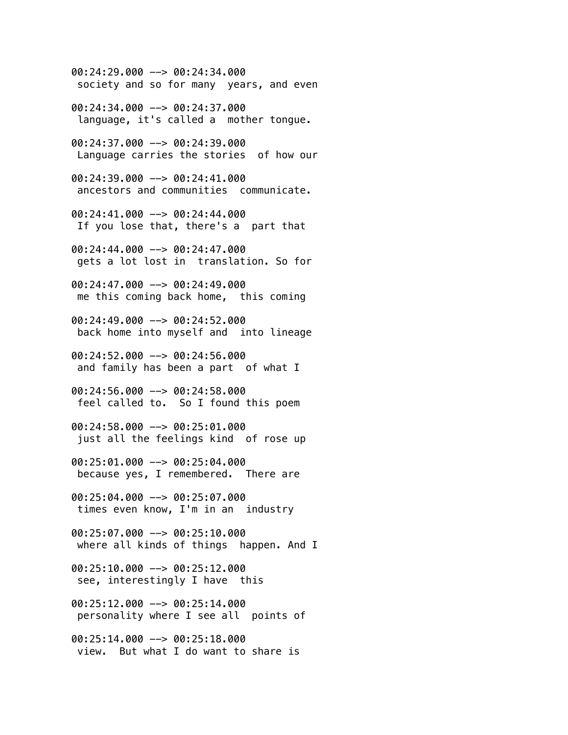00:24:29.000 --> 00:24:34.000
society and so for many  years, and even

00:24:34.000 --> 00:24:37.000
language, it's called a  mother tongue.

00:24:37.000 --> 00:24:39.000
Language carries the stories  of how our

00:24:39.000 --> 00:24:41.000
ancestors and communities  communicate.

00:24:41.000 --> 00:24:44.000
If you lose that, there's a  part that

00:24:44.000 --> 00:24:47.000
gets a lot lost in  translation. So for

00:24:47.000 --> 00:24:49.000
me this coming back home,  this coming

00:24:49.000 --> 00:24:52.000
back home into myself and  into lineage

00:24:52.000 --> 00:24:56.000
and family has been a part  of what I

00:24:56.000 --> 00:24:58.000
feel called to.  So I found this poem

00:24:58.000 --> 00:25:01.000
just all the feelings kind  of rose up

00:25:01.000 --> 00:25:04.000
because yes, I remembered.  There are

00:25:04.000 --> 00:25:07.000
times even know, I'm in an  industry

00:25:07.000 --> 00:25:10.000
where all kinds of things  happen. And I

00:25:10.000 --> 00:25:12.000
see, interestingly I have  this

00:25:12.000 --> 00:25:14.000
personality where I see all  points of

00:25:14.000 --> 00:25:18.000
view.  But what I do want to share is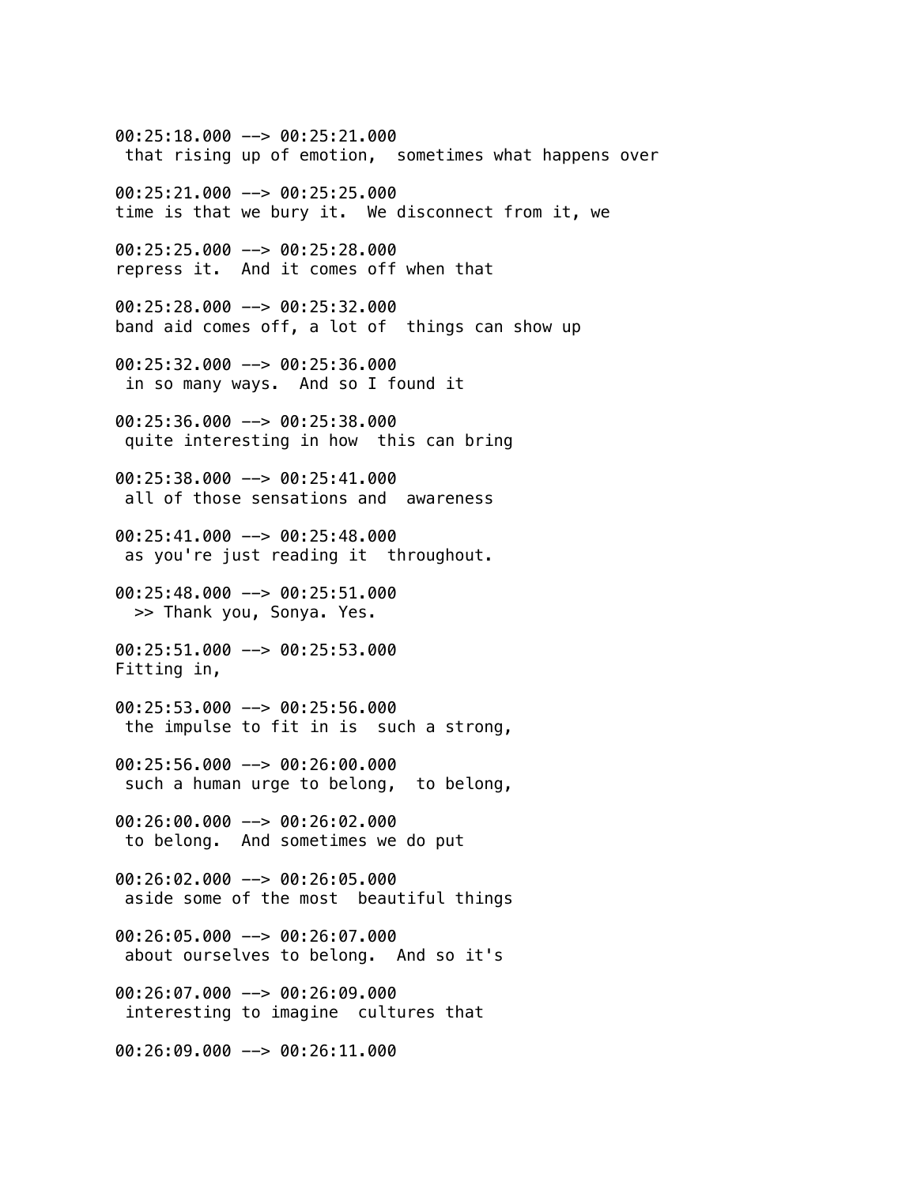00:25:18.000 --> 00:25:21.000
 that rising up of emotion,  sometimes what happens over

00:25:21.000 --> 00:25:25.000
time is that we bury it.  We disconnect from it, we

00:25:25.000 --> 00:25:28.000
repress it.  And it comes off when that

00:25:28.000 --> 00:25:32.000
band aid comes off, a lot of  things can show up

00:25:32.000 --> 00:25:36.000
 in so many ways.  And so I found it

00:25:36.000 --> 00:25:38.000
 quite interesting in how  this can bring

00:25:38.000 --> 00:25:41.000
 all of those sensations and  awareness

00:25:41.000 --> 00:25:48.000
 as you're just reading it  throughout.

00:25:48.000 --> 00:25:51.000
  >> Thank you, Sonya. Yes.

00:25:51.000 --> 00:25:53.000
Fitting in,

00:25:53.000 --> 00:25:56.000
 the impulse to fit in is  such a strong,

00:25:56.000 --> 00:26:00.000
 such a human urge to belong,  to belong,

00:26:00.000 --> 00:26:02.000
 to belong.  And sometimes we do put

00:26:02.000 --> 00:26:05.000
 aside some of the most  beautiful things

00:26:05.000 --> 00:26:07.000
 about ourselves to belong.  And so it's

00:26:07.000 --> 00:26:09.000
 interesting to imagine  cultures that

00:26:09.000 --> 00:26:11.000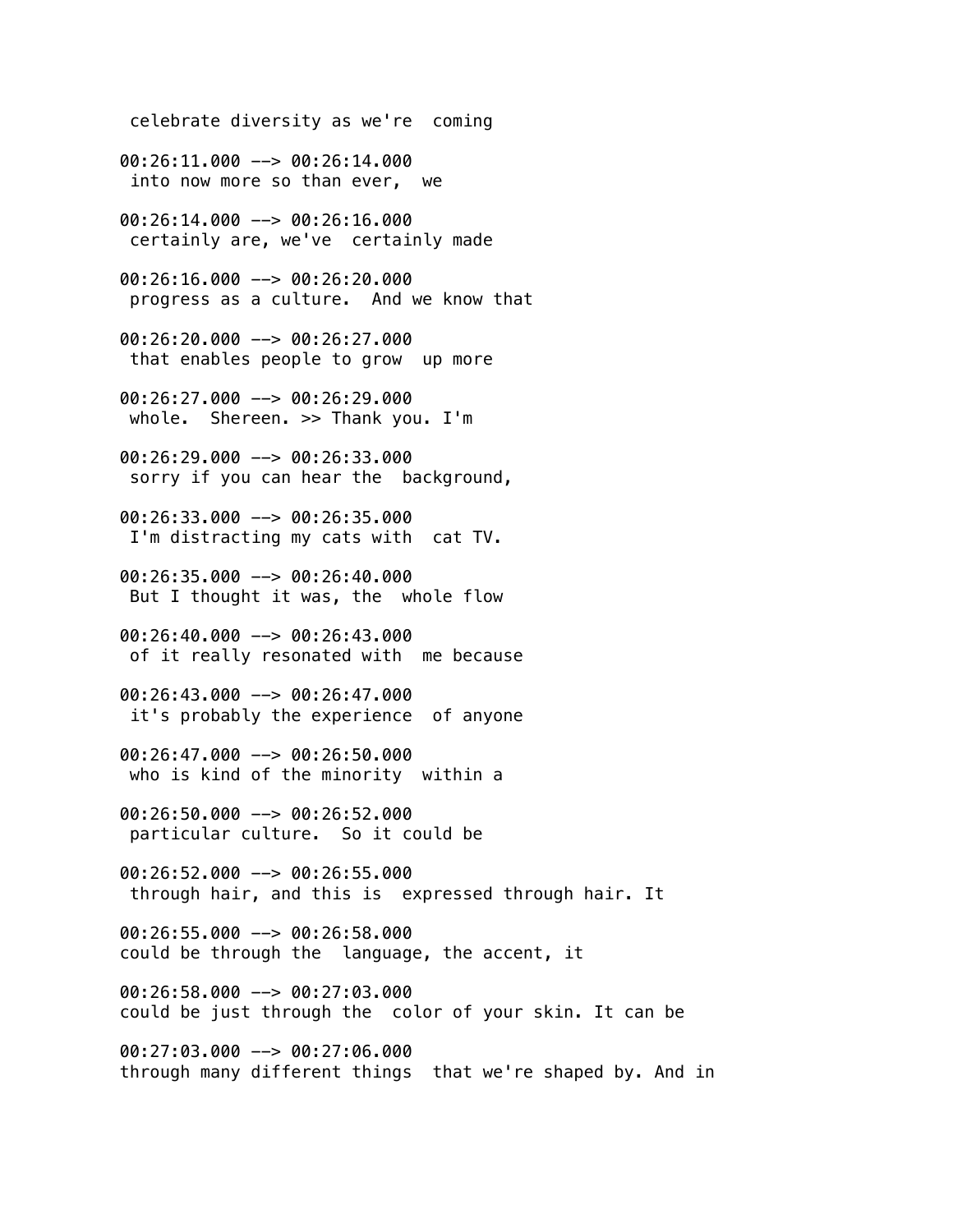celebrate diversity as we're  coming

00:26:11.000 --> 00:26:14.000
into now more so than ever,  we

00:26:14.000 --> 00:26:16.000
certainly are, we've  certainly made

00:26:16.000 --> 00:26:20.000
progress as a culture.  And we know that

00:26:20.000 --> 00:26:27.000
that enables people to grow  up more

00:26:27.000 --> 00:26:29.000
whole.  Shereen. >> Thank you. I'm

00:26:29.000 --> 00:26:33.000
sorry if you can hear the  background,

00:26:33.000 --> 00:26:35.000
I'm distracting my cats with  cat TV.

00:26:35.000 --> 00:26:40.000
But I thought it was, the  whole flow

00:26:40.000 --> 00:26:43.000
of it really resonated with  me because

00:26:43.000 --> 00:26:47.000
it's probably the experience  of anyone

00:26:47.000 --> 00:26:50.000
who is kind of the minority  within a

00:26:50.000 --> 00:26:52.000
particular culture.  So it could be

00:26:52.000 --> 00:26:55.000
through hair, and this is  expressed through hair. It

00:26:55.000 --> 00:26:58.000
could be through the  language, the accent, it

00:26:58.000 --> 00:27:03.000
could be just through the  color of your skin. It can be

00:27:03.000 --> 00:27:06.000
through many different things  that we're shaped by. And in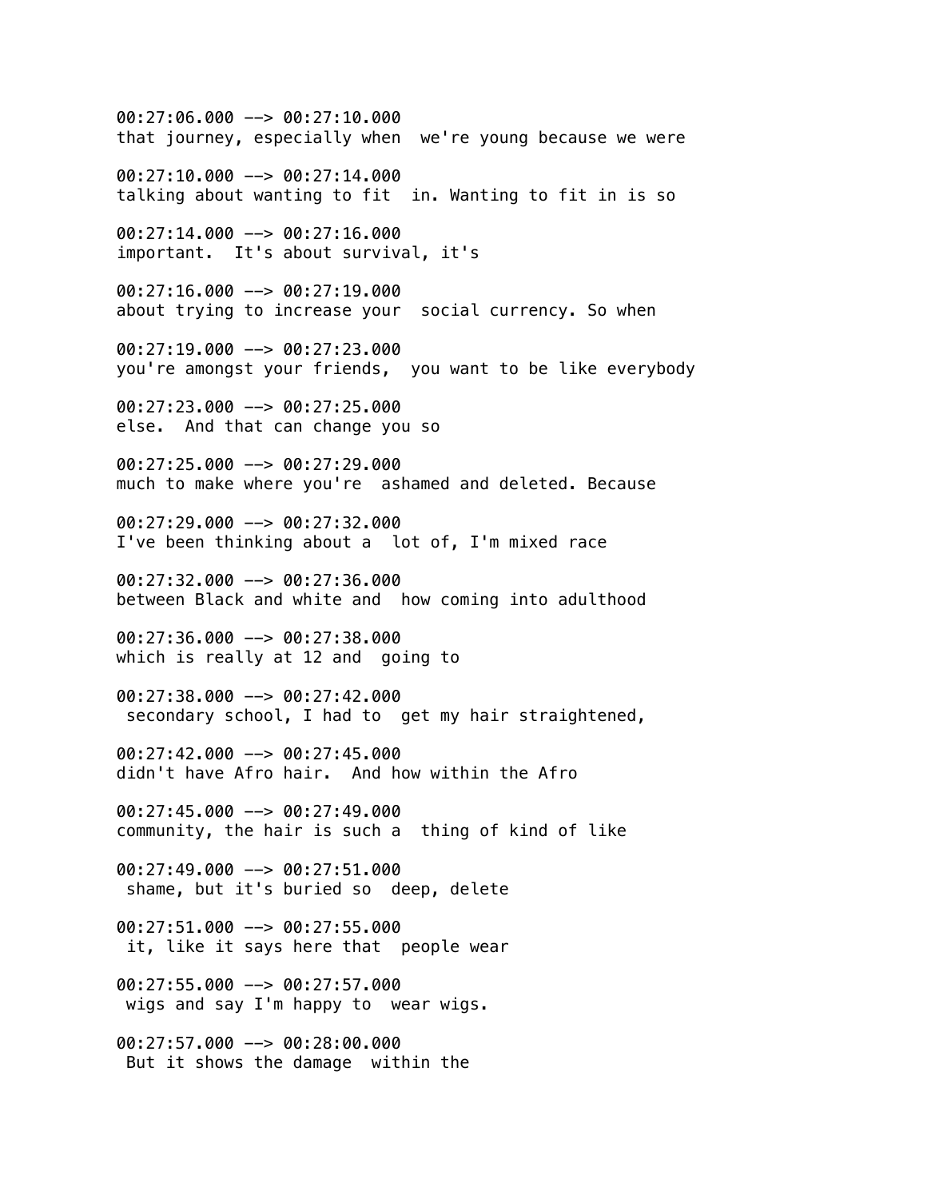00:27:06.000 --> 00:27:10.000
that journey, especially when  we're young because we were

00:27:10.000 --> 00:27:14.000
talking about wanting to fit  in. Wanting to fit in is so

00:27:14.000 --> 00:27:16.000
important.  It's about survival, it's

00:27:16.000 --> 00:27:19.000
about trying to increase your  social currency. So when

00:27:19.000 --> 00:27:23.000
you're amongst your friends,  you want to be like everybody

00:27:23.000 --> 00:27:25.000
else.  And that can change you so

00:27:25.000 --> 00:27:29.000
much to make where you're  ashamed and deleted. Because

00:27:29.000 --> 00:27:32.000
I've been thinking about a  lot of, I'm mixed race

00:27:32.000 --> 00:27:36.000
between Black and white and  how coming into adulthood

00:27:36.000 --> 00:27:38.000
which is really at 12 and  going to

00:27:38.000 --> 00:27:42.000
secondary school, I had to  get my hair straightened,

00:27:42.000 --> 00:27:45.000
didn't have Afro hair.  And how within the Afro

00:27:45.000 --> 00:27:49.000
community, the hair is such a  thing of kind of like

00:27:49.000 --> 00:27:51.000
shame, but it's buried so  deep, delete

00:27:51.000 --> 00:27:55.000
it, like it says here that  people wear

00:27:55.000 --> 00:27:57.000
wigs and say I'm happy to  wear wigs.

00:27:57.000 --> 00:28:00.000
But it shows the damage  within the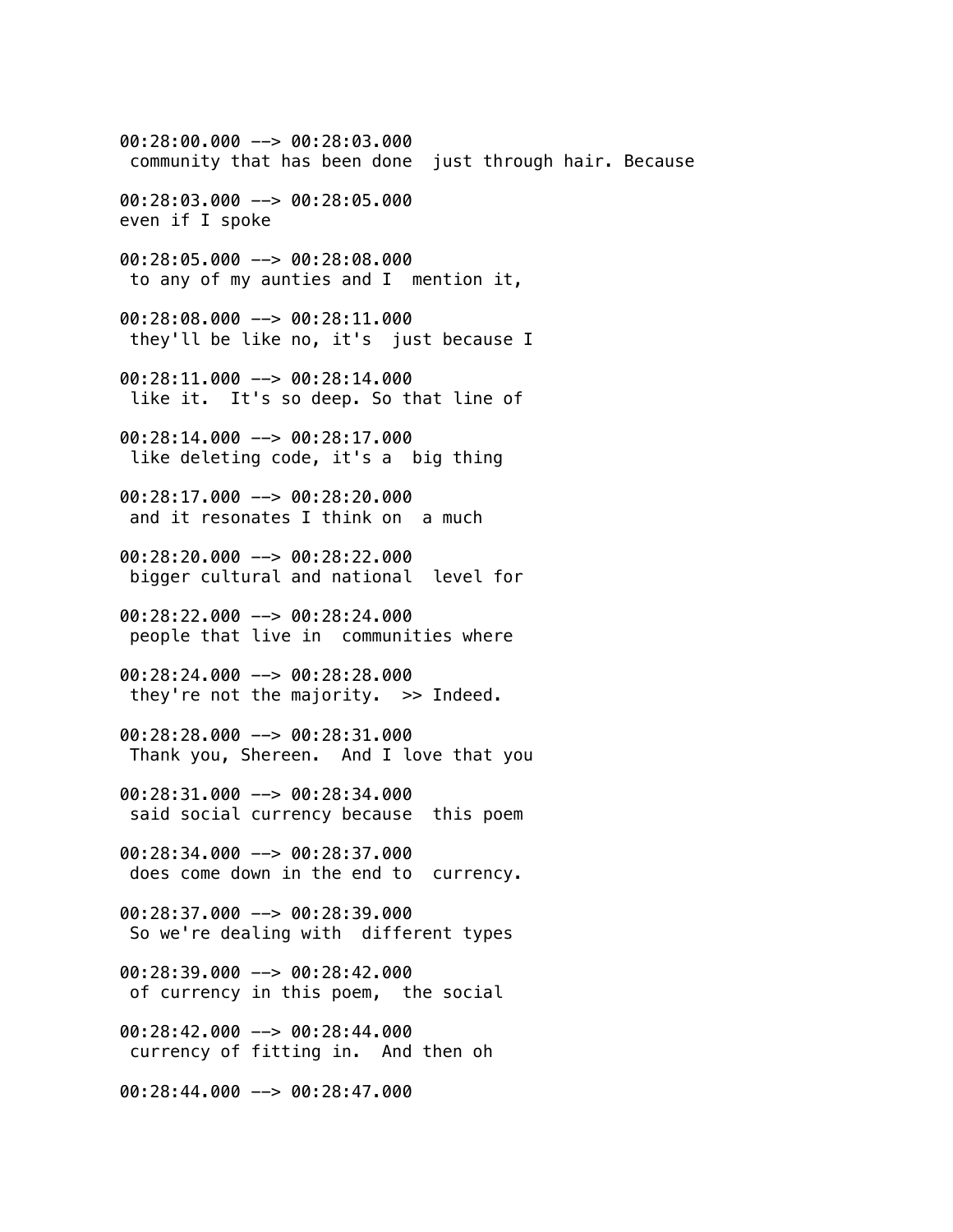00:28:00.000 --> 00:28:03.000
 community that has been done  just through hair. Because

00:28:03.000 --> 00:28:05.000
even if I spoke

00:28:05.000 --> 00:28:08.000
 to any of my aunties and I  mention it,

00:28:08.000 --> 00:28:11.000
 they'll be like no, it's  just because I

00:28:11.000 --> 00:28:14.000
 like it.  It's so deep. So that line of

00:28:14.000 --> 00:28:17.000
 like deleting code, it's a  big thing

00:28:17.000 --> 00:28:20.000
 and it resonates I think on  a much

00:28:20.000 --> 00:28:22.000
 bigger cultural and national  level for

00:28:22.000 --> 00:28:24.000
 people that live in  communities where

00:28:24.000 --> 00:28:28.000
 they're not the majority.  >> Indeed.

00:28:28.000 --> 00:28:31.000
 Thank you, Shereen.  And I love that you

00:28:31.000 --> 00:28:34.000
 said social currency because  this poem

00:28:34.000 --> 00:28:37.000
 does come down in the end to  currency.

00:28:37.000 --> 00:28:39.000
 So we're dealing with  different types

00:28:39.000 --> 00:28:42.000
 of currency in this poem,  the social

00:28:42.000 --> 00:28:44.000
 currency of fitting in.  And then oh

00:28:44.000 --> 00:28:47.000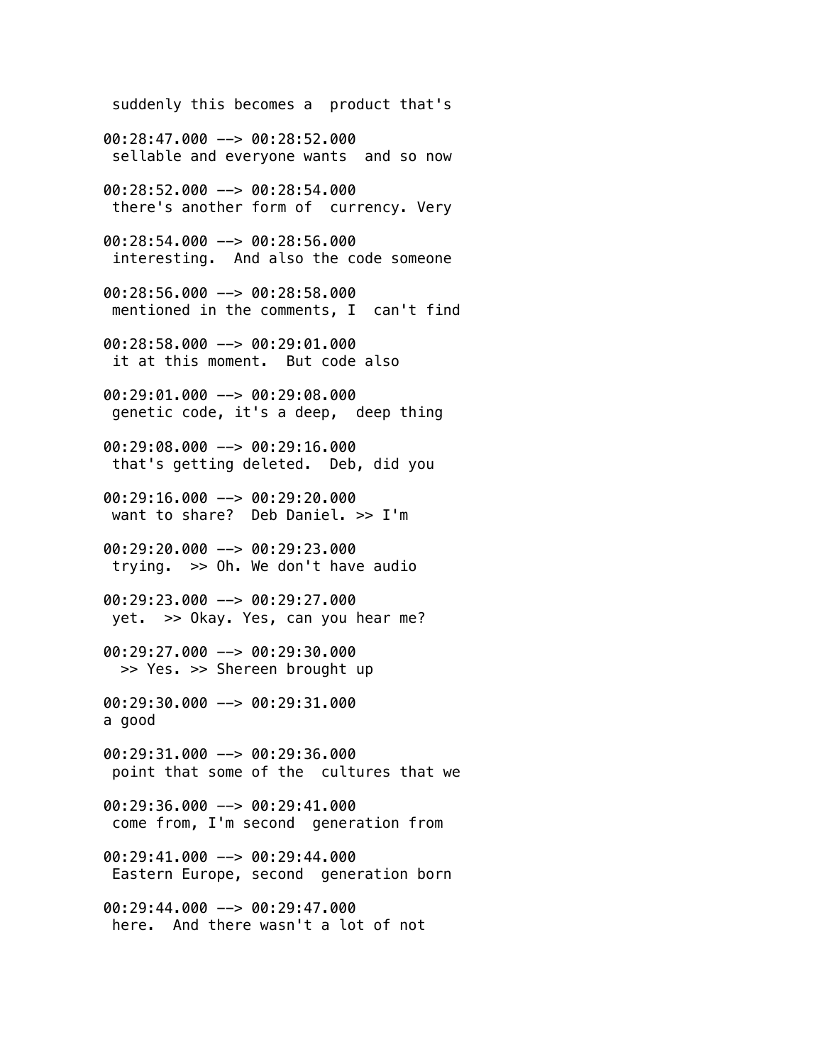suddenly this becomes a  product that's

00:28:47.000 --> 00:28:52.000
 sellable and everyone wants  and so now

00:28:52.000 --> 00:28:54.000
 there's another form of  currency. Very

00:28:54.000 --> 00:28:56.000
 interesting.  And also the code someone

00:28:56.000 --> 00:28:58.000
 mentioned in the comments, I  can't find

00:28:58.000 --> 00:29:01.000
 it at this moment.  But code also

00:29:01.000 --> 00:29:08.000
 genetic code, it's a deep,  deep thing

00:29:08.000 --> 00:29:16.000
 that's getting deleted.  Deb, did you

00:29:16.000 --> 00:29:20.000
 want to share?  Deb Daniel. >> I'm

00:29:20.000 --> 00:29:23.000
 trying.  >> Oh. We don't have audio

00:29:23.000 --> 00:29:27.000
 yet.  >> Okay. Yes, can you hear me?

00:29:27.000 --> 00:29:30.000
  >> Yes. >> Shereen brought up

00:29:30.000 --> 00:29:31.000
a good

00:29:31.000 --> 00:29:36.000
 point that some of the  cultures that we

00:29:36.000 --> 00:29:41.000
 come from, I'm second  generation from

00:29:41.000 --> 00:29:44.000
 Eastern Europe, second  generation born

00:29:44.000 --> 00:29:47.000
 here.  And there wasn't a lot of not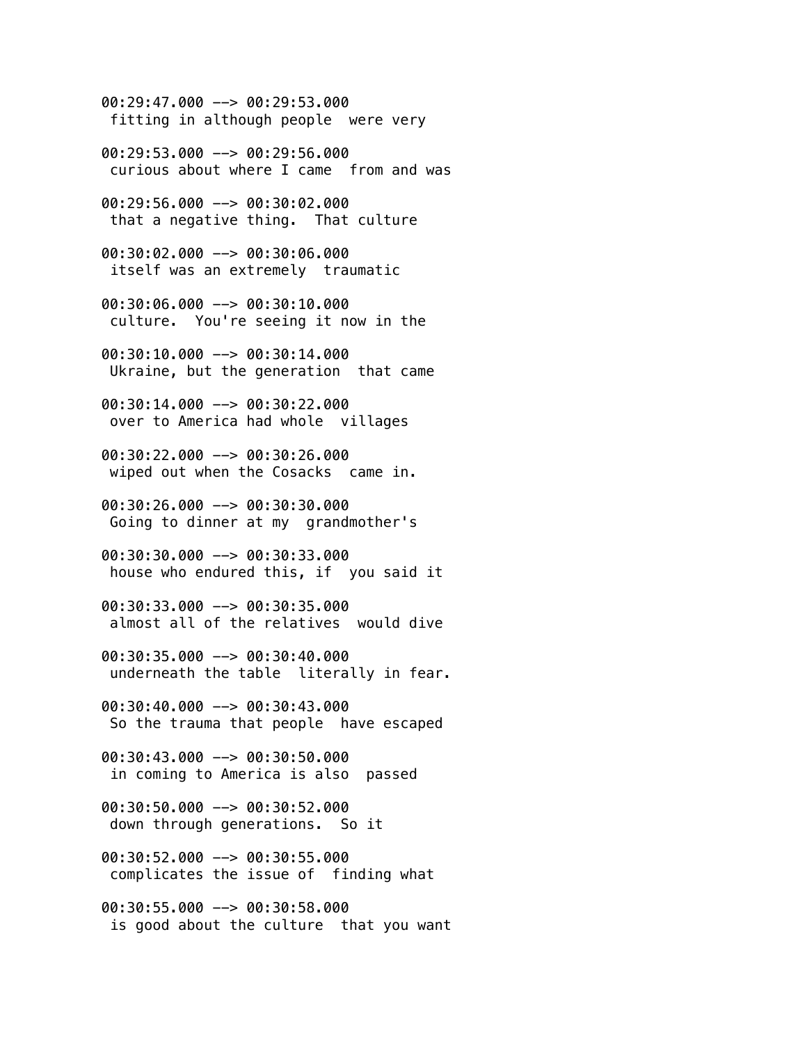00:29:47.000 --> 00:29:53.000
 fitting in although people  were very

00:29:53.000 --> 00:29:56.000
 curious about where I came  from and was

00:29:56.000 --> 00:30:02.000
 that a negative thing.  That culture

00:30:02.000 --> 00:30:06.000
 itself was an extremely  traumatic

00:30:06.000 --> 00:30:10.000
 culture.  You're seeing it now in the

00:30:10.000 --> 00:30:14.000
 Ukraine, but the generation  that came

00:30:14.000 --> 00:30:22.000
 over to America had whole  villages

00:30:22.000 --> 00:30:26.000
 wiped out when the Cosacks  came in.

00:30:26.000 --> 00:30:30.000
 Going to dinner at my  grandmother's

00:30:30.000 --> 00:30:33.000
 house who endured this, if  you said it

00:30:33.000 --> 00:30:35.000
 almost all of the relatives  would dive

00:30:35.000 --> 00:30:40.000
 underneath the table  literally in fear.

00:30:40.000 --> 00:30:43.000
 So the trauma that people  have escaped

00:30:43.000 --> 00:30:50.000
 in coming to America is also  passed

00:30:50.000 --> 00:30:52.000
 down through generations.  So it

00:30:52.000 --> 00:30:55.000
 complicates the issue of  finding what

00:30:55.000 --> 00:30:58.000
 is good about the culture  that you want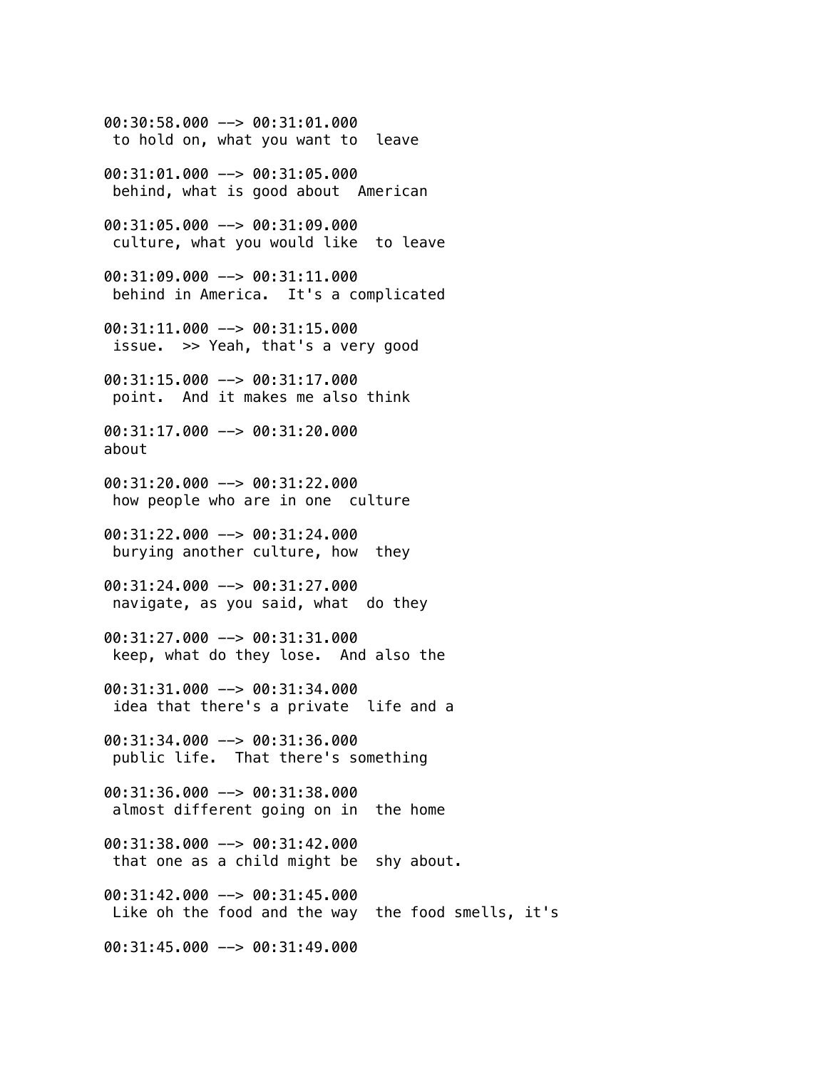00:30:58.000 --> 00:31:01.000
 to hold on, what you want to  leave

00:31:01.000 --> 00:31:05.000
 behind, what is good about  American

00:31:05.000 --> 00:31:09.000
 culture, what you would like  to leave

00:31:09.000 --> 00:31:11.000
 behind in America.  It's a complicated

00:31:11.000 --> 00:31:15.000
 issue.  >> Yeah, that's a very good

00:31:15.000 --> 00:31:17.000
 point.  And it makes me also think

00:31:17.000 --> 00:31:20.000
about

00:31:20.000 --> 00:31:22.000
 how people who are in one  culture

00:31:22.000 --> 00:31:24.000
 burying another culture, how  they

00:31:24.000 --> 00:31:27.000
 navigate, as you said, what  do they

00:31:27.000 --> 00:31:31.000
 keep, what do they lose.  And also the

00:31:31.000 --> 00:31:34.000
 idea that there's a private  life and a

00:31:34.000 --> 00:31:36.000
 public life.  That there's something

00:31:36.000 --> 00:31:38.000
 almost different going on in  the home

00:31:38.000 --> 00:31:42.000
 that one as a child might be  shy about.

00:31:42.000 --> 00:31:45.000
 Like oh the food and the way  the food smells, it's

00:31:45.000 --> 00:31:49.000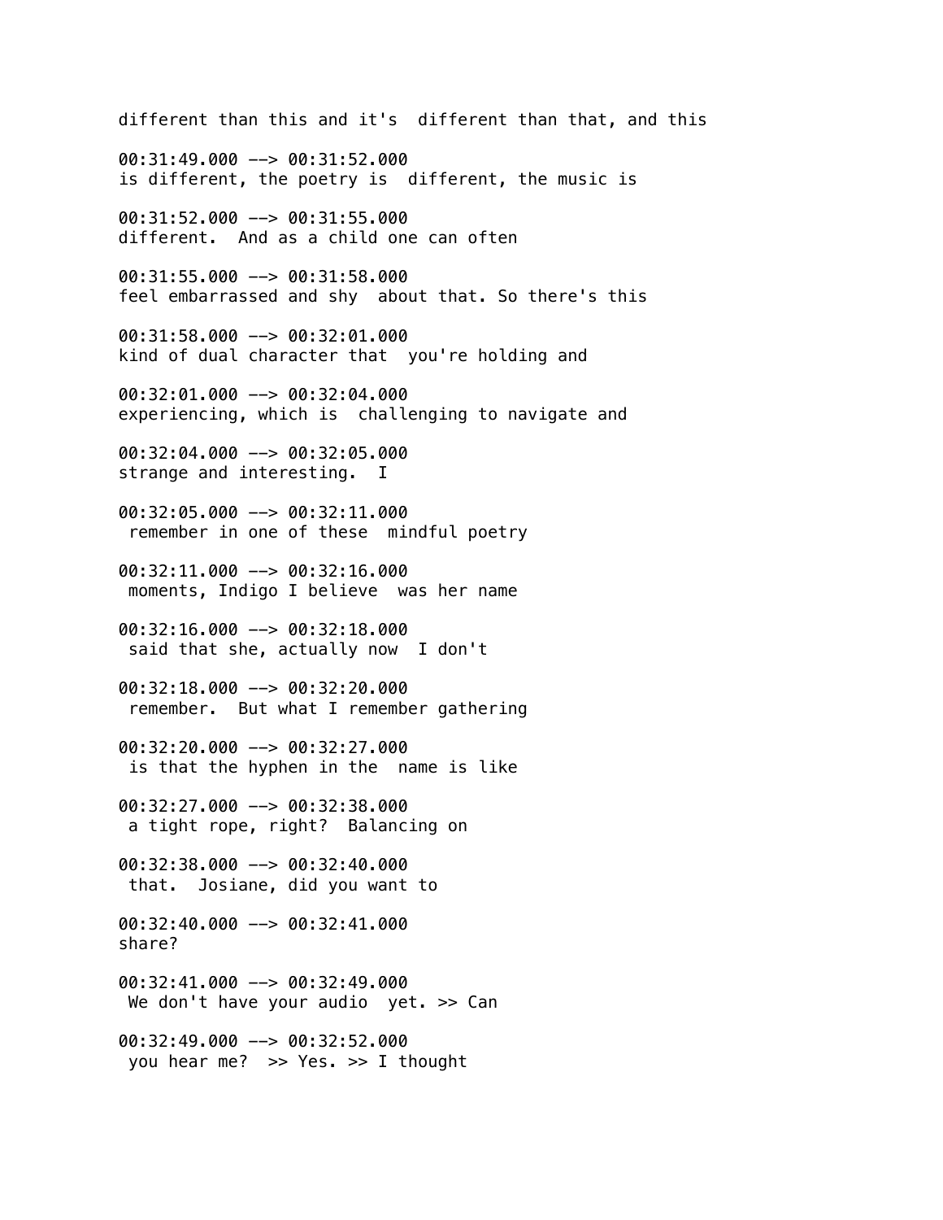different than this and it's  different than that, and this

00:31:49.000 --> 00:31:52.000
is different, the poetry is  different, the music is

00:31:52.000 --> 00:31:55.000
different.  And as a child one can often

00:31:55.000 --> 00:31:58.000
feel embarrassed and shy  about that. So there's this

00:31:58.000 --> 00:32:01.000
kind of dual character that  you're holding and

00:32:01.000 --> 00:32:04.000
experiencing, which is  challenging to navigate and

00:32:04.000 --> 00:32:05.000
strange and interesting.  I

00:32:05.000 --> 00:32:11.000
 remember in one of these  mindful poetry

00:32:11.000 --> 00:32:16.000
 moments, Indigo I believe  was her name

00:32:16.000 --> 00:32:18.000
 said that she, actually now  I don't

00:32:18.000 --> 00:32:20.000
 remember.  But what I remember gathering

00:32:20.000 --> 00:32:27.000
 is that the hyphen in the  name is like

00:32:27.000 --> 00:32:38.000
 a tight rope, right?  Balancing on

00:32:38.000 --> 00:32:40.000
 that.  Josiane, did you want to

00:32:40.000 --> 00:32:41.000
share?

00:32:41.000 --> 00:32:49.000
 We don't have your audio  yet. >> Can

00:32:49.000 --> 00:32:52.000
 you hear me?  >> Yes. >> I thought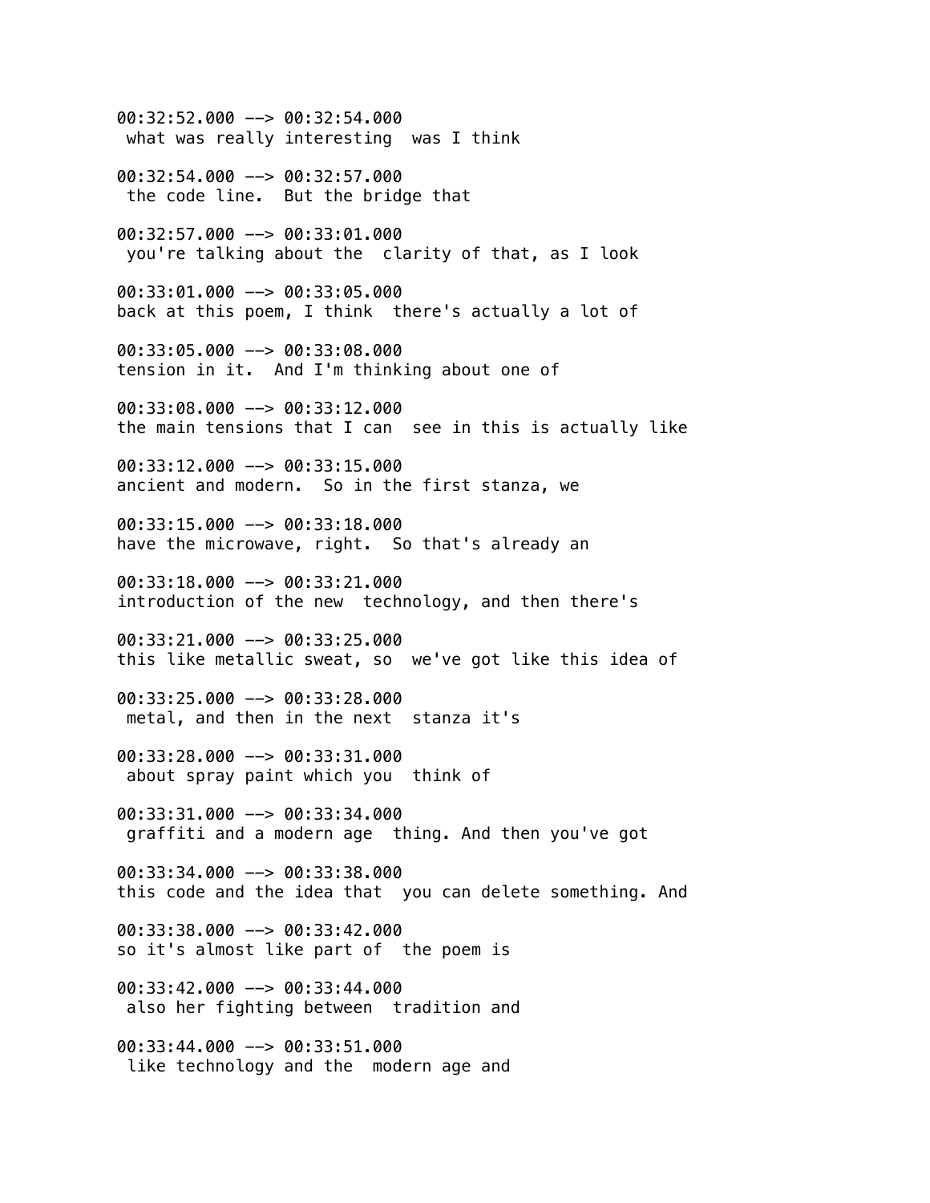00:32:52.000 --> 00:32:54.000
 what was really interesting  was I think

00:32:54.000 --> 00:32:57.000
 the code line.  But the bridge that

00:32:57.000 --> 00:33:01.000
 you're talking about the  clarity of that, as I look

00:33:01.000 --> 00:33:05.000
back at this poem, I think  there's actually a lot of

00:33:05.000 --> 00:33:08.000
tension in it.  And I'm thinking about one of

00:33:08.000 --> 00:33:12.000
the main tensions that I can  see in this is actually like

00:33:12.000 --> 00:33:15.000
ancient and modern.  So in the first stanza, we

00:33:15.000 --> 00:33:18.000
have the microwave, right.  So that's already an

00:33:18.000 --> 00:33:21.000
introduction of the new  technology, and then there's

00:33:21.000 --> 00:33:25.000
this like metallic sweat, so  we've got like this idea of

00:33:25.000 --> 00:33:28.000
 metal, and then in the next  stanza it's

00:33:28.000 --> 00:33:31.000
 about spray paint which you  think of

00:33:31.000 --> 00:33:34.000
 graffiti and a modern age  thing. And then you've got

00:33:34.000 --> 00:33:38.000
this code and the idea that  you can delete something. And

00:33:38.000 --> 00:33:42.000
so it's almost like part of  the poem is

00:33:42.000 --> 00:33:44.000
 also her fighting between  tradition and

00:33:44.000 --> 00:33:51.000
 like technology and the  modern age and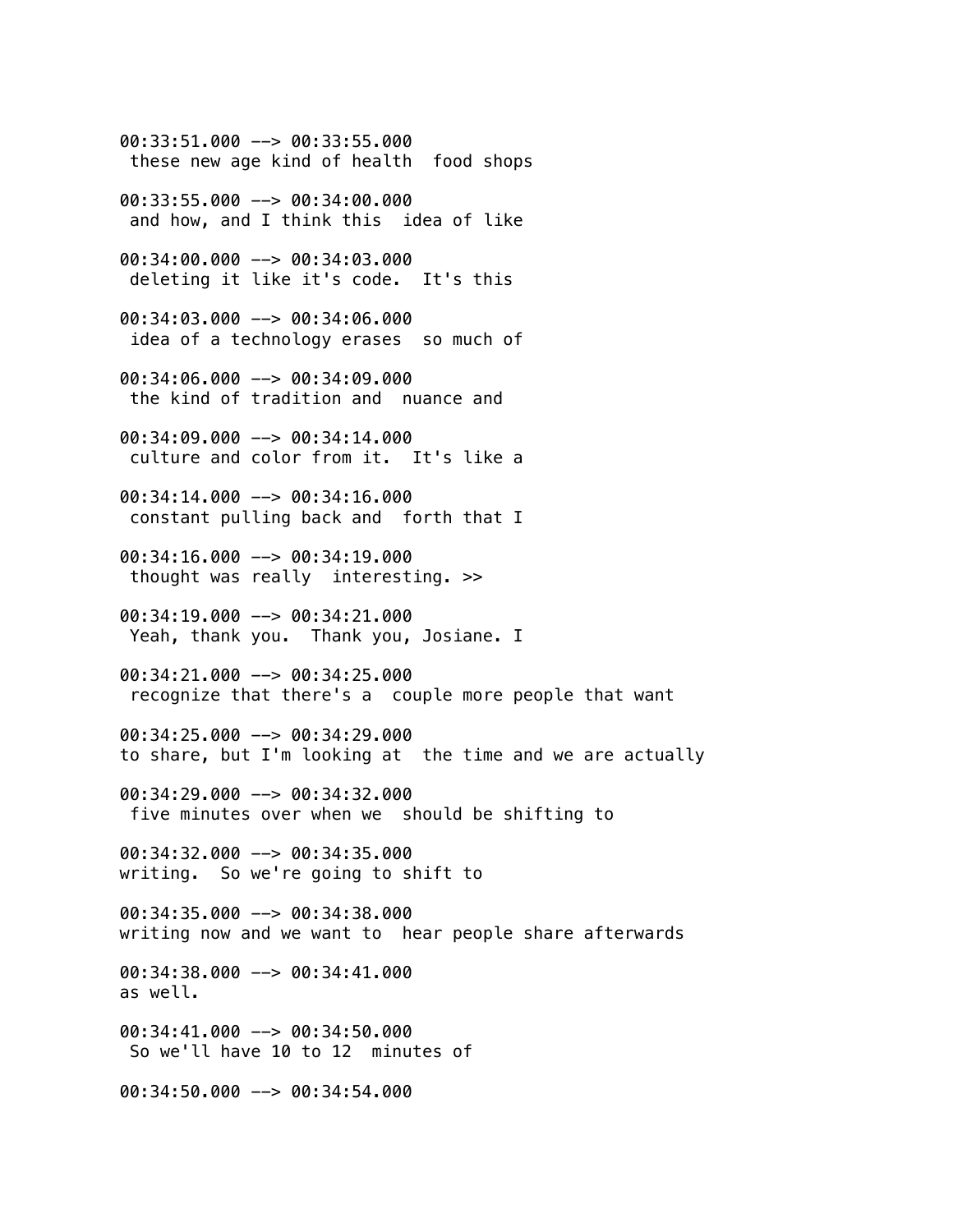00:33:51.000 --> 00:33:55.000
 these new age kind of health  food shops

00:33:55.000 --> 00:34:00.000
 and how, and I think this  idea of like

00:34:00.000 --> 00:34:03.000
 deleting it like it's code.  It's this

00:34:03.000 --> 00:34:06.000
 idea of a technology erases  so much of

00:34:06.000 --> 00:34:09.000
 the kind of tradition and  nuance and

00:34:09.000 --> 00:34:14.000
 culture and color from it.  It's like a

00:34:14.000 --> 00:34:16.000
 constant pulling back and  forth that I

00:34:16.000 --> 00:34:19.000
 thought was really  interesting. >>

00:34:19.000 --> 00:34:21.000
 Yeah, thank you.  Thank you, Josiane. I

00:34:21.000 --> 00:34:25.000
 recognize that there's a  couple more people that want

00:34:25.000 --> 00:34:29.000
to share, but I'm looking at  the time and we are actually

00:34:29.000 --> 00:34:32.000
 five minutes over when we  should be shifting to

00:34:32.000 --> 00:34:35.000
writing.  So we're going to shift to

00:34:35.000 --> 00:34:38.000
writing now and we want to  hear people share afterwards

00:34:38.000 --> 00:34:41.000
as well.

00:34:41.000 --> 00:34:50.000
 So we'll have 10 to 12  minutes of

00:34:50.000 --> 00:34:54.000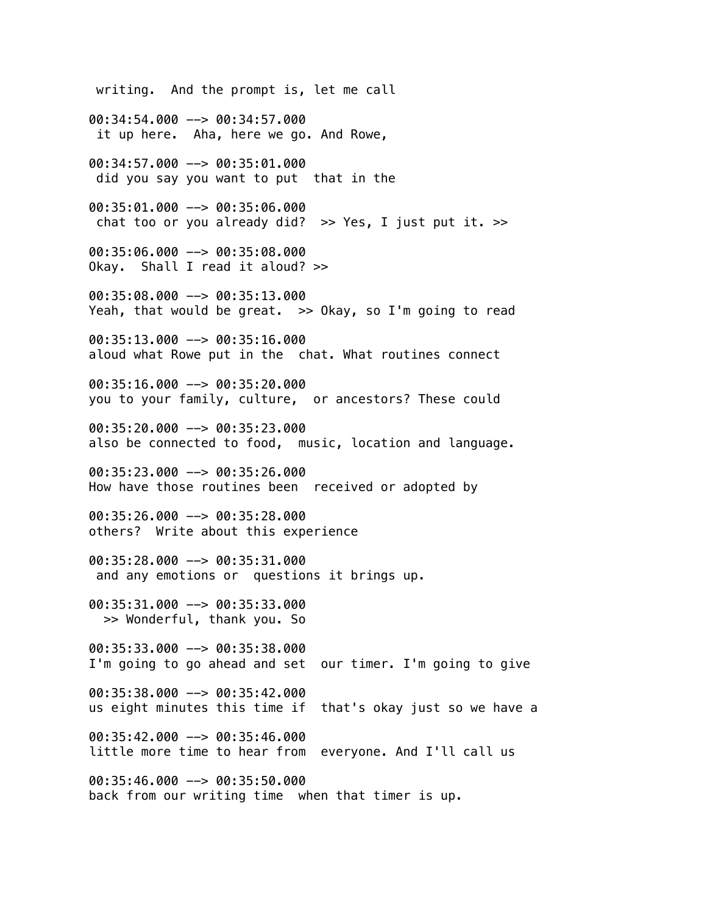writing.  And the prompt is, let me call

00:34:54.000 --> 00:34:57.000
 it up here.  Aha, here we go. And Rowe,

00:34:57.000 --> 00:35:01.000
 did you say you want to put  that in the

00:35:01.000 --> 00:35:06.000
 chat too or you already did?  >> Yes, I just put it. >>

00:35:06.000 --> 00:35:08.000
Okay.  Shall I read it aloud? >>

00:35:08.000 --> 00:35:13.000
Yeah, that would be great.  >> Okay, so I'm going to read

00:35:13.000 --> 00:35:16.000
aloud what Rowe put in the  chat. What routines connect

00:35:16.000 --> 00:35:20.000
you to your family, culture,  or ancestors? These could

00:35:20.000 --> 00:35:23.000
also be connected to food,  music, location and language.

00:35:23.000 --> 00:35:26.000
How have those routines been  received or adopted by

00:35:26.000 --> 00:35:28.000
others?  Write about this experience

00:35:28.000 --> 00:35:31.000
 and any emotions or  questions it brings up.

00:35:31.000 --> 00:35:33.000
 >> Wonderful, thank you. So

00:35:33.000 --> 00:35:38.000
I'm going to go ahead and set  our timer. I'm going to give

00:35:38.000 --> 00:35:42.000
us eight minutes this time if  that's okay just so we have a

00:35:42.000 --> 00:35:46.000
little more time to hear from  everyone. And I'll call us

00:35:46.000 --> 00:35:50.000
back from our writing time  when that timer is up.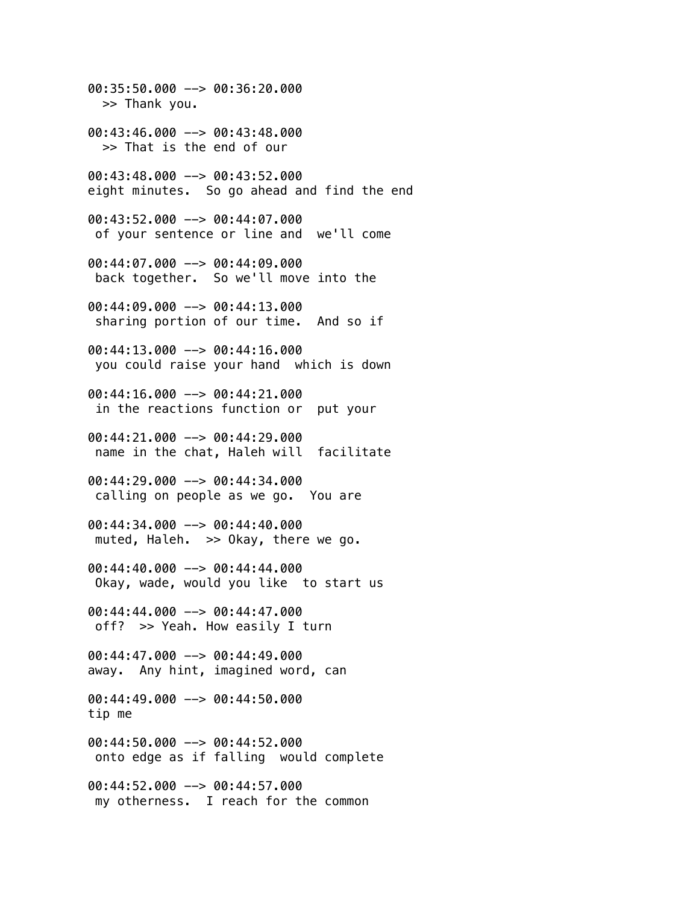00:35:50.000 --> 00:36:20.000
  >> Thank you.

00:43:46.000 --> 00:43:48.000
  >> That is the end of our

00:43:48.000 --> 00:43:52.000
eight minutes.  So go ahead and find the end

00:43:52.000 --> 00:44:07.000
 of your sentence or line and  we'll come

00:44:07.000 --> 00:44:09.000
 back together.  So we'll move into the

00:44:09.000 --> 00:44:13.000
 sharing portion of our time.  And so if

00:44:13.000 --> 00:44:16.000
 you could raise your hand  which is down

00:44:16.000 --> 00:44:21.000
 in the reactions function or  put your

00:44:21.000 --> 00:44:29.000
 name in the chat, Haleh will  facilitate

00:44:29.000 --> 00:44:34.000
 calling on people as we go.  You are

00:44:34.000 --> 00:44:40.000
 muted, Haleh.  >> Okay, there we go.

00:44:40.000 --> 00:44:44.000
 Okay, wade, would you like  to start us

00:44:44.000 --> 00:44:47.000
 off?  >> Yeah. How easily I turn

00:44:47.000 --> 00:44:49.000
away.  Any hint, imagined word, can

00:44:49.000 --> 00:44:50.000
tip me

00:44:50.000 --> 00:44:52.000
 onto edge as if falling  would complete

00:44:52.000 --> 00:44:57.000
 my otherness.  I reach for the common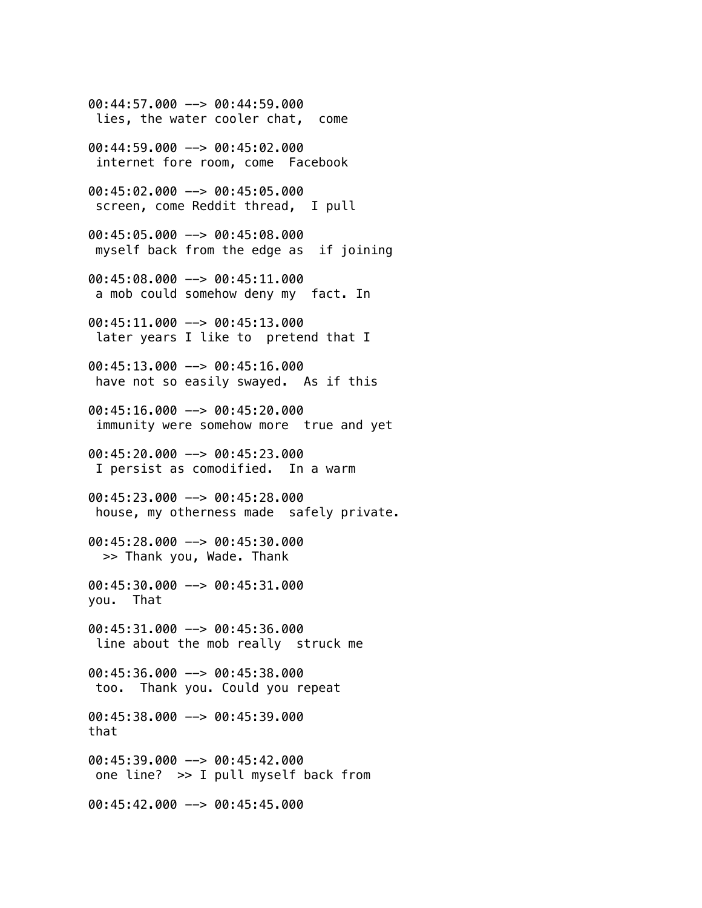```
00:44:57.000 --> 00:44:59.000
 lies, the water cooler chat,  come

00:44:59.000 --> 00:45:02.000
 internet fore room, come  Facebook

00:45:02.000 --> 00:45:05.000
 screen, come Reddit thread,  I pull

00:45:05.000 --> 00:45:08.000
 myself back from the edge as  if joining

00:45:08.000 --> 00:45:11.000
 a mob could somehow deny my  fact. In

00:45:11.000 --> 00:45:13.000
 later years I like to  pretend that I

00:45:13.000 --> 00:45:16.000
 have not so easily swayed.  As if this

00:45:16.000 --> 00:45:20.000
 immunity were somehow more  true and yet

00:45:20.000 --> 00:45:23.000
 I persist as comodified.  In a warm

00:45:23.000 --> 00:45:28.000
 house, my otherness made  safely private.

00:45:28.000 --> 00:45:30.000
  >> Thank you, Wade. Thank

00:45:30.000 --> 00:45:31.000
you.  That

00:45:31.000 --> 00:45:36.000
 line about the mob really  struck me

00:45:36.000 --> 00:45:38.000
 too.  Thank you. Could you repeat

00:45:38.000 --> 00:45:39.000
that

00:45:39.000 --> 00:45:42.000
 one line?  >> I pull myself back from

00:45:42.000 --> 00:45:45.000
```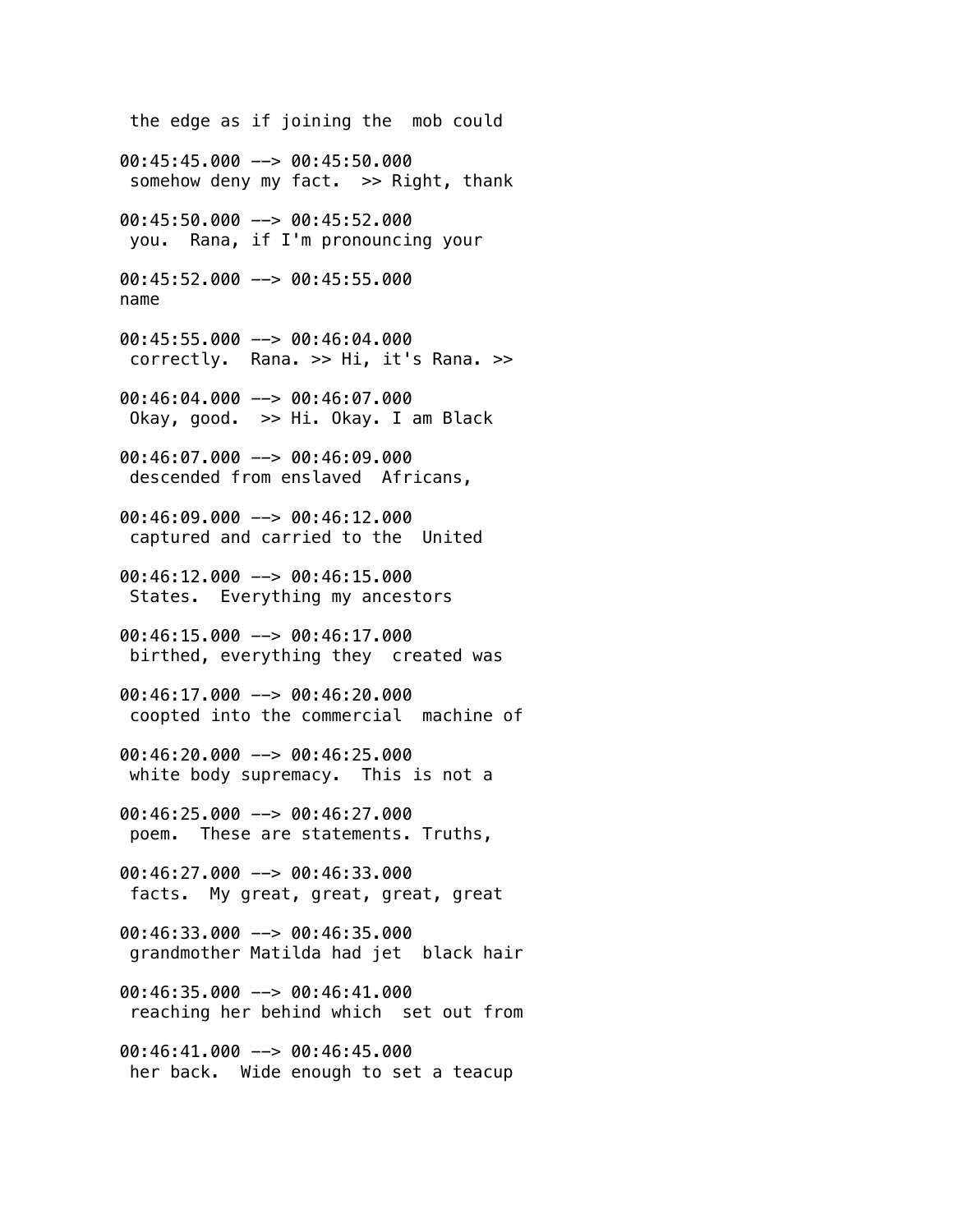the edge as if joining the  mob could

00:45:45.000 --> 00:45:50.000
 somehow deny my fact.  >> Right, thank

00:45:50.000 --> 00:45:52.000
 you.  Rana, if I'm pronouncing your

00:45:52.000 --> 00:45:55.000
name

00:45:55.000 --> 00:46:04.000
 correctly.  Rana. >> Hi, it's Rana. >>

00:46:04.000 --> 00:46:07.000
 Okay, good.  >> Hi. Okay. I am Black

00:46:07.000 --> 00:46:09.000
 descended from enslaved  Africans,

00:46:09.000 --> 00:46:12.000
 captured and carried to the  United

00:46:12.000 --> 00:46:15.000
 States.  Everything my ancestors

00:46:15.000 --> 00:46:17.000
 birthed, everything they  created was

00:46:17.000 --> 00:46:20.000
 coopted into the commercial  machine of

00:46:20.000 --> 00:46:25.000
 white body supremacy.  This is not a

00:46:25.000 --> 00:46:27.000
 poem.  These are statements. Truths,

00:46:27.000 --> 00:46:33.000
 facts.  My great, great, great, great

00:46:33.000 --> 00:46:35.000
 grandmother Matilda had jet  black hair

00:46:35.000 --> 00:46:41.000
 reaching her behind which  set out from

00:46:41.000 --> 00:46:45.000
 her back.  Wide enough to set a teacup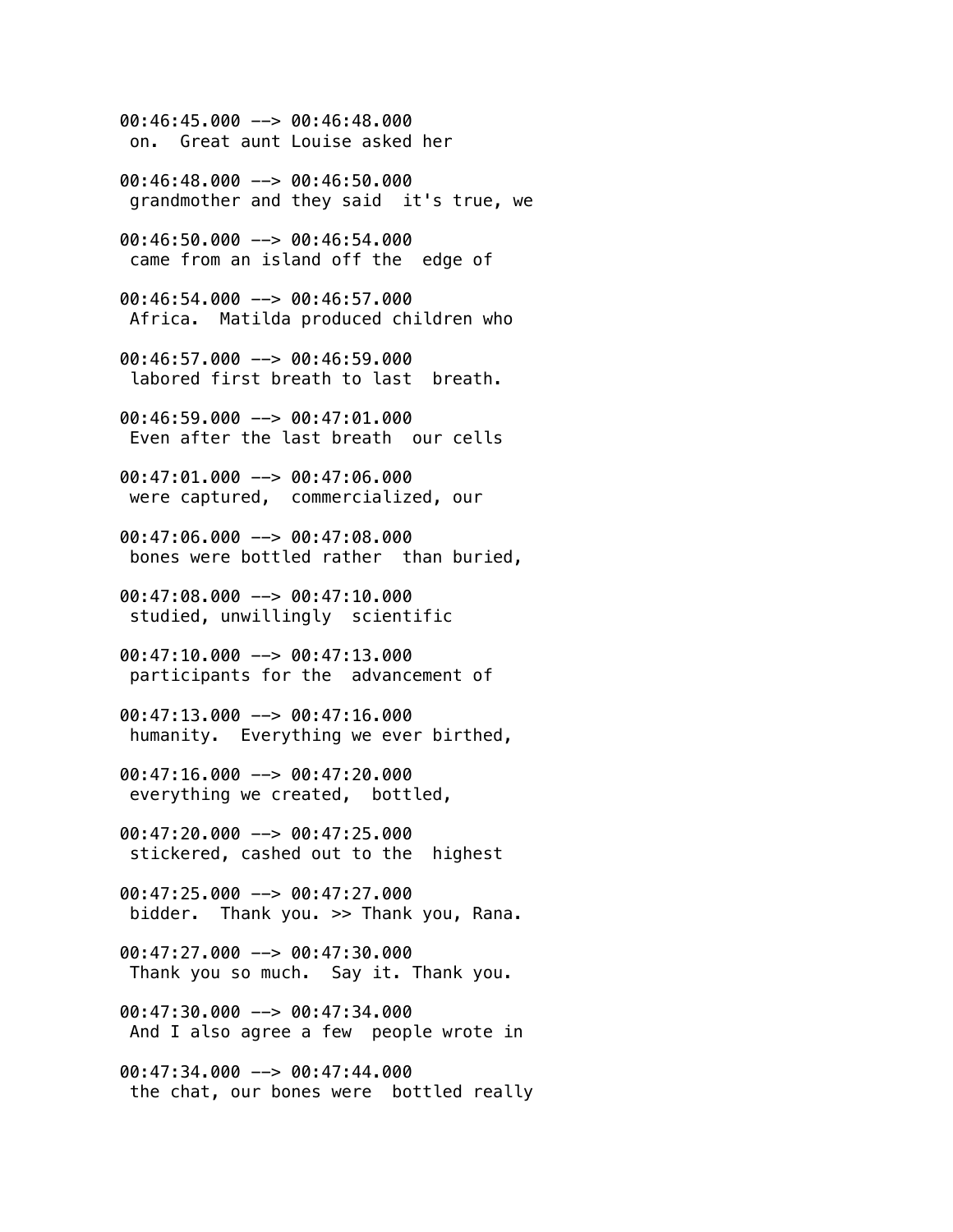00:46:45.000 --> 00:46:48.000
 on.  Great aunt Louise asked her

00:46:48.000 --> 00:46:50.000
 grandmother and they said  it's true, we

00:46:50.000 --> 00:46:54.000
 came from an island off the  edge of

00:46:54.000 --> 00:46:57.000
 Africa.  Matilda produced children who

00:46:57.000 --> 00:46:59.000
 labored first breath to last  breath.

00:46:59.000 --> 00:47:01.000
 Even after the last breath  our cells

00:47:01.000 --> 00:47:06.000
 were captured,  commercialized, our

00:47:06.000 --> 00:47:08.000
 bones were bottled rather  than buried,

00:47:08.000 --> 00:47:10.000
 studied, unwillingly  scientific

00:47:10.000 --> 00:47:13.000
 participants for the  advancement of

00:47:13.000 --> 00:47:16.000
 humanity.  Everything we ever birthed,

00:47:16.000 --> 00:47:20.000
 everything we created,  bottled,

00:47:20.000 --> 00:47:25.000
 stickered, cashed out to the  highest

00:47:25.000 --> 00:47:27.000
 bidder.  Thank you. >> Thank you, Rana.

00:47:27.000 --> 00:47:30.000
 Thank you so much.  Say it. Thank you.

00:47:30.000 --> 00:47:34.000
 And I also agree a few  people wrote in

00:47:34.000 --> 00:47:44.000
 the chat, our bones were  bottled really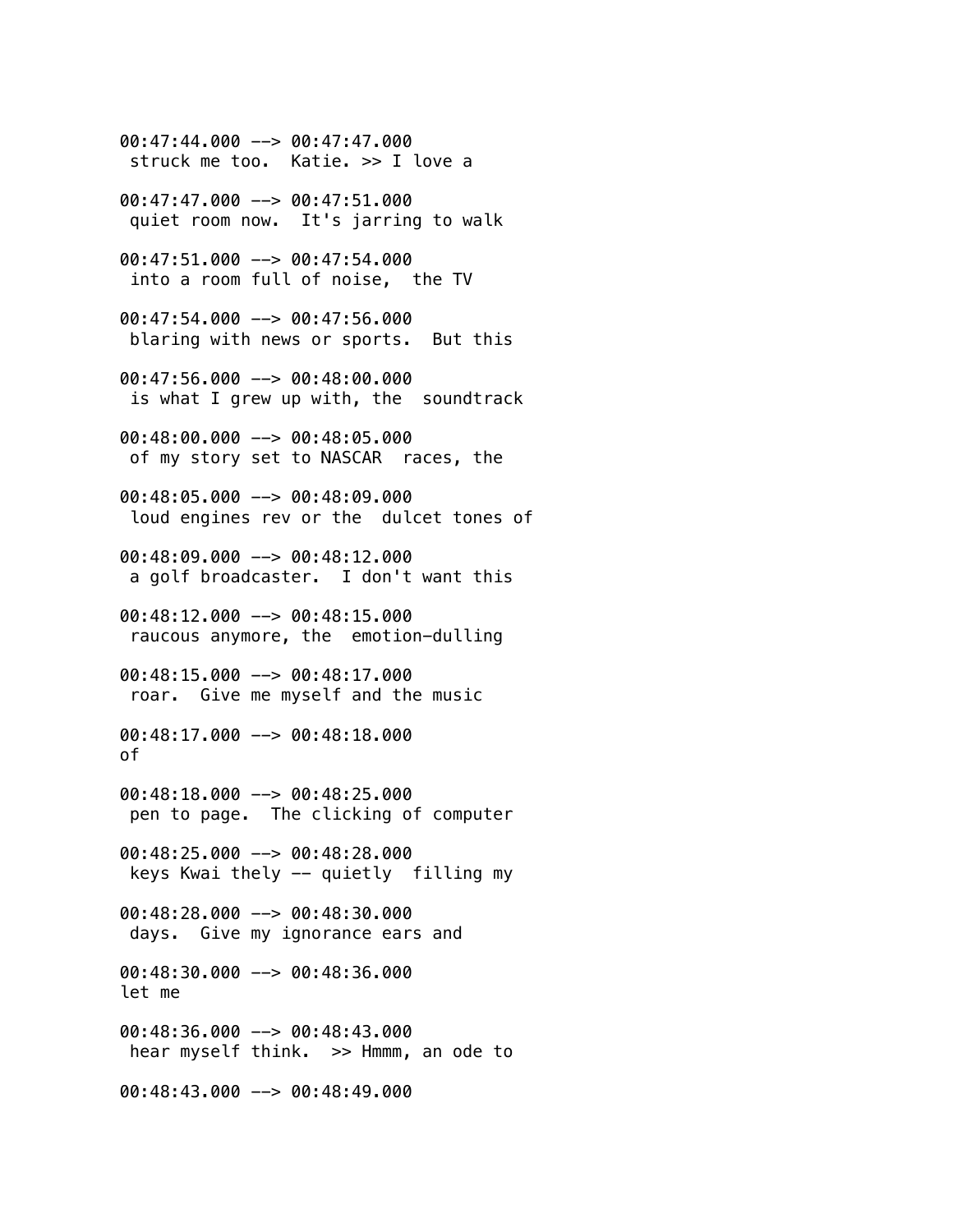00:47:44.000 --> 00:47:47.000
 struck me too.  Katie. >> I love a

00:47:47.000 --> 00:47:51.000
 quiet room now.  It's jarring to walk

00:47:51.000 --> 00:47:54.000
 into a room full of noise,  the TV

00:47:54.000 --> 00:47:56.000
 blaring with news or sports.  But this

00:47:56.000 --> 00:48:00.000
 is what I grew up with, the  soundtrack

00:48:00.000 --> 00:48:05.000
 of my story set to NASCAR  races, the

00:48:05.000 --> 00:48:09.000
 loud engines rev or the  dulcet tones of

00:48:09.000 --> 00:48:12.000
 a golf broadcaster.  I don't want this

00:48:12.000 --> 00:48:15.000
 raucous anymore, the  emotion-dulling

00:48:15.000 --> 00:48:17.000
 roar.  Give me myself and the music

00:48:17.000 --> 00:48:18.000
of

00:48:18.000 --> 00:48:25.000
 pen to page.  The clicking of computer

00:48:25.000 --> 00:48:28.000
 keys Kwai thely -- quietly  filling my

00:48:28.000 --> 00:48:30.000
 days.  Give my ignorance ears and

00:48:30.000 --> 00:48:36.000
let me

00:48:36.000 --> 00:48:43.000
 hear myself think.  >> Hmmm, an ode to

00:48:43.000 --> 00:48:49.000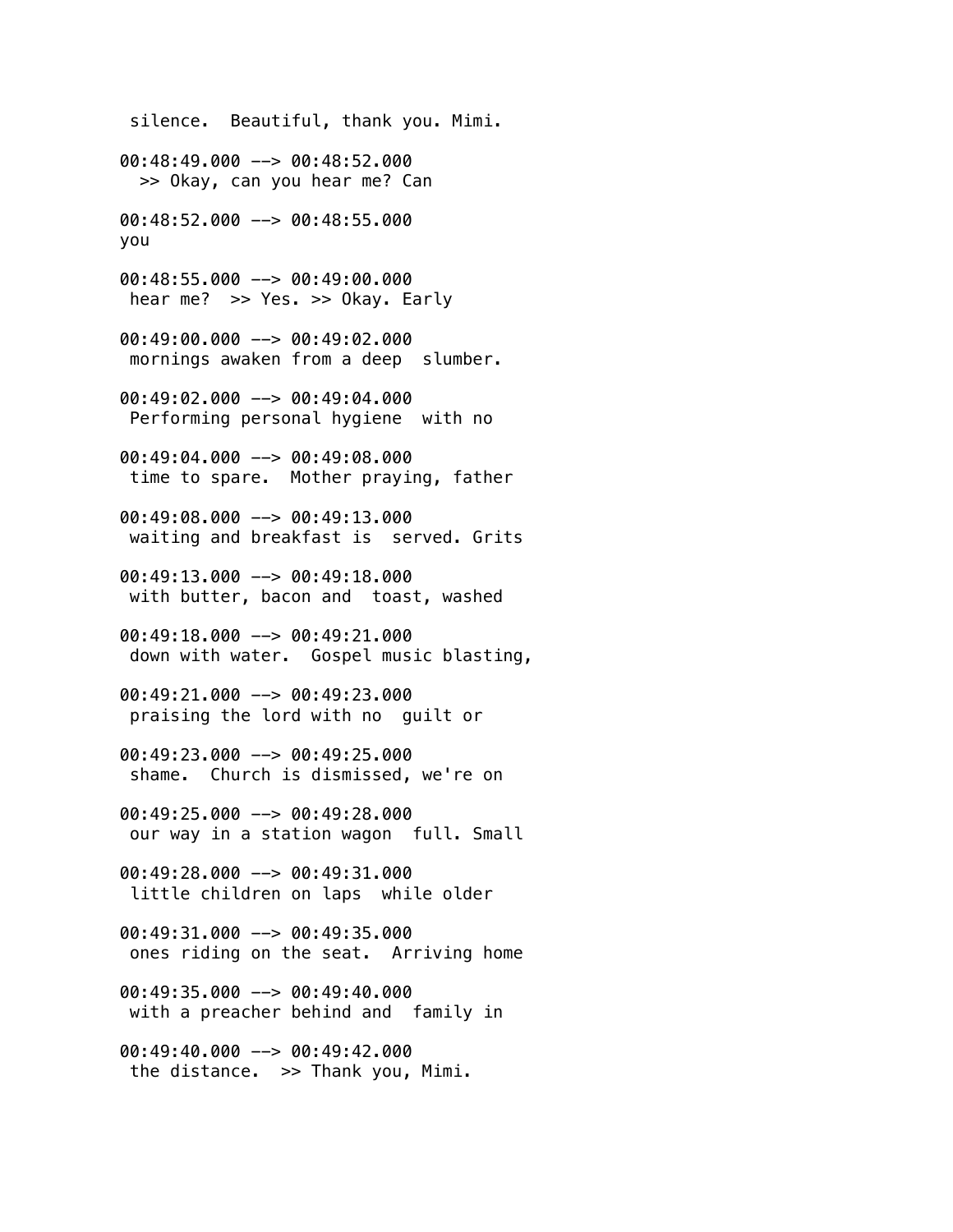silence.  Beautiful, thank you. Mimi.

00:48:49.000 --> 00:48:52.000
 >> Okay, can you hear me? Can

00:48:52.000 --> 00:48:55.000
you

00:48:55.000 --> 00:49:00.000
hear me?  >> Yes. >> Okay. Early

00:49:00.000 --> 00:49:02.000
mornings awaken from a deep  slumber.

00:49:02.000 --> 00:49:04.000
Performing personal hygiene  with no

00:49:04.000 --> 00:49:08.000
time to spare.  Mother praying, father

00:49:08.000 --> 00:49:13.000
waiting and breakfast is  served. Grits

00:49:13.000 --> 00:49:18.000
with butter, bacon and  toast, washed

00:49:18.000 --> 00:49:21.000
down with water.  Gospel music blasting,

00:49:21.000 --> 00:49:23.000
praising the lord with no  guilt or

00:49:23.000 --> 00:49:25.000
shame.  Church is dismissed, we're on

00:49:25.000 --> 00:49:28.000
our way in a station wagon  full. Small

00:49:28.000 --> 00:49:31.000
little children on laps  while older

00:49:31.000 --> 00:49:35.000
ones riding on the seat.  Arriving home

00:49:35.000 --> 00:49:40.000
with a preacher behind and  family in

00:49:40.000 --> 00:49:42.000
the distance.  >> Thank you, Mimi.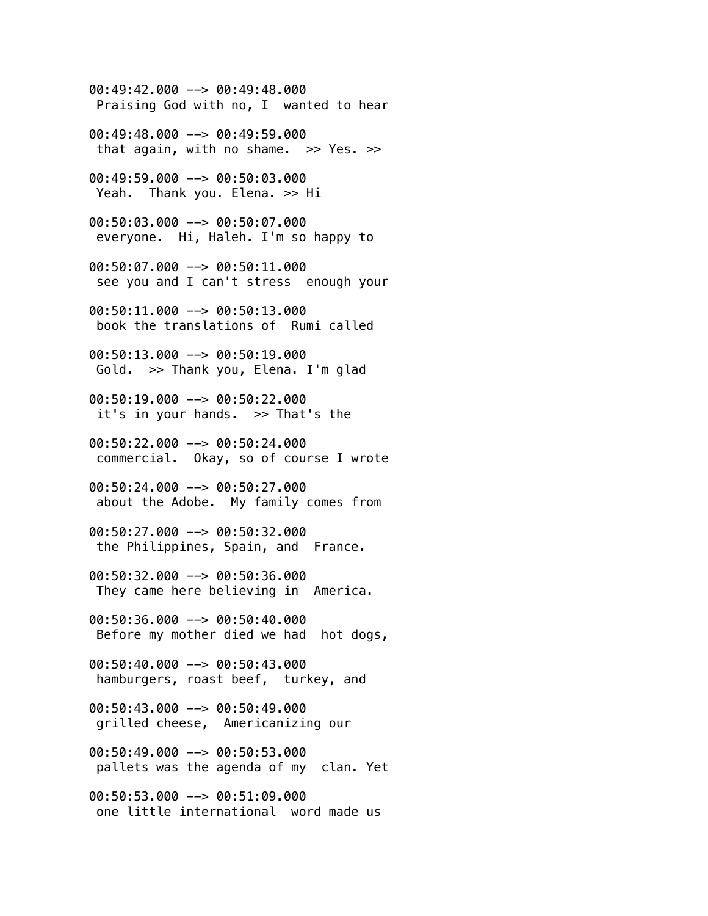00:49:42.000 --> 00:49:48.000
 Praising God with no, I  wanted to hear

00:49:48.000 --> 00:49:59.000
 that again, with no shame.  >> Yes. >>

00:49:59.000 --> 00:50:03.000
 Yeah.  Thank you. Elena. >> Hi

00:50:03.000 --> 00:50:07.000
 everyone.  Hi, Haleh. I'm so happy to

00:50:07.000 --> 00:50:11.000
 see you and I can't stress  enough your

00:50:11.000 --> 00:50:13.000
 book the translations of  Rumi called

00:50:13.000 --> 00:50:19.000
 Gold.  >> Thank you, Elena. I'm glad

00:50:19.000 --> 00:50:22.000
 it's in your hands.  >> That's the

00:50:22.000 --> 00:50:24.000
 commercial.  Okay, so of course I wrote

00:50:24.000 --> 00:50:27.000
 about the Adobe.  My family comes from

00:50:27.000 --> 00:50:32.000
 the Philippines, Spain, and  France.

00:50:32.000 --> 00:50:36.000
 They came here believing in  America.

00:50:36.000 --> 00:50:40.000
 Before my mother died we had  hot dogs,

00:50:40.000 --> 00:50:43.000
 hamburgers, roast beef,  turkey, and

00:50:43.000 --> 00:50:49.000
 grilled cheese,  Americanizing our

00:50:49.000 --> 00:50:53.000
 pallets was the agenda of my  clan. Yet

00:50:53.000 --> 00:51:09.000
 one little international  word made us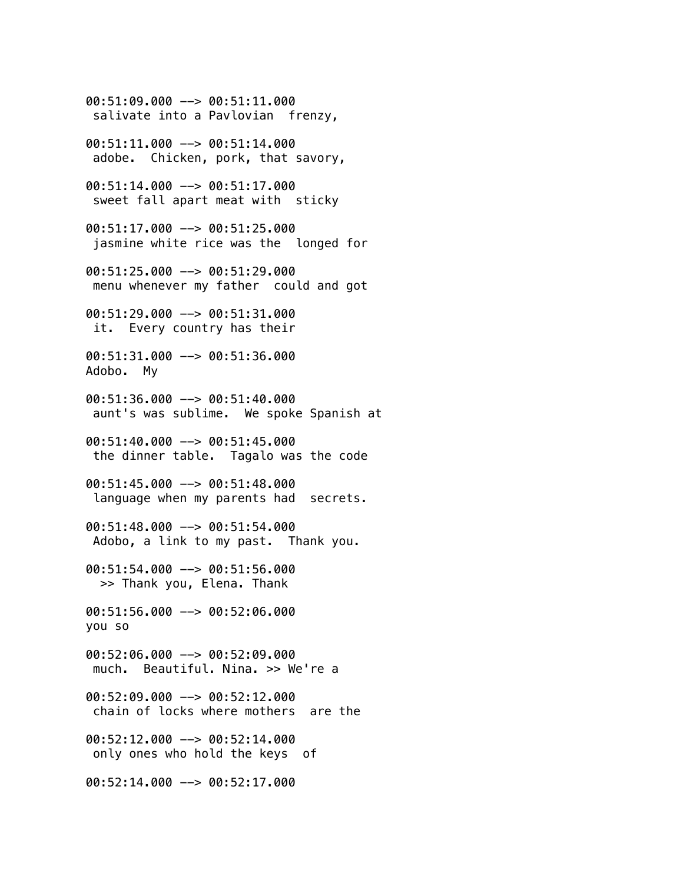00:51:09.000 --> 00:51:11.000
 salivate into a Pavlovian  frenzy,

00:51:11.000 --> 00:51:14.000
 adobe.  Chicken, pork, that savory,

00:51:14.000 --> 00:51:17.000
 sweet fall apart meat with  sticky

00:51:17.000 --> 00:51:25.000
 jasmine white rice was the  longed for

00:51:25.000 --> 00:51:29.000
 menu whenever my father  could and got

00:51:29.000 --> 00:51:31.000
 it.  Every country has their

00:51:31.000 --> 00:51:36.000
Adobo.  My

00:51:36.000 --> 00:51:40.000
 aunt's was sublime.  We spoke Spanish at

00:51:40.000 --> 00:51:45.000
 the dinner table.  Tagalo was the code

00:51:45.000 --> 00:51:48.000
 language when my parents had  secrets.

00:51:48.000 --> 00:51:54.000
 Adobo, a link to my past.  Thank you.

00:51:54.000 --> 00:51:56.000
  >> Thank you, Elena. Thank

00:51:56.000 --> 00:52:06.000
you so

00:52:06.000 --> 00:52:09.000
 much.  Beautiful. Nina. >> We're a

00:52:09.000 --> 00:52:12.000
 chain of locks where mothers  are the

00:52:12.000 --> 00:52:14.000
 only ones who hold the keys  of

00:52:14.000 --> 00:52:17.000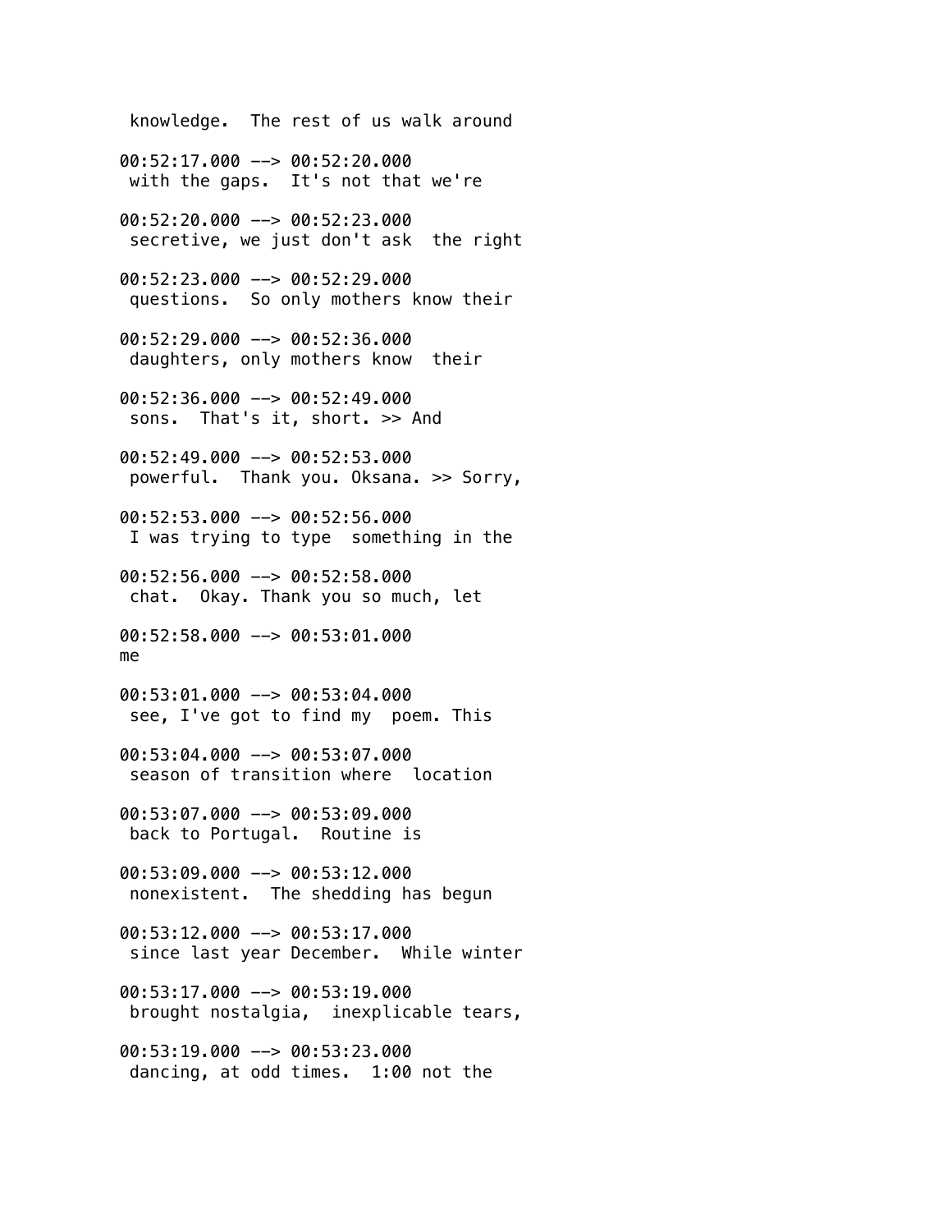knowledge.  The rest of us walk around

00:52:17.000 --> 00:52:20.000
with the gaps.  It's not that we're

00:52:20.000 --> 00:52:23.000
secretive, we just don't ask  the right

00:52:23.000 --> 00:52:29.000
questions.  So only mothers know their

00:52:29.000 --> 00:52:36.000
daughters, only mothers know  their

00:52:36.000 --> 00:52:49.000
sons.  That's it, short. >> And

00:52:49.000 --> 00:52:53.000
powerful.  Thank you. Oksana. >> Sorry,

00:52:53.000 --> 00:52:56.000
I was trying to type  something in the

00:52:56.000 --> 00:52:58.000
chat.  Okay. Thank you so much, let

00:52:58.000 --> 00:53:01.000
me

00:53:01.000 --> 00:53:04.000
see, I've got to find my  poem. This

00:53:04.000 --> 00:53:07.000
season of transition where  location

00:53:07.000 --> 00:53:09.000
back to Portugal.  Routine is

00:53:09.000 --> 00:53:12.000
nonexistent.  The shedding has begun

00:53:12.000 --> 00:53:17.000
since last year December.  While winter

00:53:17.000 --> 00:53:19.000
brought nostalgia,  inexplicable tears,

00:53:19.000 --> 00:53:23.000
dancing, at odd times.  1:00 not the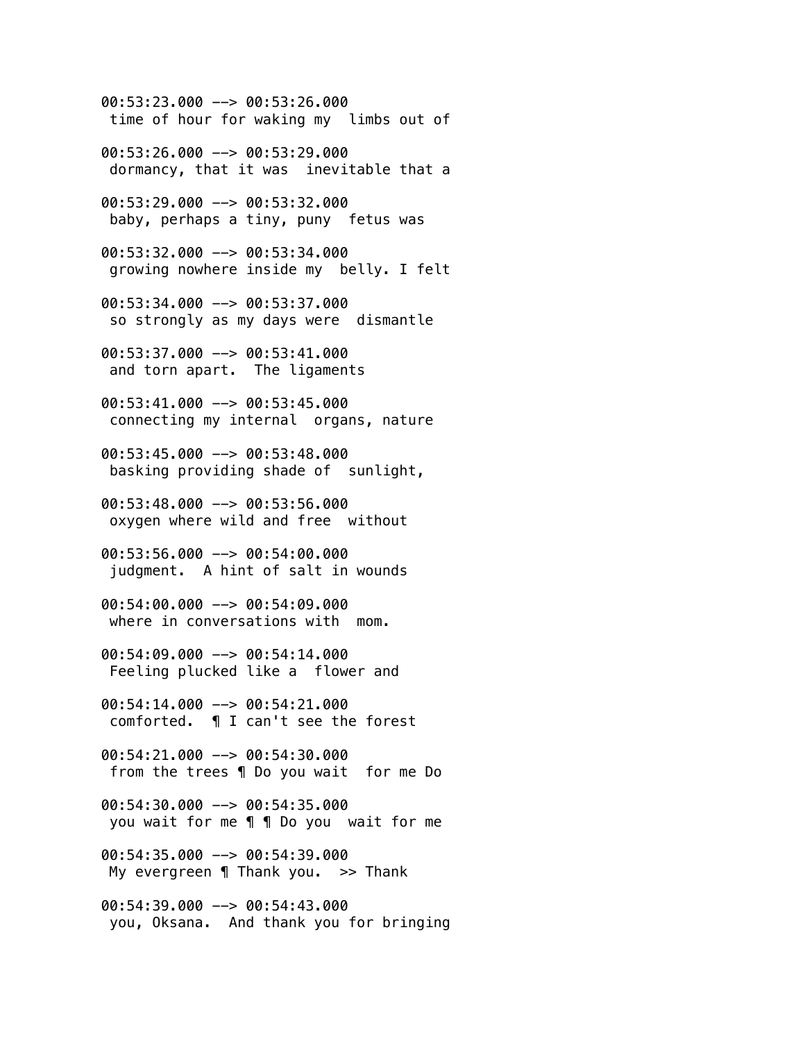00:53:23.000 --> 00:53:26.000
 time of hour for waking my  limbs out of

00:53:26.000 --> 00:53:29.000
 dormancy, that it was  inevitable that a

00:53:29.000 --> 00:53:32.000
 baby, perhaps a tiny, puny  fetus was

00:53:32.000 --> 00:53:34.000
 growing nowhere inside my  belly. I felt

00:53:34.000 --> 00:53:37.000
 so strongly as my days were  dismantle

00:53:37.000 --> 00:53:41.000
 and torn apart.  The ligaments

00:53:41.000 --> 00:53:45.000
 connecting my internal  organs, nature

00:53:45.000 --> 00:53:48.000
 basking providing shade of  sunlight,

00:53:48.000 --> 00:53:56.000
 oxygen where wild and free  without

00:53:56.000 --> 00:54:00.000
 judgment.  A hint of salt in wounds

00:54:00.000 --> 00:54:09.000
 where in conversations with  mom.

00:54:09.000 --> 00:54:14.000
 Feeling plucked like a  flower and

00:54:14.000 --> 00:54:21.000
 comforted.  ¶ I can't see the forest

00:54:21.000 --> 00:54:30.000
 from the trees ¶ Do you wait  for me Do

00:54:30.000 --> 00:54:35.000
 you wait for me ¶ ¶ Do you  wait for me

00:54:35.000 --> 00:54:39.000
 My evergreen ¶ Thank you.  >> Thank

00:54:39.000 --> 00:54:43.000
 you, Oksana.  And thank you for bringing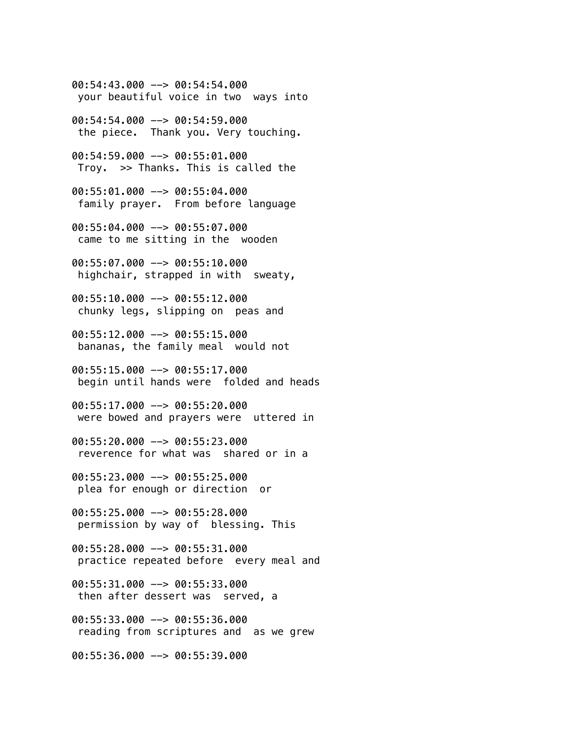00:54:43.000 --> 00:54:54.000
 your beautiful voice in two  ways into

00:54:54.000 --> 00:54:59.000
 the piece.  Thank you. Very touching.

00:54:59.000 --> 00:55:01.000
 Troy.  >> Thanks. This is called the

00:55:01.000 --> 00:55:04.000
 family prayer.  From before language

00:55:04.000 --> 00:55:07.000
 came to me sitting in the  wooden

00:55:07.000 --> 00:55:10.000
 highchair, strapped in with  sweaty,

00:55:10.000 --> 00:55:12.000
 chunky legs, slipping on  peas and

00:55:12.000 --> 00:55:15.000
 bananas, the family meal  would not

00:55:15.000 --> 00:55:17.000
 begin until hands were  folded and heads

00:55:17.000 --> 00:55:20.000
 were bowed and prayers were  uttered in

00:55:20.000 --> 00:55:23.000
 reverence for what was  shared or in a

00:55:23.000 --> 00:55:25.000
 plea for enough or direction  or

00:55:25.000 --> 00:55:28.000
 permission by way of  blessing. This

00:55:28.000 --> 00:55:31.000
 practice repeated before  every meal and

00:55:31.000 --> 00:55:33.000
 then after dessert was  served, a

00:55:33.000 --> 00:55:36.000
 reading from scriptures and  as we grew

00:55:36.000 --> 00:55:39.000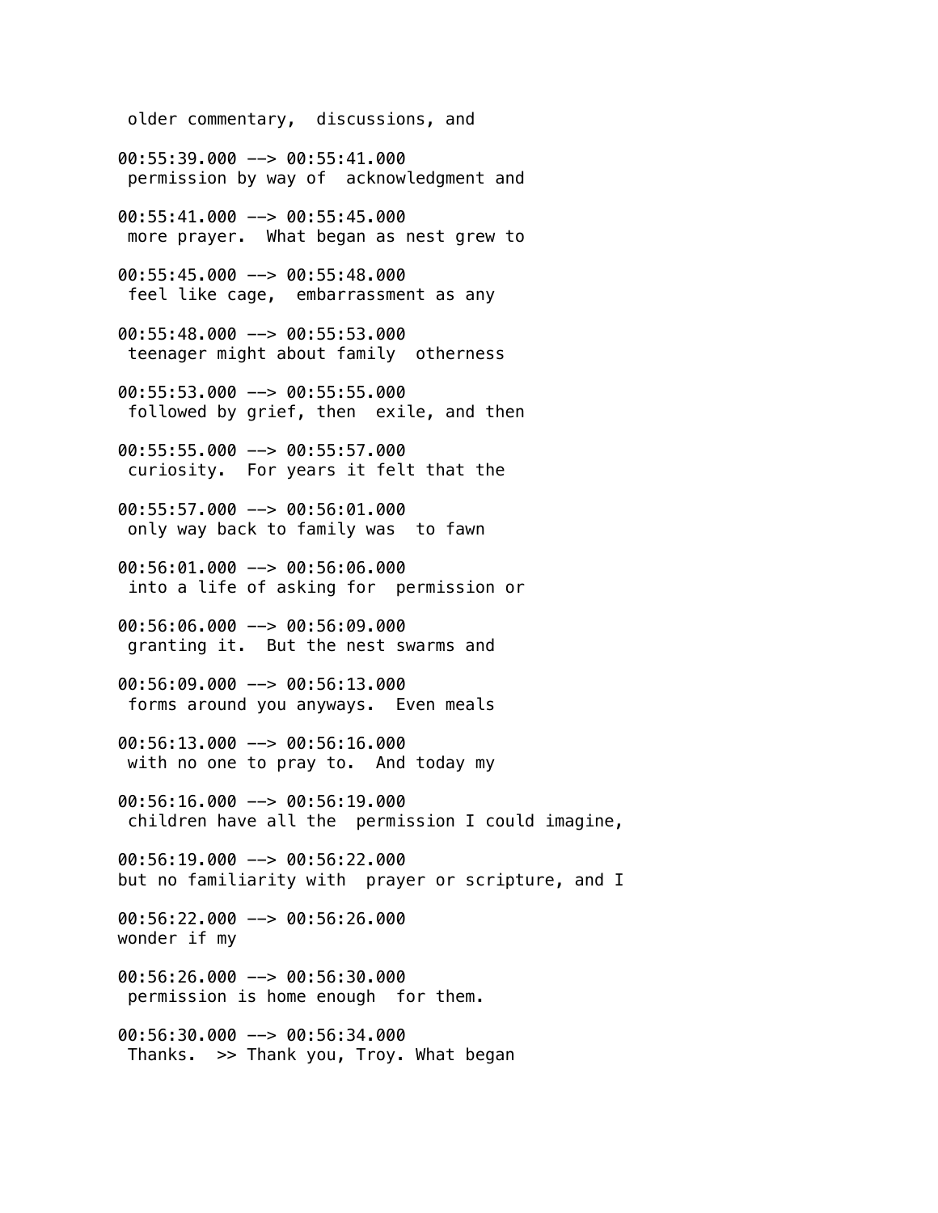older commentary,  discussions, and

00:55:39.000 --> 00:55:41.000
permission by way of  acknowledgment and

00:55:41.000 --> 00:55:45.000
more prayer.  What began as nest grew to

00:55:45.000 --> 00:55:48.000
feel like cage,  embarrassment as any

00:55:48.000 --> 00:55:53.000
teenager might about family  otherness

00:55:53.000 --> 00:55:55.000
followed by grief, then  exile, and then

00:55:55.000 --> 00:55:57.000
curiosity.  For years it felt that the

00:55:57.000 --> 00:56:01.000
only way back to family was  to fawn

00:56:01.000 --> 00:56:06.000
into a life of asking for  permission or

00:56:06.000 --> 00:56:09.000
granting it.  But the nest swarms and

00:56:09.000 --> 00:56:13.000
forms around you anyways.  Even meals

00:56:13.000 --> 00:56:16.000
with no one to pray to.  And today my

00:56:16.000 --> 00:56:19.000
children have all the  permission I could imagine,

00:56:19.000 --> 00:56:22.000
but no familiarity with  prayer or scripture, and I

00:56:22.000 --> 00:56:26.000
wonder if my

00:56:26.000 --> 00:56:30.000
permission is home enough  for them.

00:56:30.000 --> 00:56:34.000
Thanks.  >> Thank you, Troy. What began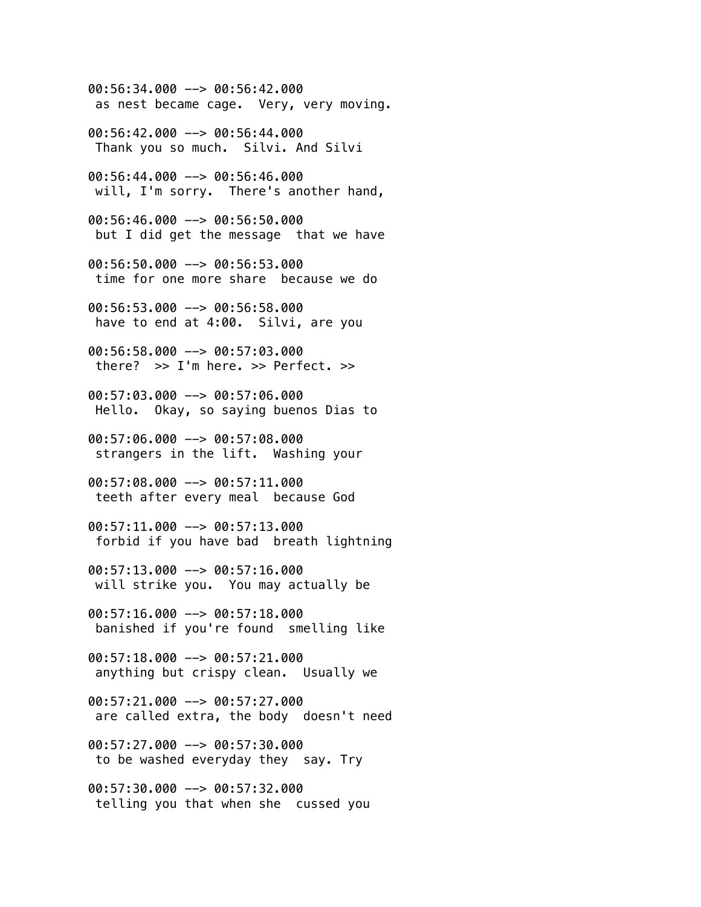00:56:34.000 --> 00:56:42.000
 as nest became cage.  Very, very moving.

00:56:42.000 --> 00:56:44.000
 Thank you so much.  Silvi. And Silvi

00:56:44.000 --> 00:56:46.000
 will, I'm sorry.  There's another hand,

00:56:46.000 --> 00:56:50.000
 but I did get the message  that we have

00:56:50.000 --> 00:56:53.000
 time for one more share  because we do

00:56:53.000 --> 00:56:58.000
 have to end at 4:00.  Silvi, are you

00:56:58.000 --> 00:57:03.000
 there?  >> I'm here. >> Perfect. >>

00:57:03.000 --> 00:57:06.000
 Hello.  Okay, so saying buenos Dias to

00:57:06.000 --> 00:57:08.000
 strangers in the lift.  Washing your

00:57:08.000 --> 00:57:11.000
 teeth after every meal  because God

00:57:11.000 --> 00:57:13.000
 forbid if you have bad  breath lightning

00:57:13.000 --> 00:57:16.000
 will strike you.  You may actually be

00:57:16.000 --> 00:57:18.000
 banished if you're found  smelling like

00:57:18.000 --> 00:57:21.000
 anything but crispy clean.  Usually we

00:57:21.000 --> 00:57:27.000
 are called extra, the body  doesn't need

00:57:27.000 --> 00:57:30.000
 to be washed everyday they  say. Try

00:57:30.000 --> 00:57:32.000
 telling you that when she  cussed you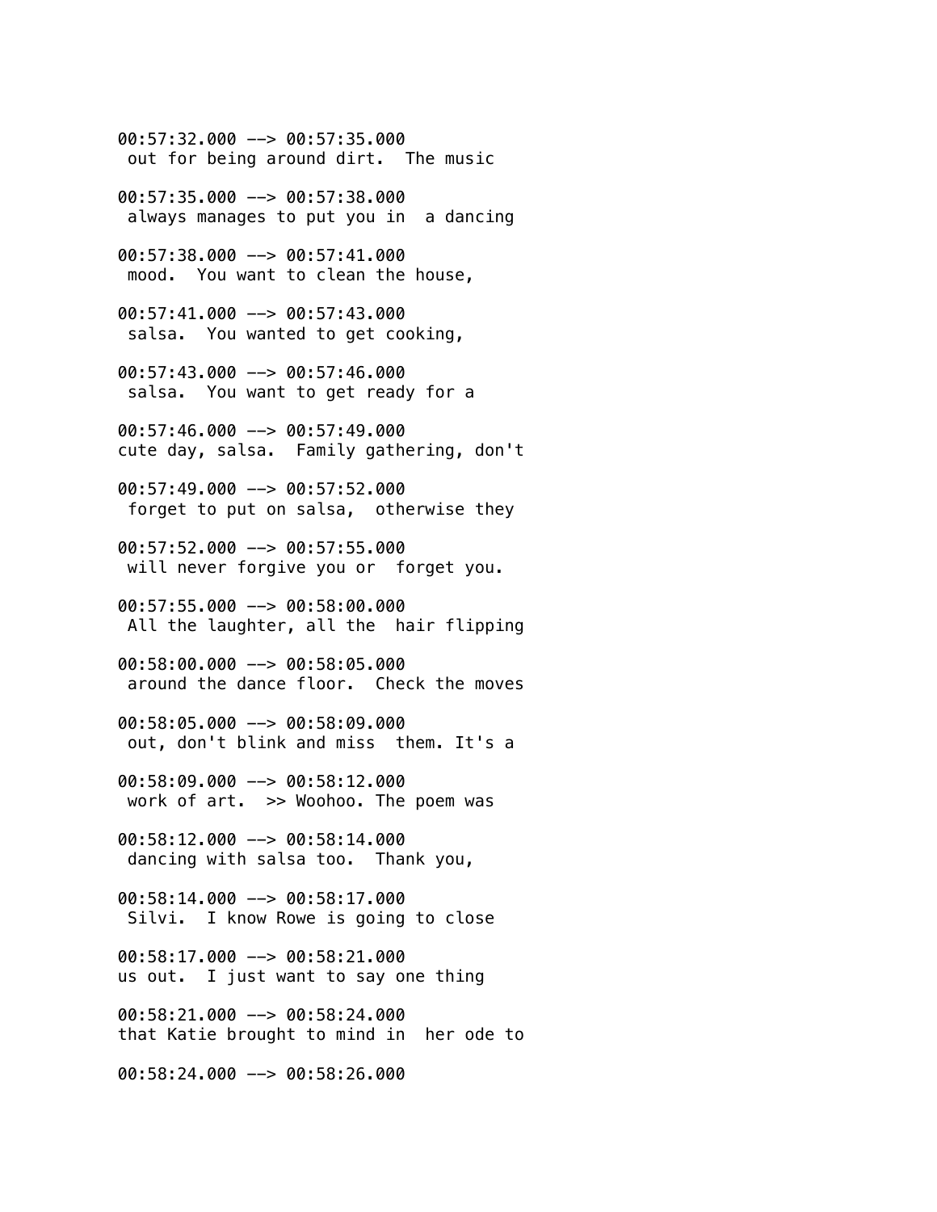00:57:32.000 --> 00:57:35.000
 out for being around dirt.  The music

00:57:35.000 --> 00:57:38.000
 always manages to put you in  a dancing

00:57:38.000 --> 00:57:41.000
 mood.  You want to clean the house,

00:57:41.000 --> 00:57:43.000
 salsa.  You wanted to get cooking,

00:57:43.000 --> 00:57:46.000
 salsa.  You want to get ready for a

00:57:46.000 --> 00:57:49.000
cute day, salsa.  Family gathering, don't

00:57:49.000 --> 00:57:52.000
 forget to put on salsa,  otherwise they

00:57:52.000 --> 00:57:55.000
 will never forgive you or  forget you.

00:57:55.000 --> 00:58:00.000
 All the laughter, all the  hair flipping

00:58:00.000 --> 00:58:05.000
 around the dance floor.  Check the moves

00:58:05.000 --> 00:58:09.000
 out, don't blink and miss  them. It's a

00:58:09.000 --> 00:58:12.000
 work of art.  >> Woohoo. The poem was

00:58:12.000 --> 00:58:14.000
 dancing with salsa too.  Thank you,

00:58:14.000 --> 00:58:17.000
 Silvi.  I know Rowe is going to close

00:58:17.000 --> 00:58:21.000
us out.  I just want to say one thing

00:58:21.000 --> 00:58:24.000
that Katie brought to mind in  her ode to

00:58:24.000 --> 00:58:26.000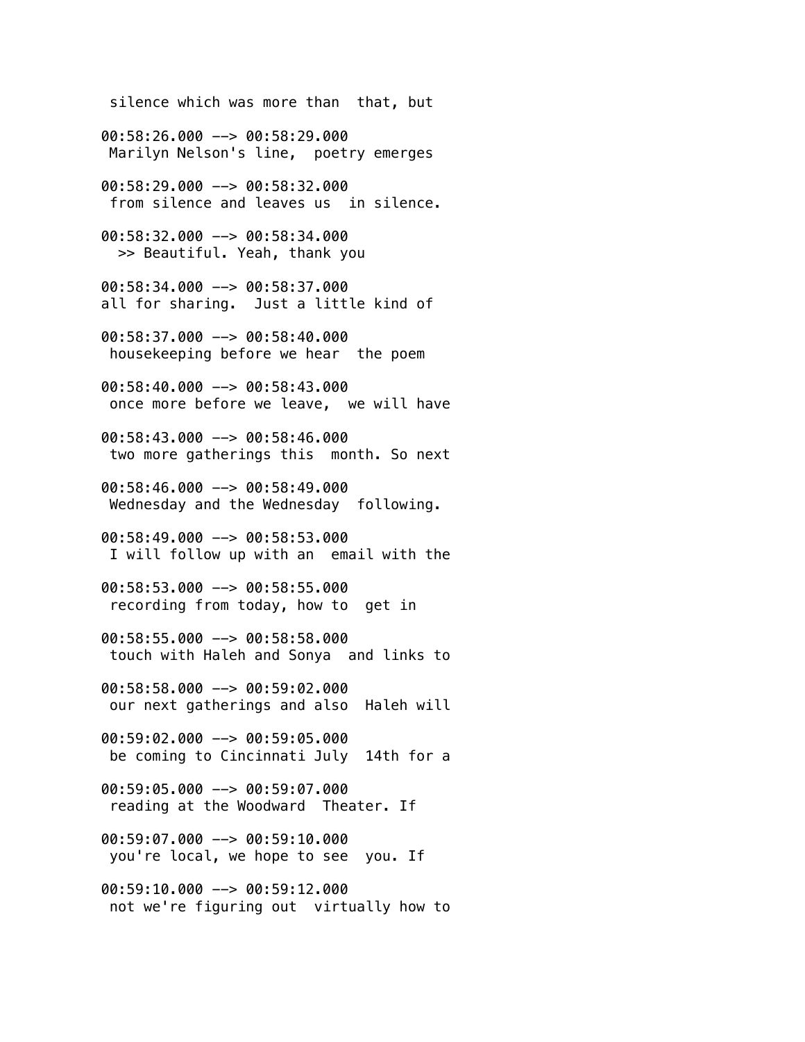silence which was more than  that, but

00:58:26.000 --> 00:58:29.000
Marilyn Nelson's line,  poetry emerges

00:58:29.000 --> 00:58:32.000
from silence and leaves us  in silence.

00:58:32.000 --> 00:58:34.000
>> Beautiful. Yeah, thank you

00:58:34.000 --> 00:58:37.000
all for sharing.  Just a little kind of

00:58:37.000 --> 00:58:40.000
housekeeping before we hear  the poem

00:58:40.000 --> 00:58:43.000
once more before we leave,  we will have

00:58:43.000 --> 00:58:46.000
two more gatherings this  month. So next

00:58:46.000 --> 00:58:49.000
Wednesday and the Wednesday  following.

00:58:49.000 --> 00:58:53.000
I will follow up with an  email with the

00:58:53.000 --> 00:58:55.000
recording from today, how to  get in

00:58:55.000 --> 00:58:58.000
touch with Haleh and Sonya  and links to

00:58:58.000 --> 00:59:02.000
our next gatherings and also  Haleh will

00:59:02.000 --> 00:59:05.000
be coming to Cincinnati July  14th for a

00:59:05.000 --> 00:59:07.000
reading at the Woodward  Theater. If

00:59:07.000 --> 00:59:10.000
you're local, we hope to see  you. If

00:59:10.000 --> 00:59:12.000
not we're figuring out  virtually how to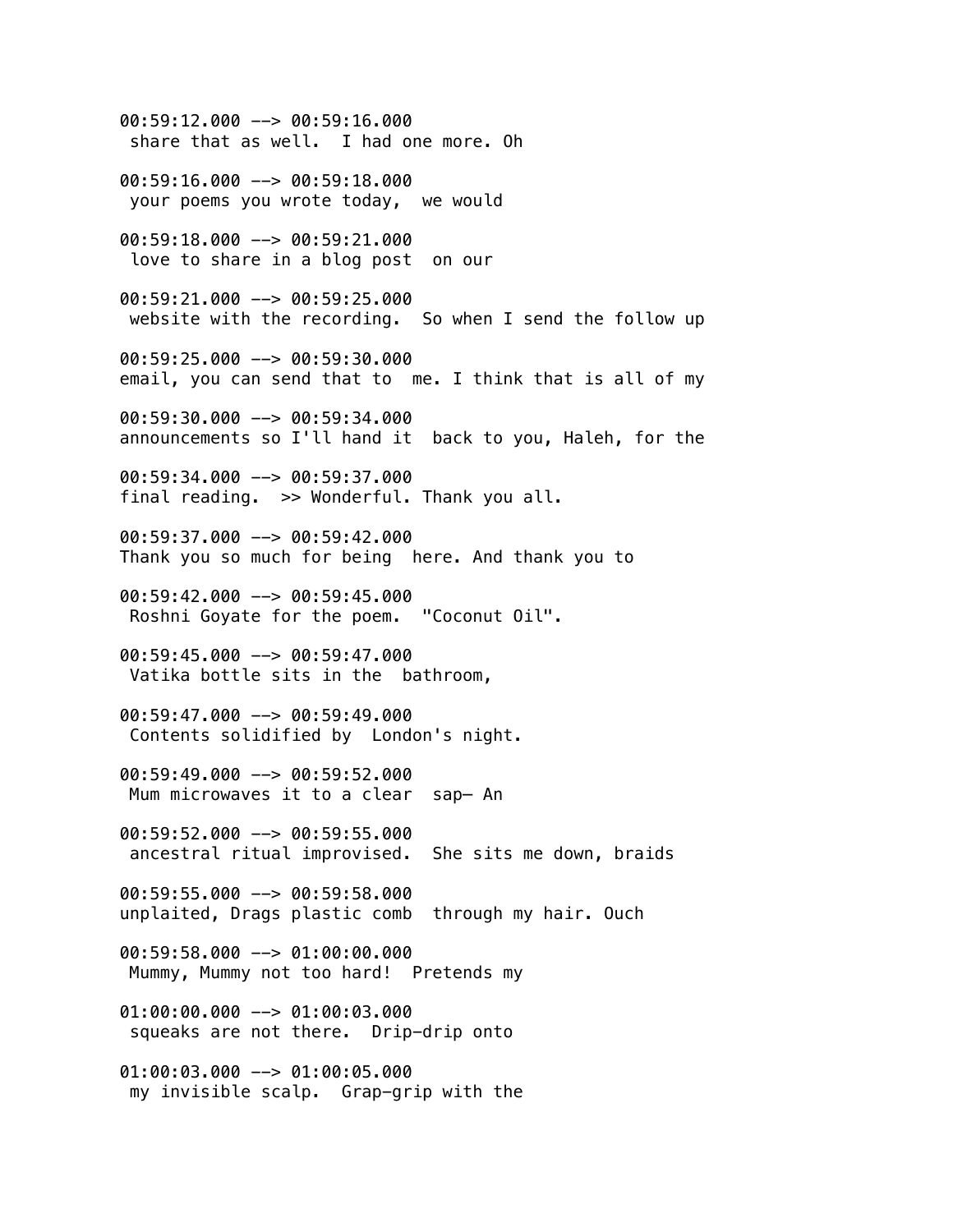00:59:12.000 --> 00:59:16.000
 share that as well.  I had one more. Oh

00:59:16.000 --> 00:59:18.000
 your poems you wrote today,  we would

00:59:18.000 --> 00:59:21.000
 love to share in a blog post  on our

00:59:21.000 --> 00:59:25.000
 website with the recording.  So when I send the follow up

00:59:25.000 --> 00:59:30.000
email, you can send that to  me. I think that is all of my

00:59:30.000 --> 00:59:34.000
announcements so I'll hand it  back to you, Haleh, for the

00:59:34.000 --> 00:59:37.000
final reading.  >> Wonderful. Thank you all.

00:59:37.000 --> 00:59:42.000
Thank you so much for being  here. And thank you to

00:59:42.000 --> 00:59:45.000
 Roshni Goyate for the poem.  "Coconut Oil".

00:59:45.000 --> 00:59:47.000
 Vatika bottle sits in the  bathroom,

00:59:47.000 --> 00:59:49.000
 Contents solidified by  London's night.

00:59:49.000 --> 00:59:52.000
 Mum microwaves it to a clear  sap— An

00:59:52.000 --> 00:59:55.000
 ancestral ritual improvised.  She sits me down, braids

00:59:55.000 --> 00:59:58.000
unplaited, Drags plastic comb  through my hair. Ouch

00:59:58.000 --> 01:00:00.000
 Mummy, Mummy not too hard!  Pretends my

01:00:00.000 --> 01:00:03.000
 squeaks are not there.  Drip-drip onto

01:00:03.000 --> 01:00:05.000
 my invisible scalp.  Grap-grip with the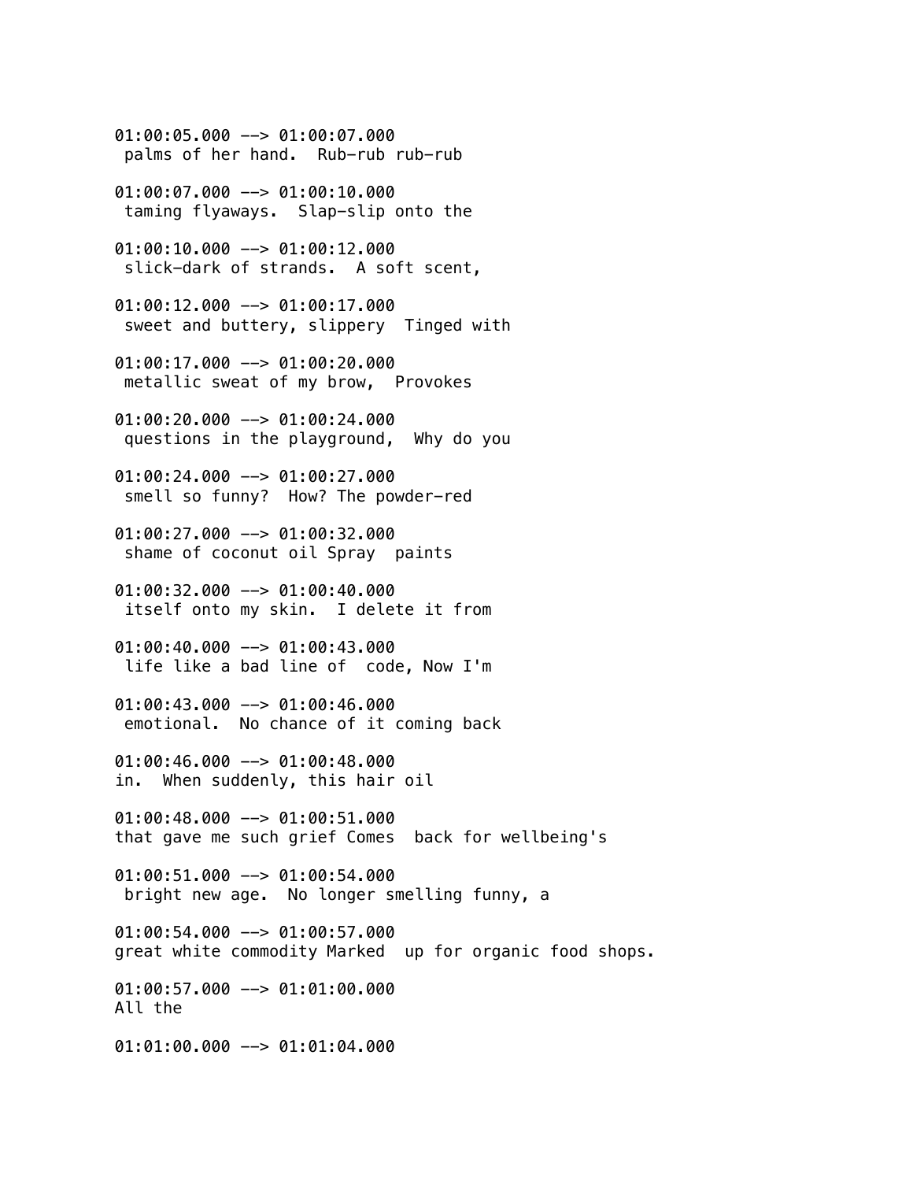01:00:05.000 --> 01:00:07.000
 palms of her hand.  Rub-rub rub-rub

01:00:07.000 --> 01:00:10.000
 taming flyaways.  Slap-slip onto the

01:00:10.000 --> 01:00:12.000
 slick-dark of strands.  A soft scent,

01:00:12.000 --> 01:00:17.000
 sweet and buttery, slippery  Tinged with

01:00:17.000 --> 01:00:20.000
 metallic sweat of my brow,  Provokes

01:00:20.000 --> 01:00:24.000
 questions in the playground,  Why do you

01:00:24.000 --> 01:00:27.000
 smell so funny?  How? The powder-red

01:00:27.000 --> 01:00:32.000
 shame of coconut oil Spray  paints

01:00:32.000 --> 01:00:40.000
 itself onto my skin.  I delete it from

01:00:40.000 --> 01:00:43.000
 life like a bad line of  code, Now I'm

01:00:43.000 --> 01:00:46.000
 emotional.  No chance of it coming back

01:00:46.000 --> 01:00:48.000
in.  When suddenly, this hair oil

01:00:48.000 --> 01:00:51.000
that gave me such grief Comes  back for wellbeing's

01:00:51.000 --> 01:00:54.000
 bright new age.  No longer smelling funny, a

01:00:54.000 --> 01:00:57.000
great white commodity Marked  up for organic food shops.

01:00:57.000 --> 01:01:00.000
All the

01:01:00.000 --> 01:01:04.000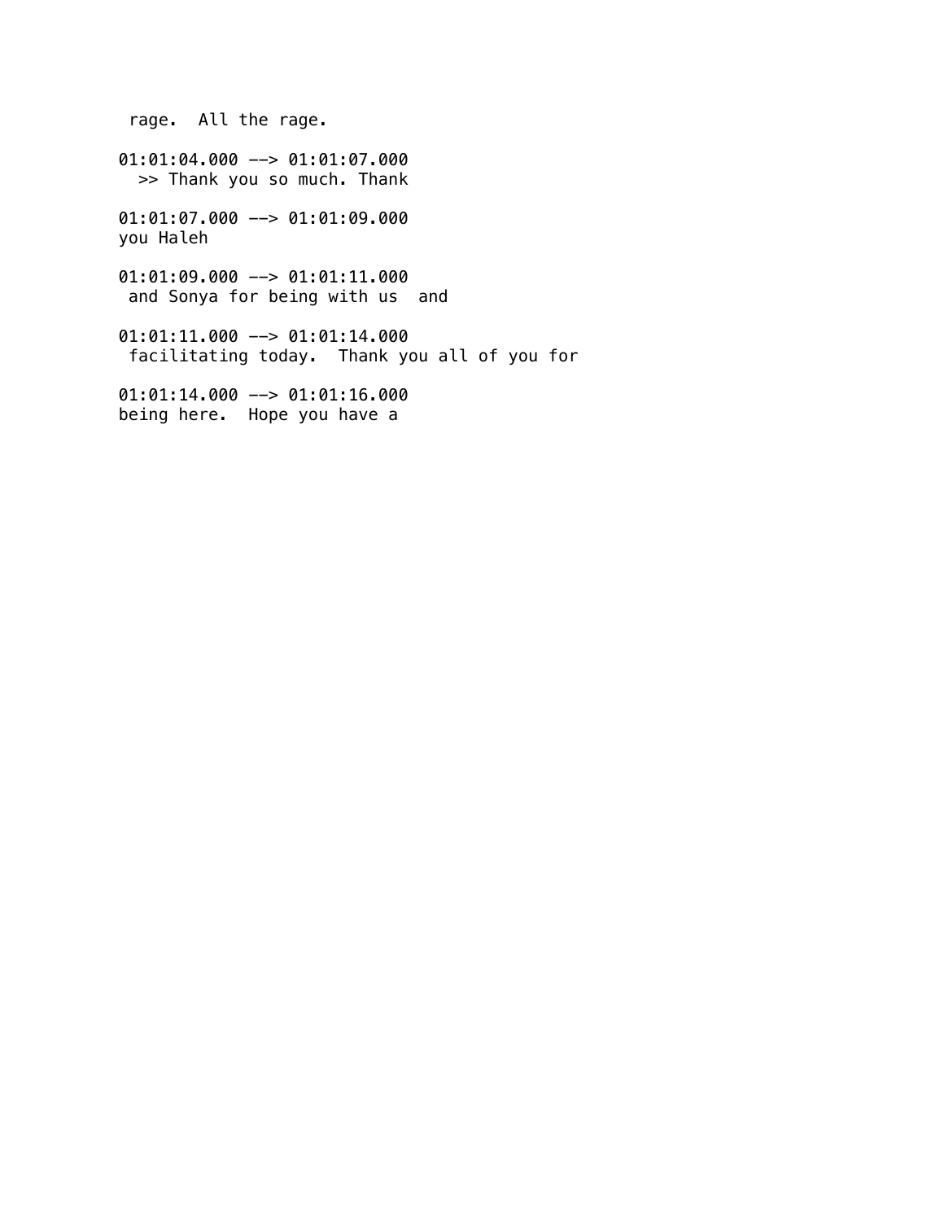rage.  All the rage.

01:01:04.000 --> 01:01:07.000
>> Thank you so much. Thank

01:01:07.000 --> 01:01:09.000
you Haleh

01:01:09.000 --> 01:01:11.000
and Sonya for being with us  and

01:01:11.000 --> 01:01:14.000
facilitating today.  Thank you all of you for

01:01:14.000 --> 01:01:16.000
being here.  Hope you have a